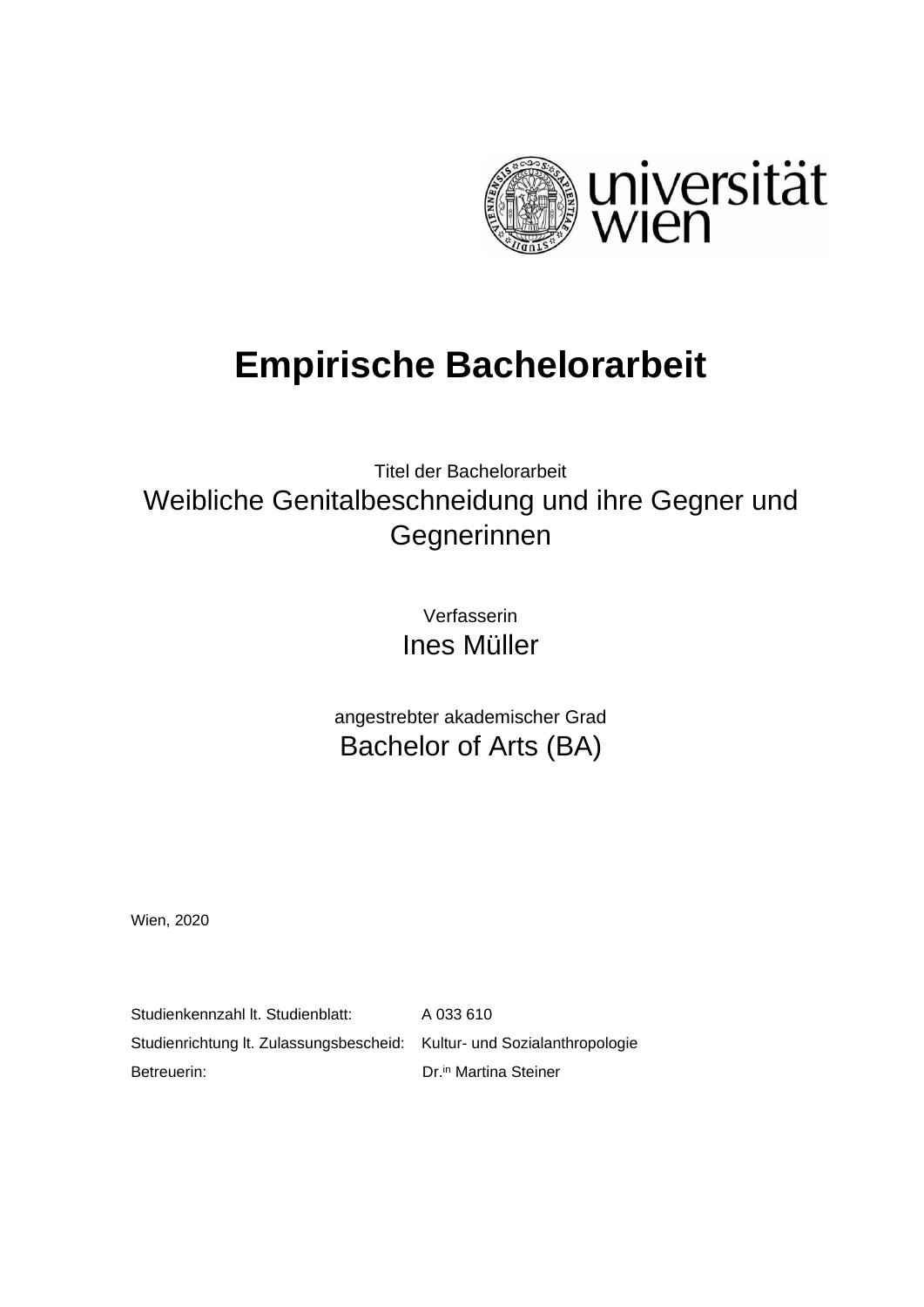universität wien

# Empirische Bachelorarbeit

Titel der Bachelorarbeit

Weibliche Genitalbeschneidung und ihre Gegner und Gegnerinnen

Verfasserin

Ines Müller

angestrebter akademischer Grad

Bachelor of Arts (BA)

Wien, 2020

| | |
|---|---|
| Studienkennzahl lt. Studienblatt: | A 033 610 |
| Studienrichtung lt. Zulassungsbescheid: | Kultur- und Sozialanthropologie |
| Betreuerin: | Dr.in Martina Steiner |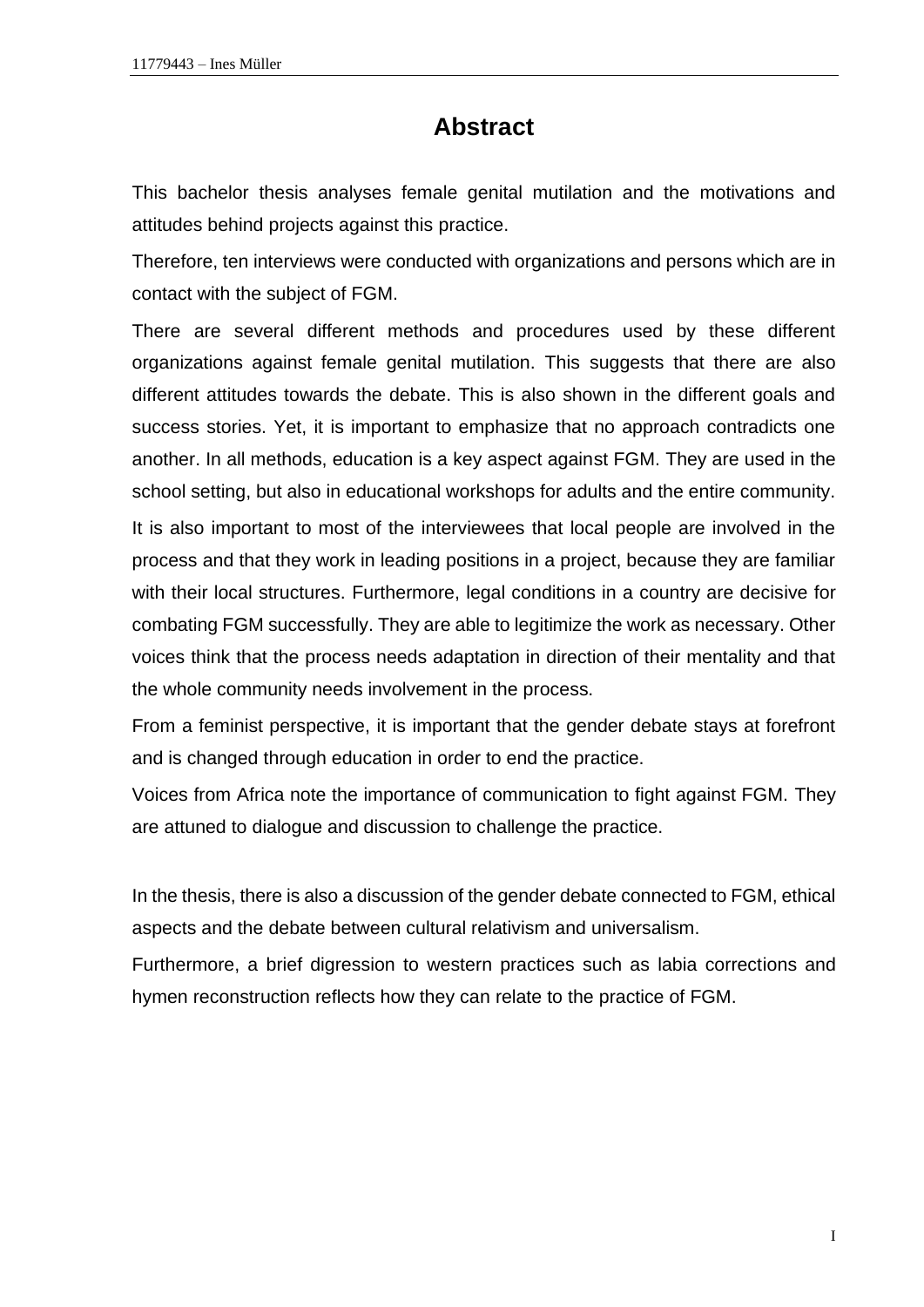# Abstract

This bachelor thesis analyses female genital mutilation and the motivations and attitudes behind projects against this practice.

Therefore, ten interviews were conducted with organizations and persons which are in contact with the subject of FGM.

There are several different methods and procedures used by these different organizations against female genital mutilation. This suggests that there are also different attitudes towards the debate. This is also shown in the different goals and success stories. Yet, it is important to emphasize that no approach contradicts one another. In all methods, education is a key aspect against FGM. They are used in the school setting, but also in educational workshops for adults and the entire community.

It is also important to most of the interviewees that local people are involved in the process and that they work in leading positions in a project, because they are familiar with their local structures. Furthermore, legal conditions in a country are decisive for combating FGM successfully. They are able to legitimize the work as necessary. Other voices think that the process needs adaptation in direction of their mentality and that the whole community needs involvement in the process.

From a feminist perspective, it is important that the gender debate stays at forefront and is changed through education in order to end the practice.

Voices from Africa note the importance of communication to fight against FGM. They are attuned to dialogue and discussion to challenge the practice.

In the thesis, there is also a discussion of the gender debate connected to FGM, ethical aspects and the debate between cultural relativism and universalism.

Furthermore, a brief digression to western practices such as labia corrections and hymen reconstruction reflects how they can relate to the practice of FGM.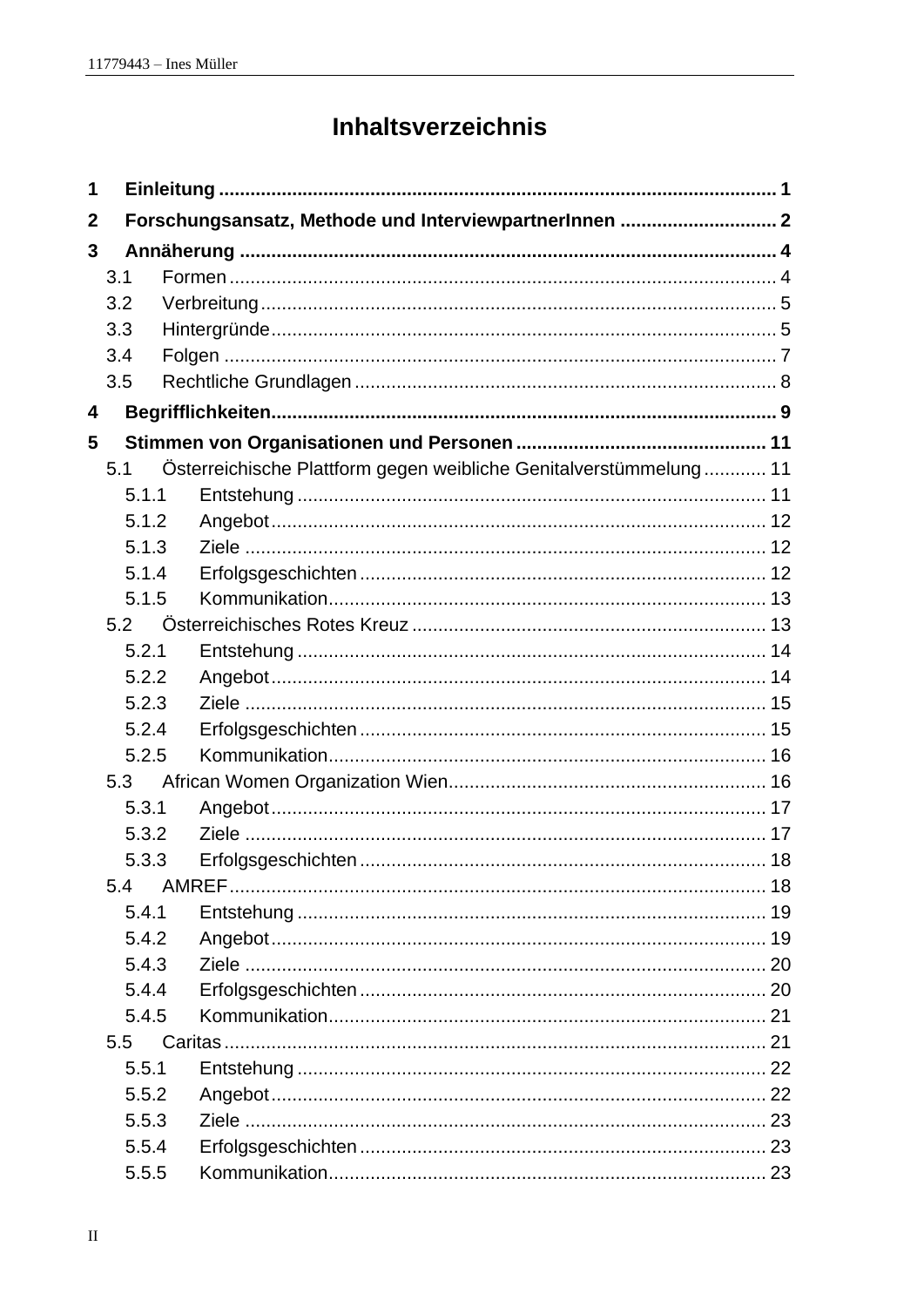# Inhaltsverzeichnis

**1 Einleitung ........................................................................................................ 1**

**2 Forschungsansatz, Methode und InterviewpartnerInnen ............................. 2**

**3 Annäherung .................................................................................................... 4**

- 3.1 Formen ....................................................................................................... 4
- 3.2 Verbreitung ................................................................................................ 5
- 3.3 Hintergründe .............................................................................................. 5
- 3.4 Folgen ....................................................................................................... 7
- 3.5 Rechtliche Grundlagen ............................................................................... 8

**4 Begrifflichkeiten .............................................................................................. 9**

**5 Stimmen von Organisationen und Personen ............................................... 11**

- 5.1 Österreichische Plattform gegen weibliche Genitalverstümmelung ............ 11
  - 5.1.1 Entstehung ........................................................................................ 11
  - 5.1.2 Angebot ............................................................................................. 12
  - 5.1.3 Ziele .................................................................................................. 12
  - 5.1.4 Erfolgsgeschichten ............................................................................ 12
  - 5.1.5 Kommunikation .................................................................................. 13
- 5.2 Österreichisches Rotes Kreuz .................................................................. 13
  - 5.2.1 Entstehung ........................................................................................ 14
  - 5.2.2 Angebot ............................................................................................. 14
  - 5.2.3 Ziele .................................................................................................. 15
  - 5.2.4 Erfolgsgeschichten ............................................................................ 15
  - 5.2.5 Kommunikation .................................................................................. 16
- 5.3 African Women Organization Wien ........................................................... 16
  - 5.3.1 Angebot ............................................................................................. 17
  - 5.3.2 Ziele .................................................................................................. 17
  - 5.3.3 Erfolgsgeschichten ............................................................................ 18
- 5.4 AMREF ..................................................................................................... 18
  - 5.4.1 Entstehung ........................................................................................ 19
  - 5.4.2 Angebot ............................................................................................. 19
  - 5.4.3 Ziele .................................................................................................. 20
  - 5.4.4 Erfolgsgeschichten ............................................................................ 20
  - 5.4.5 Kommunikation .................................................................................. 21
- 5.5 Caritas ...................................................................................................... 21
  - 5.5.1 Entstehung ........................................................................................ 22
  - 5.5.2 Angebot ............................................................................................. 22
  - 5.5.3 Ziele .................................................................................................. 23
  - 5.5.4 Erfolgsgeschichten ............................................................................ 23
  - 5.5.5 Kommunikation .................................................................................. 23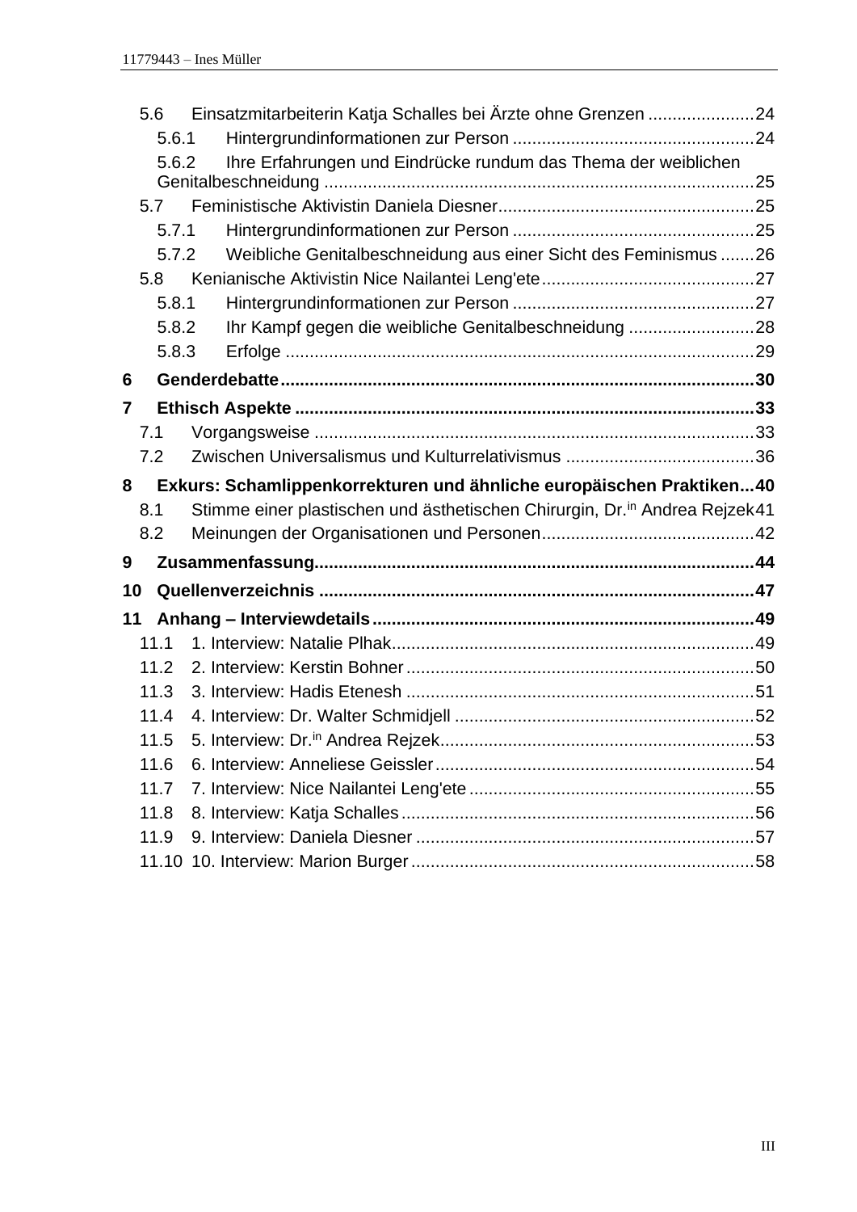- 5.6 Einsatzmitarbeiterin Katja Schalles bei Ärzte ohne Grenzen ..................... 24
  - 5.6.1 Hintergrundinformationen zur Person ................................................. 24
  - 5.6.2 Ihre Erfahrungen und Eindrücke rundum das Thema der weiblichen Genitalbeschneidung ........................................................................................ 25
- 5.7 Feministische Aktivistin Daniela Diesner .................................................... 25
  - 5.7.1 Hintergrundinformationen zur Person ................................................. 25
  - 5.7.2 Weibliche Genitalbeschneidung aus einer Sicht des Feminismus ....... 26
- 5.8 Kenianische Aktivistin Nice Nailantei Leng'ete ........................................... 27
  - 5.8.1 Hintergrundinformationen zur Person ................................................. 27
  - 5.8.2 Ihr Kampf gegen die weibliche Genitalbeschneidung .......................... 28
  - 5.8.3 Erfolge ................................................................................................ 29

**6 Genderdebatte ................................................................................................ 30**

**7 Ethisch Aspekte ............................................................................................. 33**

- 7.1 Vorgangsweise .......................................................................................... 33
- 7.2 Zwischen Universalismus und Kulturrelativismus ...................................... 36

**8 Exkurs: Schamlippenkorrekturen und ähnliche europäischen Praktiken ... 40**

- 8.1 Stimme einer plastischen und ästhetischen Chirurgin, Dr.in Andrea Rejzek 41
- 8.2 Meinungen der Organisationen und Personen ........................................... 42

**9 Zusammenfassung ......................................................................................... 44**

**10 Quellenverzeichnis ........................................................................................ 47**

**11 Anhang – Interviewdetails ............................................................................. 49**

- 11.1 1. Interview: Natalie Plhak .......................................................................... 49
- 11.2 2. Interview: Kerstin Bohner ....................................................................... 50
- 11.3 3. Interview: Hadis Etenesh ....................................................................... 51
- 11.4 4. Interview: Dr. Walter Schmidjell ............................................................. 52
- 11.5 5. Interview: Dr.in Andrea Rejzek ................................................................ 53
- 11.6 6. Interview: Anneliese Geissler ................................................................. 54
- 11.7 7. Interview: Nice Nailantei Leng'ete .......................................................... 55
- 11.8 8. Interview: Katja Schalles ........................................................................ 56
- 11.9 9. Interview: Daniela Diesner ..................................................................... 57
- 11.10 10. Interview: Marion Burger ..................................................................... 58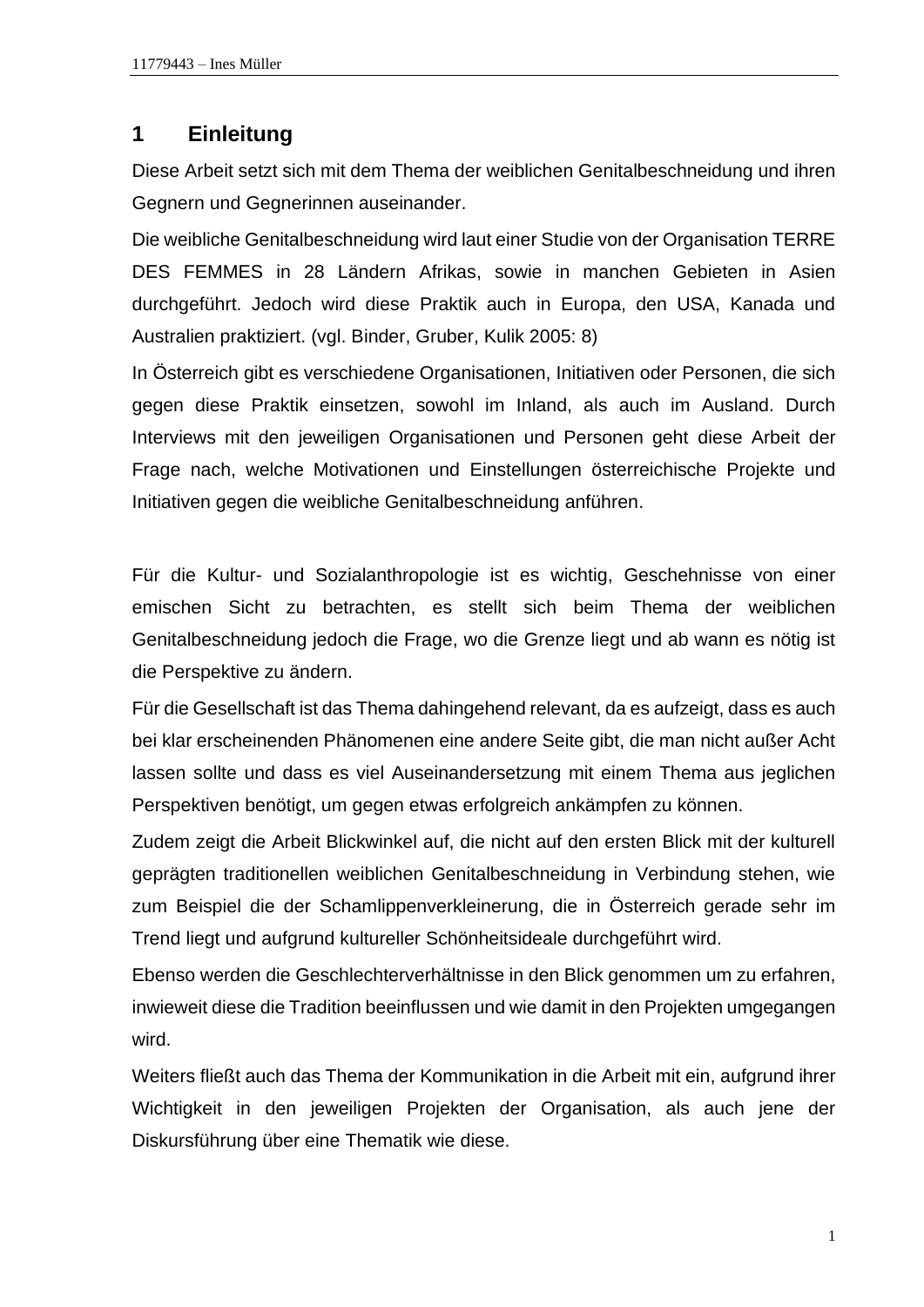# 1 Einleitung

Diese Arbeit setzt sich mit dem Thema der weiblichen Genitalbeschneidung und ihren Gegnern und Gegnerinnen auseinander.

Die weibliche Genitalbeschneidung wird laut einer Studie von der Organisation TERRE DES FEMMES in 28 Ländern Afrikas, sowie in manchen Gebieten in Asien durchgeführt. Jedoch wird diese Praktik auch in Europa, den USA, Kanada und Australien praktiziert. (vgl. Binder, Gruber, Kulik 2005: 8)

In Österreich gibt es verschiedene Organisationen, Initiativen oder Personen, die sich gegen diese Praktik einsetzen, sowohl im Inland, als auch im Ausland. Durch Interviews mit den jeweiligen Organisationen und Personen geht diese Arbeit der Frage nach, welche Motivationen und Einstellungen österreichische Projekte und Initiativen gegen die weibliche Genitalbeschneidung anführen.

Für die Kultur- und Sozialanthropologie ist es wichtig, Geschehnisse von einer emischen Sicht zu betrachten, es stellt sich beim Thema der weiblichen Genitalbeschneidung jedoch die Frage, wo die Grenze liegt und ab wann es nötig ist die Perspektive zu ändern.

Für die Gesellschaft ist das Thema dahingehend relevant, da es aufzeigt, dass es auch bei klar erscheinenden Phänomenen eine andere Seite gibt, die man nicht außer Acht lassen sollte und dass es viel Auseinandersetzung mit einem Thema aus jeglichen Perspektiven benötigt, um gegen etwas erfolgreich ankämpfen zu können.

Zudem zeigt die Arbeit Blickwinkel auf, die nicht auf den ersten Blick mit der kulturell geprägten traditionellen weiblichen Genitalbeschneidung in Verbindung stehen, wie zum Beispiel die der Schamlippenverkleinerung, die in Österreich gerade sehr im Trend liegt und aufgrund kultureller Schönheitsideale durchgeführt wird.

Ebenso werden die Geschlechterverhältnisse in den Blick genommen um zu erfahren, inwieweit diese die Tradition beeinflussen und wie damit in den Projekten umgegangen wird.

Weiters fließt auch das Thema der Kommunikation in die Arbeit mit ein, aufgrund ihrer Wichtigkeit in den jeweiligen Projekten der Organisation, als auch jene der Diskursführung über eine Thematik wie diese.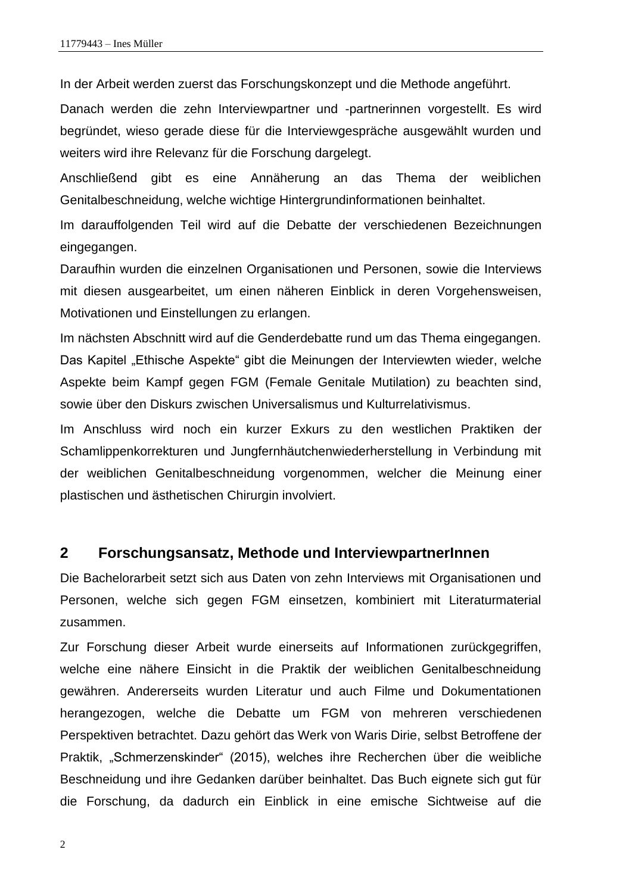In der Arbeit werden zuerst das Forschungskonzept und die Methode angeführt.

Danach werden die zehn Interviewpartner und -partnerinnen vorgestellt. Es wird begründet, wieso gerade diese für die Interviewgespräche ausgewählt wurden und weiters wird ihre Relevanz für die Forschung dargelegt.

Anschließend gibt es eine Annäherung an das Thema der weiblichen Genitalbeschneidung, welche wichtige Hintergrundinformationen beinhaltet.

Im darauffolgenden Teil wird auf die Debatte der verschiedenen Bezeichnungen eingegangen.
Daraufhin wurden die einzelnen Organisationen und Personen, sowie die Interviews mit diesen ausgearbeitet, um einen näheren Einblick in deren Vorgehensweisen, Motivationen und Einstellungen zu erlangen.

Im nächsten Abschnitt wird auf die Genderdebatte rund um das Thema eingegangen. Das Kapitel „Ethische Aspekte" gibt die Meinungen der Interviewten wieder, welche Aspekte beim Kampf gegen FGM (Female Genitale Mutilation) zu beachten sind, sowie über den Diskurs zwischen Universalismus und Kulturrelativismus.

Im Anschluss wird noch ein kurzer Exkurs zu den westlichen Praktiken der Schamlippenkorrekturen und Jungfernhäutchenwiederherstellung in Verbindung mit der weiblichen Genitalbeschneidung vorgenommen, welcher die Meinung einer plastischen und ästhetischen Chirurgin involviert.

## 2 Forschungsansatz, Methode und InterviewpartnerInnen

Die Bachelorarbeit setzt sich aus Daten von zehn Interviews mit Organisationen und Personen, welche sich gegen FGM einsetzen, kombiniert mit Literaturmaterial zusammen.

Zur Forschung dieser Arbeit wurde einerseits auf Informationen zurückgegriffen, welche eine nähere Einsicht in die Praktik der weiblichen Genitalbeschneidung gewähren. Andererseits wurden Literatur und auch Filme und Dokumentationen herangezogen, welche die Debatte um FGM von mehreren verschiedenen Perspektiven betrachtet. Dazu gehört das Werk von Waris Dirie, selbst Betroffene der Praktik, „Schmerzenskinder" (2015), welches ihre Recherchen über die weibliche Beschneidung und ihre Gedanken darüber beinhaltet. Das Buch eignete sich gut für die Forschung, da dadurch ein Einblick in eine emische Sichtweise auf die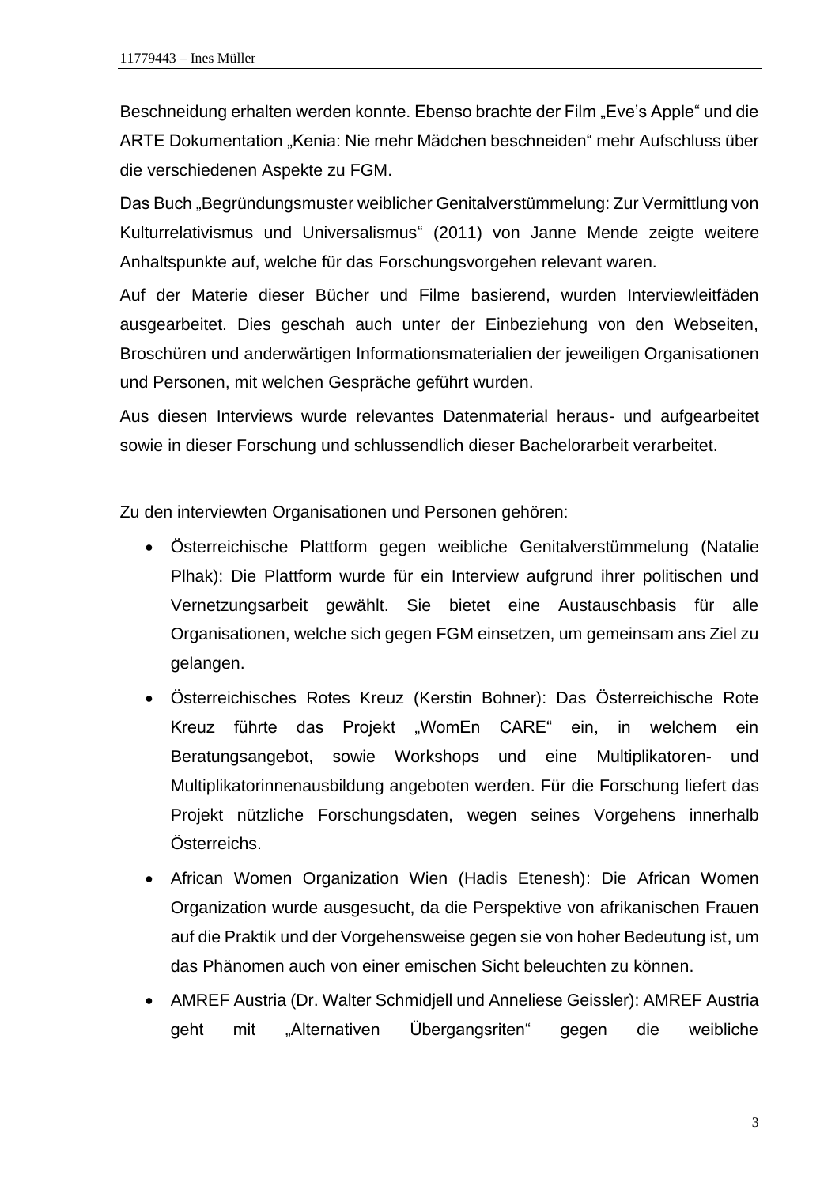Beschneidung erhalten werden konnte. Ebenso brachte der Film „Eve's Apple" und die ARTE Dokumentation „Kenia: Nie mehr Mädchen beschneiden" mehr Aufschluss über die verschiedenen Aspekte zu FGM.

Das Buch „Begründungsmuster weiblicher Genitalverstümmelung: Zur Vermittlung von Kulturrelativismus und Universalismus" (2011) von Janne Mende zeigte weitere Anhaltspunkte auf, welche für das Forschungsvorgehen relevant waren.

Auf der Materie dieser Bücher und Filme basierend, wurden Interviewleitfäden ausgearbeitet. Dies geschah auch unter der Einbeziehung von den Webseiten, Broschüren und anderwärtigen Informationsmaterialien der jeweiligen Organisationen und Personen, mit welchen Gespräche geführt wurden.

Aus diesen Interviews wurde relevantes Datenmaterial heraus- und aufgearbeitet sowie in dieser Forschung und schlussendlich dieser Bachelorarbeit verarbeitet.

Zu den interviewten Organisationen und Personen gehören:

- Österreichische Plattform gegen weibliche Genitalverstümmelung (Natalie Plhak): Die Plattform wurde für ein Interview aufgrund ihrer politischen und Vernetzungsarbeit gewählt. Sie bietet eine Austauschbasis für alle Organisationen, welche sich gegen FGM einsetzen, um gemeinsam ans Ziel zu gelangen.
- Österreichisches Rotes Kreuz (Kerstin Bohner): Das Österreichische Rote Kreuz führte das Projekt „WomEn CARE" ein, in welchem ein Beratungsangebot, sowie Workshops und eine Multiplikatoren- und Multiplikatorinnenausbildung angeboten werden. Für die Forschung liefert das Projekt nützliche Forschungsdaten, wegen seines Vorgehens innerhalb Österreichs.
- African Women Organization Wien (Hadis Etenesh): Die African Women Organization wurde ausgesucht, da die Perspektive von afrikanischen Frauen auf die Praktik und der Vorgehensweise gegen sie von hoher Bedeutung ist, um das Phänomen auch von einer emischen Sicht beleuchten zu können.
- AMREF Austria (Dr. Walter Schmidjell und Anneliese Geissler): AMREF Austria geht mit „Alternativen Übergangsriten" gegen die weibliche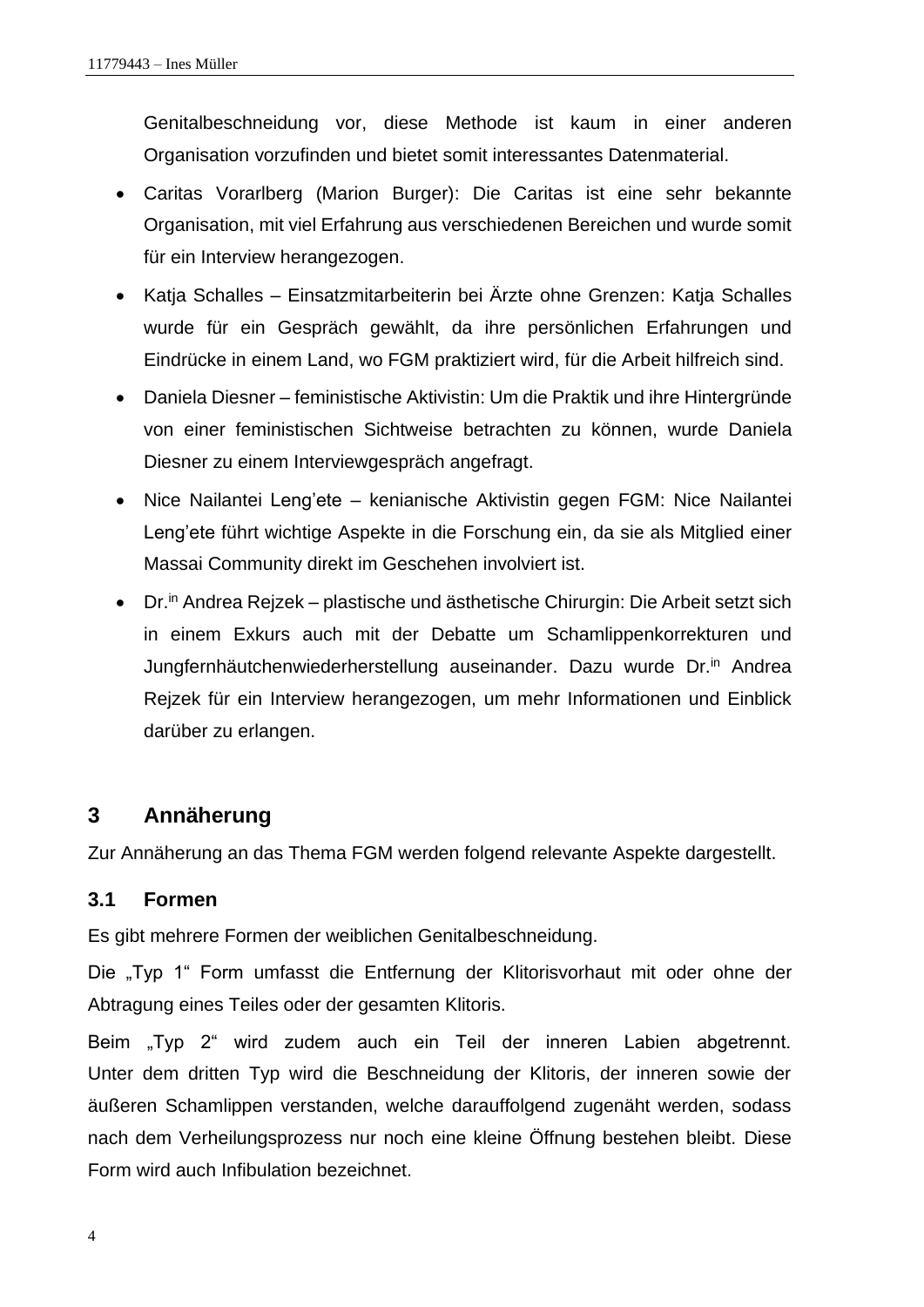Genitalbeschneidung vor, diese Methode ist kaum in einer anderen Organisation vorzufinden und bietet somit interessantes Datenmaterial.

- Caritas Vorarlberg (Marion Burger): Die Caritas ist eine sehr bekannte Organisation, mit viel Erfahrung aus verschiedenen Bereichen und wurde somit für ein Interview herangezogen.
- Katja Schalles – Einsatzmitarbeiterin bei Ärzte ohne Grenzen: Katja Schalles wurde für ein Gespräch gewählt, da ihre persönlichen Erfahrungen und Eindrücke in einem Land, wo FGM praktiziert wird, für die Arbeit hilfreich sind.
- Daniela Diesner – feministische Aktivistin: Um die Praktik und ihre Hintergründe von einer feministischen Sichtweise betrachten zu können, wurde Daniela Diesner zu einem Interviewgespräch angefragt.
- Nice Nailantei Leng'ete – kenianische Aktivistin gegen FGM: Nice Nailantei Leng'ete führt wichtige Aspekte in die Forschung ein, da sie als Mitglied einer Massai Community direkt im Geschehen involviert ist.
- Dr.in Andrea Rejzek – plastische und ästhetische Chirurgin: Die Arbeit setzt sich in einem Exkurs auch mit der Debatte um Schamlippenkorrekturen und Jungfernhäutchenwiederherstellung auseinander. Dazu wurde Dr.in Andrea Rejzek für ein Interview herangezogen, um mehr Informationen und Einblick darüber zu erlangen.

# 3 Annäherung

Zur Annäherung an das Thema FGM werden folgend relevante Aspekte dargestellt.

## 3.1 Formen

Es gibt mehrere Formen der weiblichen Genitalbeschneidung.

Die „Typ 1" Form umfasst die Entfernung der Klitorisvorhaut mit oder ohne der Abtragung eines Teiles oder der gesamten Klitoris.

Beim „Typ 2" wird zudem auch ein Teil der inneren Labien abgetrennt. Unter dem dritten Typ wird die Beschneidung der Klitoris, der inneren sowie der äußeren Schamlippen verstanden, welche darauffolgend zugenäht werden, sodass nach dem Verheilungsprozess nur noch eine kleine Öffnung bestehen bleibt. Diese Form wird auch Infibulation bezeichnet.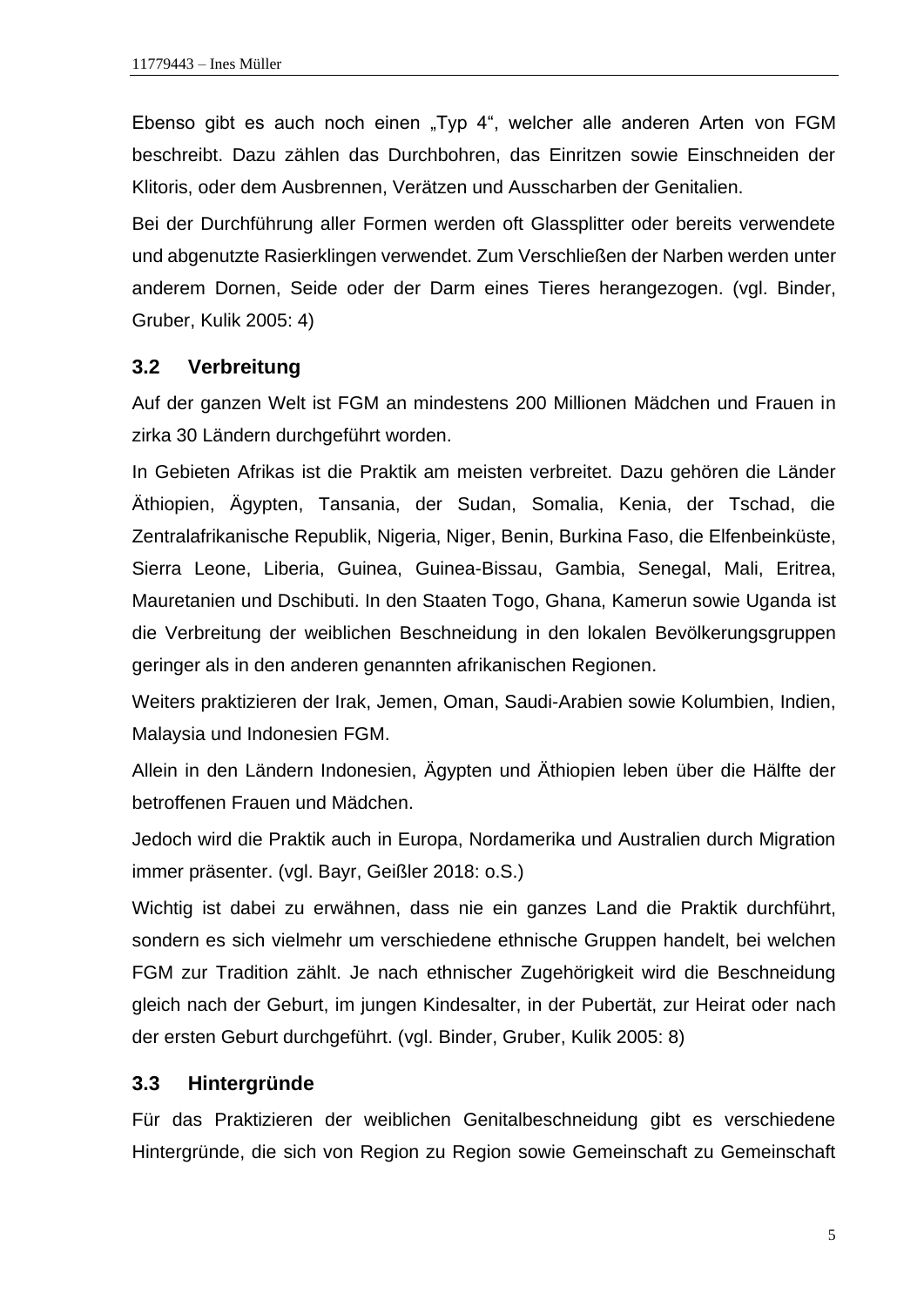Ebenso gibt es auch noch einen „Typ 4“, welcher alle anderen Arten von FGM beschreibt. Dazu zählen das Durchbohren, das Einritzen sowie Einschneiden der Klitoris, oder dem Ausbrennen, Verätzen und Ausscharben der Genitalien.

Bei der Durchführung aller Formen werden oft Glassplitter oder bereits verwendete und abgenutzte Rasierklingen verwendet. Zum Verschließen der Narben werden unter anderem Dornen, Seide oder der Darm eines Tieres herangezogen. (vgl. Binder, Gruber, Kulik 2005: 4)

## 3.2 Verbreitung

Auf der ganzen Welt ist FGM an mindestens 200 Millionen Mädchen und Frauen in zirka 30 Ländern durchgeführt worden.

In Gebieten Afrikas ist die Praktik am meisten verbreitet. Dazu gehören die Länder Äthiopien, Ägypten, Tansania, der Sudan, Somalia, Kenia, der Tschad, die Zentralafrikanische Republik, Nigeria, Niger, Benin, Burkina Faso, die Elfenbeinküste, Sierra Leone, Liberia, Guinea, Guinea-Bissau, Gambia, Senegal, Mali, Eritrea, Mauretanien und Dschibuti. In den Staaten Togo, Ghana, Kamerun sowie Uganda ist die Verbreitung der weiblichen Beschneidung in den lokalen Bevölkerungsgruppen geringer als in den anderen genannten afrikanischen Regionen.

Weiters praktizieren der Irak, Jemen, Oman, Saudi-Arabien sowie Kolumbien, Indien, Malaysia und Indonesien FGM.

Allein in den Ländern Indonesien, Ägypten und Äthiopien leben über die Hälfte der betroffenen Frauen und Mädchen.

Jedoch wird die Praktik auch in Europa, Nordamerika und Australien durch Migration immer präsenter. (vgl. Bayr, Geißler 2018: o.S.)

Wichtig ist dabei zu erwähnen, dass nie ein ganzes Land die Praktik durchführt, sondern es sich vielmehr um verschiedene ethnische Gruppen handelt, bei welchen FGM zur Tradition zählt. Je nach ethnischer Zugehörigkeit wird die Beschneidung gleich nach der Geburt, im jungen Kindesalter, in der Pubertät, zur Heirat oder nach der ersten Geburt durchgeführt. (vgl. Binder, Gruber, Kulik 2005: 8)

## 3.3 Hintergründe

Für das Praktizieren der weiblichen Genitalbeschneidung gibt es verschiedene Hintergründe, die sich von Region zu Region sowie Gemeinschaft zu Gemeinschaft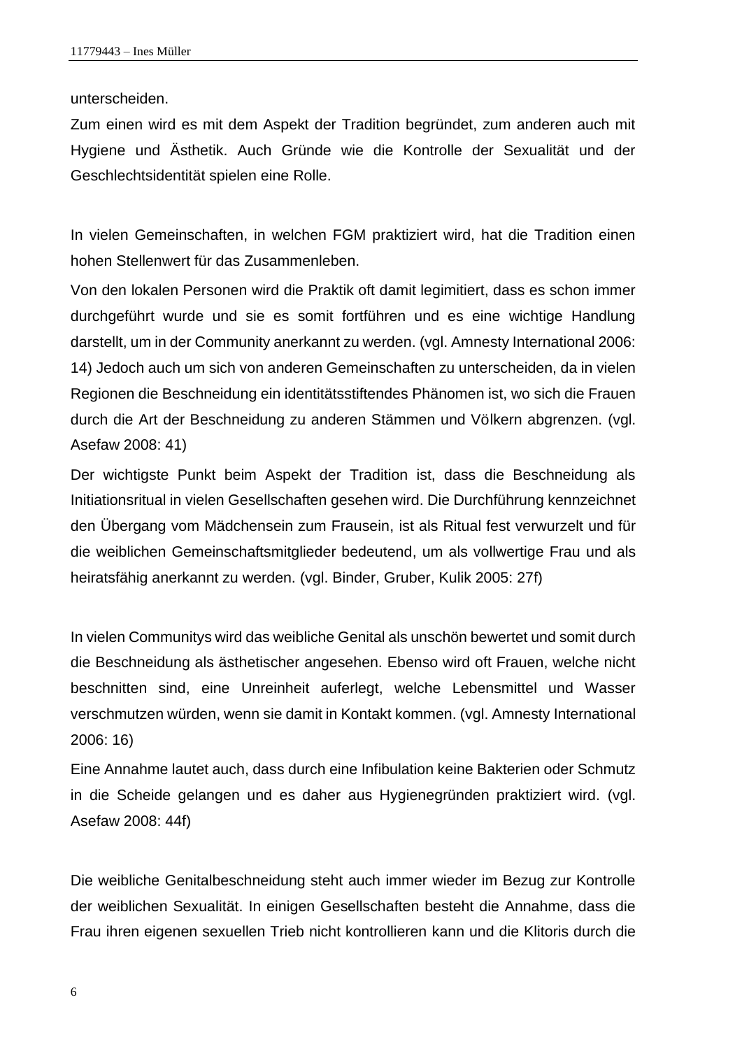unterscheiden.

Zum einen wird es mit dem Aspekt der Tradition begründet, zum anderen auch mit Hygiene und Ästhetik. Auch Gründe wie die Kontrolle der Sexualität und der Geschlechtsidentität spielen eine Rolle.

In vielen Gemeinschaften, in welchen FGM praktiziert wird, hat die Tradition einen hohen Stellenwert für das Zusammenleben.

Von den lokalen Personen wird die Praktik oft damit legimitiert, dass es schon immer durchgeführt wurde und sie es somit fortführen und es eine wichtige Handlung darstellt, um in der Community anerkannt zu werden. (vgl. Amnesty International 2006: 14) Jedoch auch um sich von anderen Gemeinschaften zu unterscheiden, da in vielen Regionen die Beschneidung ein identitätsstiftendes Phänomen ist, wo sich die Frauen durch die Art der Beschneidung zu anderen Stämmen und Völkern abgrenzen. (vgl. Asefaw 2008: 41)

Der wichtigste Punkt beim Aspekt der Tradition ist, dass die Beschneidung als Initiationsritual in vielen Gesellschaften gesehen wird. Die Durchführung kennzeichnet den Übergang vom Mädchensein zum Frausein, ist als Ritual fest verwurzelt und für die weiblichen Gemeinschaftsmitglieder bedeutend, um als vollwertige Frau und als heiratsfähig anerkannt zu werden. (vgl. Binder, Gruber, Kulik 2005: 27f)

In vielen Communitys wird das weibliche Genital als unschön bewertet und somit durch die Beschneidung als ästhetischer angesehen. Ebenso wird oft Frauen, welche nicht beschnitten sind, eine Unreinheit auferlegt, welche Lebensmittel und Wasser verschmutzen würden, wenn sie damit in Kontakt kommen. (vgl. Amnesty International 2006: 16)

Eine Annahme lautet auch, dass durch eine Infibulation keine Bakterien oder Schmutz in die Scheide gelangen und es daher aus Hygienegründen praktiziert wird. (vgl. Asefaw 2008: 44f)

Die weibliche Genitalbeschneidung steht auch immer wieder im Bezug zur Kontrolle der weiblichen Sexualität. In einigen Gesellschaften besteht die Annahme, dass die Frau ihren eigenen sexuellen Trieb nicht kontrollieren kann und die Klitoris durch die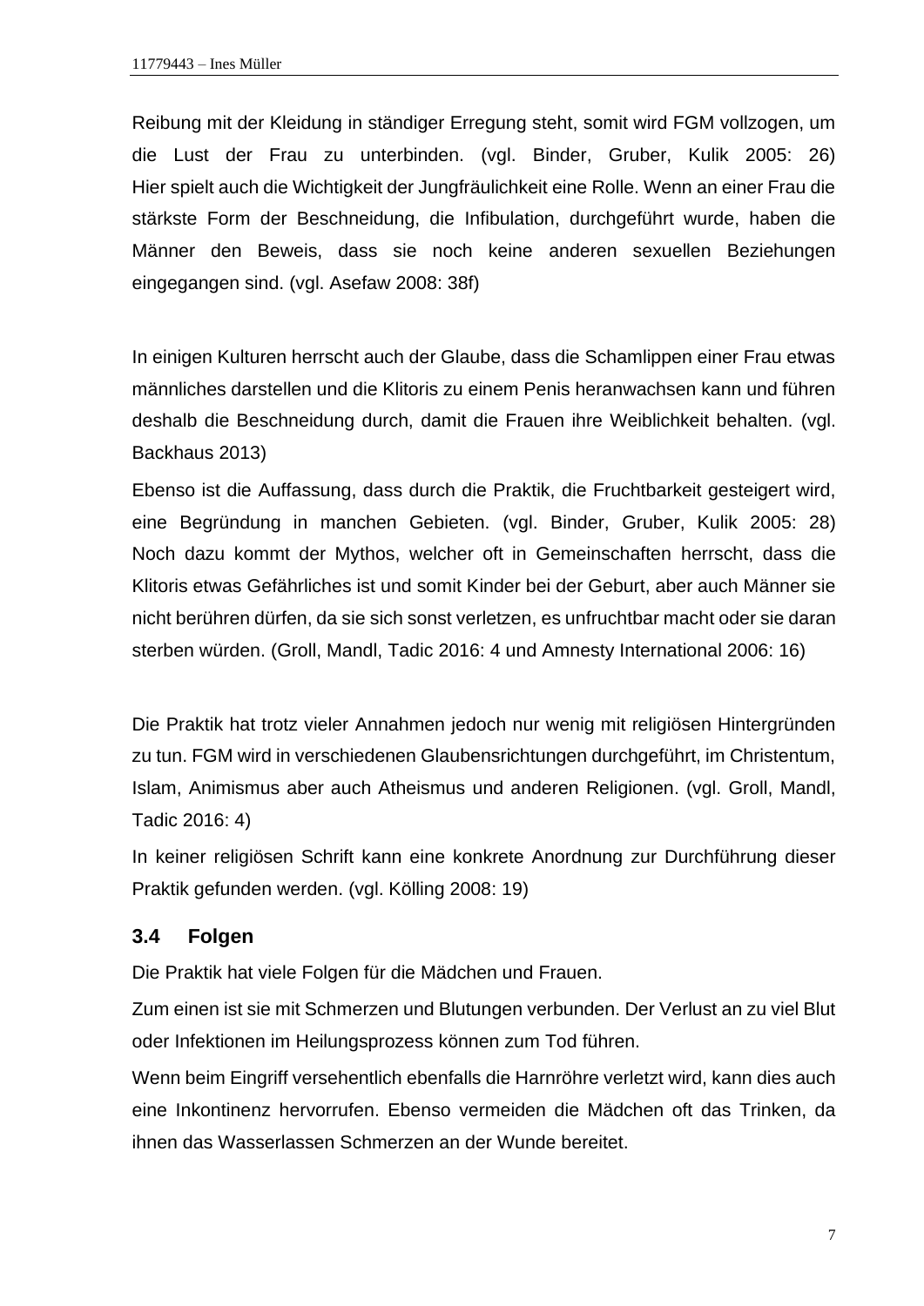Reibung mit der Kleidung in ständiger Erregung steht, somit wird FGM vollzogen, um die Lust der Frau zu unterbinden. (vgl. Binder, Gruber, Kulik 2005: 26) Hier spielt auch die Wichtigkeit der Jungfräulichkeit eine Rolle. Wenn an einer Frau die stärkste Form der Beschneidung, die Infibulation, durchgeführt wurde, haben die Männer den Beweis, dass sie noch keine anderen sexuellen Beziehungen eingegangen sind. (vgl. Asefaw 2008: 38f)

In einigen Kulturen herrscht auch der Glaube, dass die Schamlippen einer Frau etwas männliches darstellen und die Klitoris zu einem Penis heranwachsen kann und führen deshalb die Beschneidung durch, damit die Frauen ihre Weiblichkeit behalten. (vgl. Backhaus 2013)

Ebenso ist die Auffassung, dass durch die Praktik, die Fruchtbarkeit gesteigert wird, eine Begründung in manchen Gebieten. (vgl. Binder, Gruber, Kulik 2005: 28) Noch dazu kommt der Mythos, welcher oft in Gemeinschaften herrscht, dass die Klitoris etwas Gefährliches ist und somit Kinder bei der Geburt, aber auch Männer sie nicht berühren dürfen, da sie sich sonst verletzen, es unfruchtbar macht oder sie daran sterben würden. (Groll, Mandl, Tadic 2016: 4 und Amnesty International 2006: 16)

Die Praktik hat trotz vieler Annahmen jedoch nur wenig mit religiösen Hintergründen zu tun. FGM wird in verschiedenen Glaubensrichtungen durchgeführt, im Christentum, Islam, Animismus aber auch Atheismus und anderen Religionen. (vgl. Groll, Mandl, Tadic 2016: 4)

In keiner religiösen Schrift kann eine konkrete Anordnung zur Durchführung dieser Praktik gefunden werden. (vgl. Kölling 2008: 19)

### 3.4 Folgen

Die Praktik hat viele Folgen für die Mädchen und Frauen.

Zum einen ist sie mit Schmerzen und Blutungen verbunden. Der Verlust an zu viel Blut oder Infektionen im Heilungsprozess können zum Tod führen.

Wenn beim Eingriff versehentlich ebenfalls die Harnröhre verletzt wird, kann dies auch eine Inkontinenz hervorrufen. Ebenso vermeiden die Mädchen oft das Trinken, da ihnen das Wasserlassen Schmerzen an der Wunde bereitet.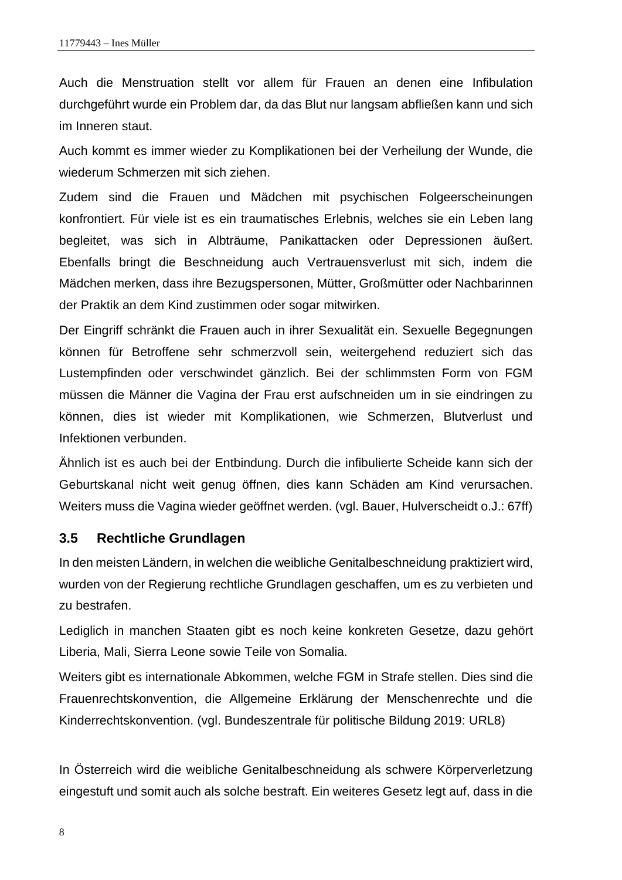Auch die Menstruation stellt vor allem für Frauen an denen eine Infibulation durchgeführt wurde ein Problem dar, da das Blut nur langsam abfließen kann und sich im Inneren staut.

Auch kommt es immer wieder zu Komplikationen bei der Verheilung der Wunde, die wiederum Schmerzen mit sich ziehen.

Zudem sind die Frauen und Mädchen mit psychischen Folgeerscheinungen konfrontiert. Für viele ist es ein traumatisches Erlebnis, welches sie ein Leben lang begleitet, was sich in Albträume, Panikattacken oder Depressionen äußert. Ebenfalls bringt die Beschneidung auch Vertrauensverlust mit sich, indem die Mädchen merken, dass ihre Bezugspersonen, Mütter, Großmütter oder Nachbarinnen der Praktik an dem Kind zustimmen oder sogar mitwirken.

Der Eingriff schränkt die Frauen auch in ihrer Sexualität ein. Sexuelle Begegnungen können für Betroffene sehr schmerzvoll sein, weitergehend reduziert sich das Lustempfinden oder verschwindet gänzlich. Bei der schlimmsten Form von FGM müssen die Männer die Vagina der Frau erst aufschneiden um in sie eindringen zu können, dies ist wieder mit Komplikationen, wie Schmerzen, Blutverlust und Infektionen verbunden.

Ähnlich ist es auch bei der Entbindung. Durch die infibulierte Scheide kann sich der Geburtskanal nicht weit genug öffnen, dies kann Schäden am Kind verursachen. Weiters muss die Vagina wieder geöffnet werden. (vgl. Bauer, Hulverscheidt o.J.: 67ff)

### 3.5 Rechtliche Grundlagen

In den meisten Ländern, in welchen die weibliche Genitalbeschneidung praktiziert wird, wurden von der Regierung rechtliche Grundlagen geschaffen, um es zu verbieten und zu bestrafen.

Lediglich in manchen Staaten gibt es noch keine konkreten Gesetze, dazu gehört Liberia, Mali, Sierra Leone sowie Teile von Somalia.

Weiters gibt es internationale Abkommen, welche FGM in Strafe stellen. Dies sind die Frauenrechtskonvention, die Allgemeine Erklärung der Menschenrechte und die Kinderrechtskonvention. (vgl. Bundeszentrale für politische Bildung 2019: URL8)

In Österreich wird die weibliche Genitalbeschneidung als schwere Körperverletzung eingestuft und somit auch als solche bestraft. Ein weiteres Gesetz legt auf, dass in die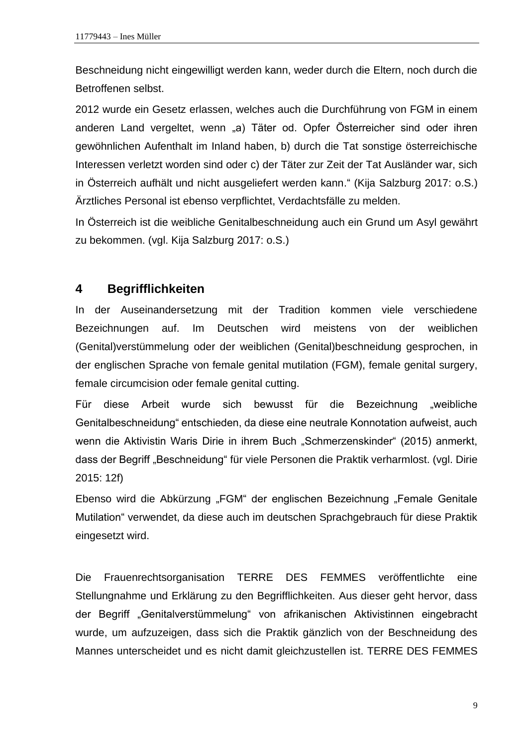Beschneidung nicht eingewilligt werden kann, weder durch die Eltern, noch durch die Betroffenen selbst.

2012 wurde ein Gesetz erlassen, welches auch die Durchführung von FGM in einem anderen Land vergeltet, wenn „a) Täter od. Opfer Österreicher sind oder ihren gewöhnlichen Aufenthalt im Inland haben, b) durch die Tat sonstige österreichische Interessen verletzt worden sind oder c) der Täter zur Zeit der Tat Ausländer war, sich in Österreich aufhält und nicht ausgeliefert werden kann." (Kija Salzburg 2017: o.S.) Ärztliches Personal ist ebenso verpflichtet, Verdachtsfälle zu melden.

In Österreich ist die weibliche Genitalbeschneidung auch ein Grund um Asyl gewährt zu bekommen. (vgl. Kija Salzburg 2017: o.S.)

# 4 Begrifflichkeiten

In der Auseinandersetzung mit der Tradition kommen viele verschiedene Bezeichnungen auf. Im Deutschen wird meistens von der weiblichen (Genital)verstümmelung oder der weiblichen (Genital)beschneidung gesprochen, in der englischen Sprache von female genital mutilation (FGM), female genital surgery, female circumcision oder female genital cutting.

Für diese Arbeit wurde sich bewusst für die Bezeichnung „weibliche Genitalbeschneidung" entschieden, da diese eine neutrale Konnotation aufweist, auch wenn die Aktivistin Waris Dirie in ihrem Buch „Schmerzenskinder" (2015) anmerkt, dass der Begriff „Beschneidung" für viele Personen die Praktik verharmlost. (vgl. Dirie 2015: 12f)

Ebenso wird die Abkürzung „FGM" der englischen Bezeichnung „Female Genitale Mutilation" verwendet, da diese auch im deutschen Sprachgebrauch für diese Praktik eingesetzt wird.

Die Frauenrechtsorganisation TERRE DES FEMMES veröffentlichte eine Stellungnahme und Erklärung zu den Begrifflichkeiten. Aus dieser geht hervor, dass der Begriff „Genitalverstümmelung" von afrikanischen Aktivistinnen eingebracht wurde, um aufzuzeigen, dass sich die Praktik gänzlich von der Beschneidung des Mannes unterscheidet und es nicht damit gleichzustellen ist. TERRE DES FEMMES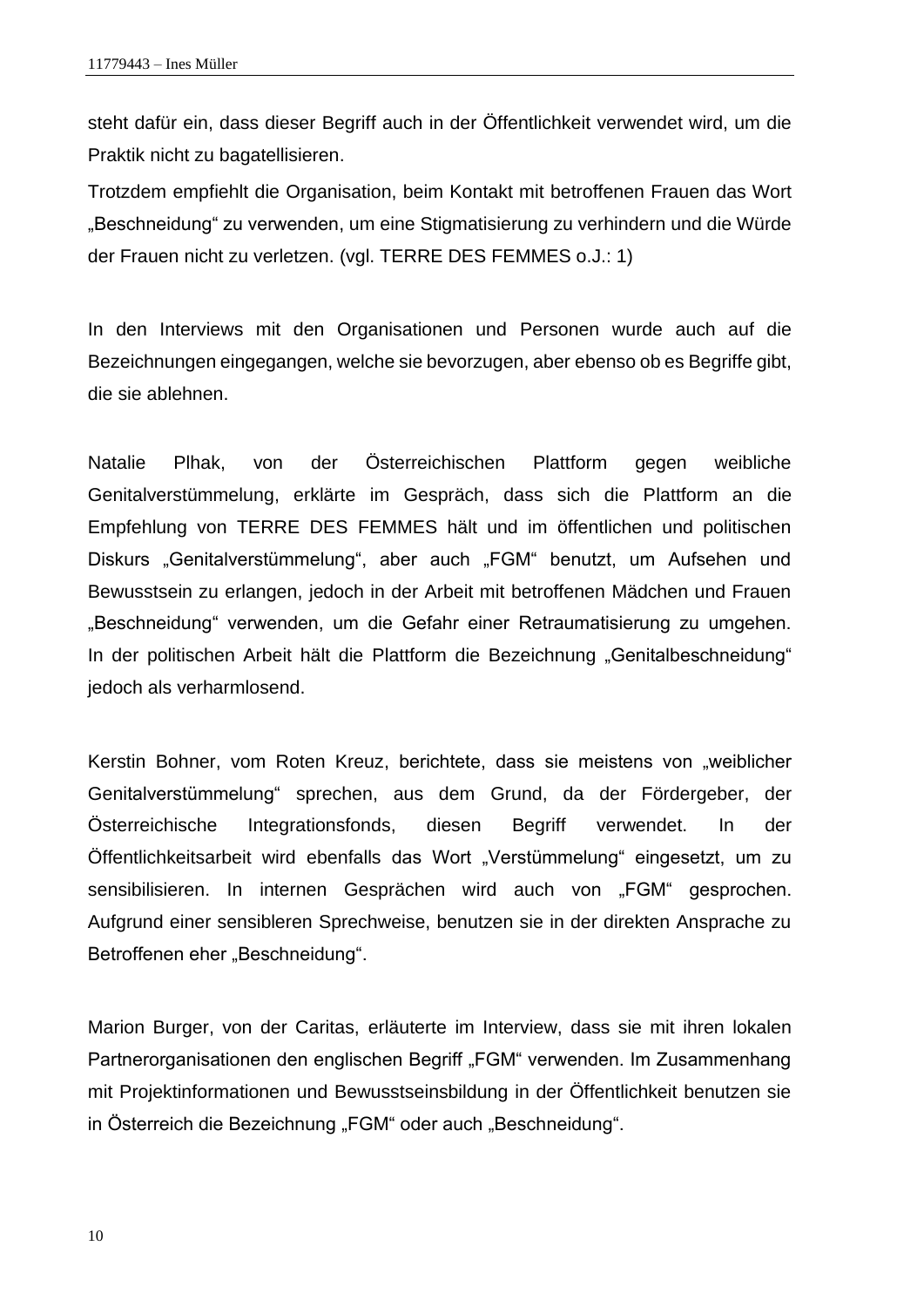steht dafür ein, dass dieser Begriff auch in der Öffentlichkeit verwendet wird, um die Praktik nicht zu bagatellisieren.

Trotzdem empfiehlt die Organisation, beim Kontakt mit betroffenen Frauen das Wort „Beschneidung“ zu verwenden, um eine Stigmatisierung zu verhindern und die Würde der Frauen nicht zu verletzen. (vgl. TERRE DES FEMMES o.J.: 1)

In den Interviews mit den Organisationen und Personen wurde auch auf die Bezeichnungen eingegangen, welche sie bevorzugen, aber ebenso ob es Begriffe gibt, die sie ablehnen.

Natalie Plhak, von der Österreichischen Plattform gegen weibliche Genitalverstümmelung, erklärte im Gespräch, dass sich die Plattform an die Empfehlung von TERRE DES FEMMES hält und im öffentlichen und politischen Diskurs „Genitalverstümmelung“, aber auch „FGM“ benutzt, um Aufsehen und Bewusstsein zu erlangen, jedoch in der Arbeit mit betroffenen Mädchen und Frauen „Beschneidung“ verwenden, um die Gefahr einer Retraumatisierung zu umgehen. In der politischen Arbeit hält die Plattform die Bezeichnung „Genitalbeschneidung“ jedoch als verharmlosend.

Kerstin Bohner, vom Roten Kreuz, berichtete, dass sie meistens von „weiblicher Genitalverstümmelung“ sprechen, aus dem Grund, da der Fördergeber, der Österreichische Integrationsfonds, diesen Begriff verwendet. In der Öffentlichkeitsarbeit wird ebenfalls das Wort „Verstümmelung“ eingesetzt, um zu sensibilisieren. In internen Gesprächen wird auch von „FGM“ gesprochen. Aufgrund einer sensibleren Sprechweise, benutzen sie in der direkten Ansprache zu Betroffenen eher „Beschneidung“.

Marion Burger, von der Caritas, erläuterte im Interview, dass sie mit ihren lokalen Partnerorganisationen den englischen Begriff „FGM“ verwenden. Im Zusammenhang mit Projektinformationen und Bewusstseinsbildung in der Öffentlichkeit benutzen sie in Österreich die Bezeichnung „FGM“ oder auch „Beschneidung“.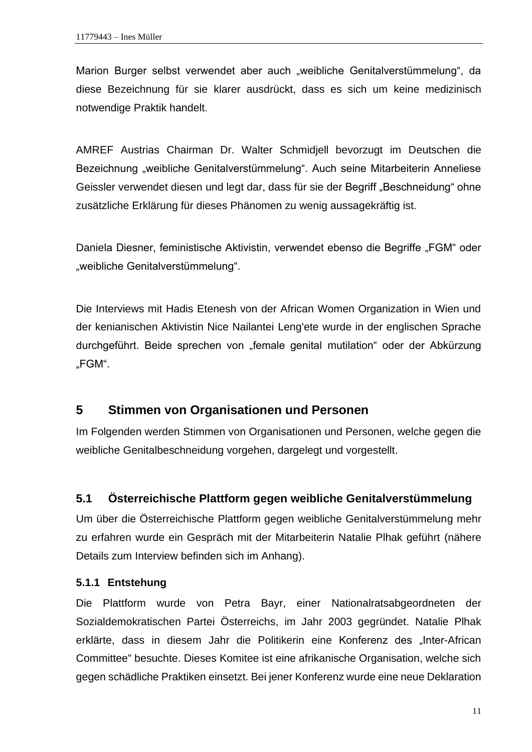Marion Burger selbst verwendet aber auch „weibliche Genitalverstümmelung", da diese Bezeichnung für sie klarer ausdrückt, dass es sich um keine medizinisch notwendige Praktik handelt.

AMREF Austrias Chairman Dr. Walter Schmidjell bevorzugt im Deutschen die Bezeichnung „weibliche Genitalverstümmelung". Auch seine Mitarbeiterin Anneliese Geissler verwendet diesen und legt dar, dass für sie der Begriff „Beschneidung" ohne zusätzliche Erklärung für dieses Phänomen zu wenig aussagekräftig ist.

Daniela Diesner, feministische Aktivistin, verwendet ebenso die Begriffe „FGM" oder „weibliche Genitalverstümmelung".

Die Interviews mit Hadis Etenesh von der African Women Organization in Wien und der kenianischen Aktivistin Nice Nailantei Leng'ete wurde in der englischen Sprache durchgeführt. Beide sprechen von „female genital mutilation" oder der Abkürzung „FGM".

# 5 Stimmen von Organisationen und Personen

Im Folgenden werden Stimmen von Organisationen und Personen, welche gegen die weibliche Genitalbeschneidung vorgehen, dargelegt und vorgestellt.

## 5.1 Österreichische Plattform gegen weibliche Genitalverstümmelung

Um über die Österreichische Plattform gegen weibliche Genitalverstümmelung mehr zu erfahren wurde ein Gespräch mit der Mitarbeiterin Natalie Plhak geführt (nähere Details zum Interview befinden sich im Anhang).

### 5.1.1 Entstehung

Die Plattform wurde von Petra Bayr, einer Nationalratsabgeordneten der Sozialdemokratischen Partei Österreichs, im Jahr 2003 gegründet. Natalie Plhak erklärte, dass in diesem Jahr die Politikerin eine Konferenz des „Inter-African Committee" besuchte. Dieses Komitee ist eine afrikanische Organisation, welche sich gegen schädliche Praktiken einsetzt. Bei jener Konferenz wurde eine neue Deklaration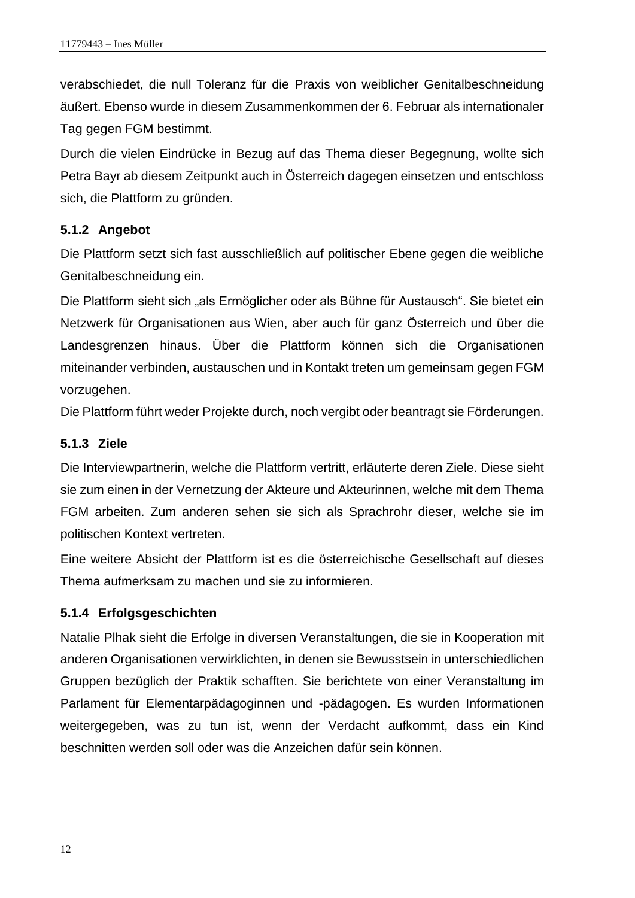verabschiedet, die null Toleranz für die Praxis von weiblicher Genitalbeschneidung äußert. Ebenso wurde in diesem Zusammenkommen der 6. Februar als internationaler Tag gegen FGM bestimmt.

Durch die vielen Eindrücke in Bezug auf das Thema dieser Begegnung, wollte sich Petra Bayr ab diesem Zeitpunkt auch in Österreich dagegen einsetzen und entschloss sich, die Plattform zu gründen.

### 5.1.2 Angebot

Die Plattform setzt sich fast ausschließlich auf politischer Ebene gegen die weibliche Genitalbeschneidung ein.

Die Plattform sieht sich „als Ermöglicher oder als Bühne für Austausch". Sie bietet ein Netzwerk für Organisationen aus Wien, aber auch für ganz Österreich und über die Landesgrenzen hinaus. Über die Plattform können sich die Organisationen miteinander verbinden, austauschen und in Kontakt treten um gemeinsam gegen FGM vorzugehen.

Die Plattform führt weder Projekte durch, noch vergibt oder beantragt sie Förderungen.

### 5.1.3 Ziele

Die Interviewpartnerin, welche die Plattform vertritt, erläuterte deren Ziele. Diese sieht sie zum einen in der Vernetzung der Akteure und Akteurinnen, welche mit dem Thema FGM arbeiten. Zum anderen sehen sie sich als Sprachrohr dieser, welche sie im politischen Kontext vertreten.

Eine weitere Absicht der Plattform ist es die österreichische Gesellschaft auf dieses Thema aufmerksam zu machen und sie zu informieren.

### 5.1.4 Erfolgsgeschichten

Natalie Plhak sieht die Erfolge in diversen Veranstaltungen, die sie in Kooperation mit anderen Organisationen verwirklichten, in denen sie Bewusstsein in unterschiedlichen Gruppen bezüglich der Praktik schafften. Sie berichtete von einer Veranstaltung im Parlament für Elementarpädagoginnen und -pädagogen. Es wurden Informationen weitergegeben, was zu tun ist, wenn der Verdacht aufkommt, dass ein Kind beschnitten werden soll oder was die Anzeichen dafür sein können.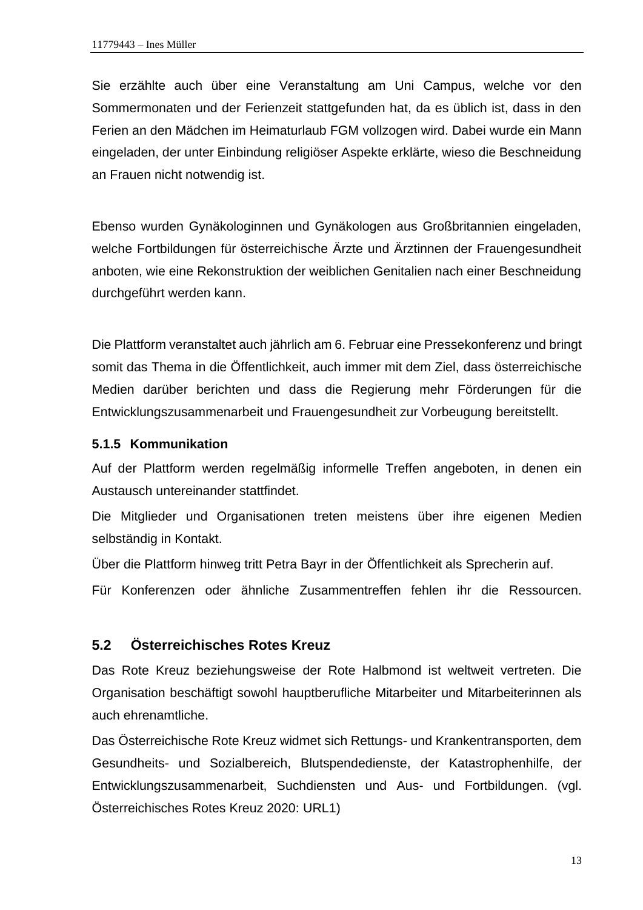Sie erzählte auch über eine Veranstaltung am Uni Campus, welche vor den Sommermonaten und der Ferienzeit stattgefunden hat, da es üblich ist, dass in den Ferien an den Mädchen im Heimaturlaub FGM vollzogen wird. Dabei wurde ein Mann eingeladen, der unter Einbindung religiöser Aspekte erklärte, wieso die Beschneidung an Frauen nicht notwendig ist.

Ebenso wurden Gynäkologinnen und Gynäkologen aus Großbritannien eingeladen, welche Fortbildungen für österreichische Ärzte und Ärztinnen der Frauengesundheit anboten, wie eine Rekonstruktion der weiblichen Genitalien nach einer Beschneidung durchgeführt werden kann.

Die Plattform veranstaltet auch jährlich am 6. Februar eine Pressekonferenz und bringt somit das Thema in die Öffentlichkeit, auch immer mit dem Ziel, dass österreichische Medien darüber berichten und dass die Regierung mehr Förderungen für die Entwicklungszusammenarbeit und Frauengesundheit zur Vorbeugung bereitstellt.

### 5.1.5 Kommunikation

Auf der Plattform werden regelmäßig informelle Treffen angeboten, in denen ein Austausch untereinander stattfindet.

Die Mitglieder und Organisationen treten meistens über ihre eigenen Medien selbständig in Kontakt.

Über die Plattform hinweg tritt Petra Bayr in der Öffentlichkeit als Sprecherin auf.

Für Konferenzen oder ähnliche Zusammentreffen fehlen ihr die Ressourcen.

## 5.2 Österreichisches Rotes Kreuz

Das Rote Kreuz beziehungsweise der Rote Halbmond ist weltweit vertreten. Die Organisation beschäftigt sowohl hauptberufliche Mitarbeiter und Mitarbeiterinnen als auch ehrenamtliche.

Das Österreichische Rote Kreuz widmet sich Rettungs- und Krankentransporten, dem Gesundheits- und Sozialbereich, Blutspendedienste, der Katastrophenhilfe, der Entwicklungszusammenarbeit, Suchdiensten und Aus- und Fortbildungen. (vgl. Österreichisches Rotes Kreuz 2020: URL1)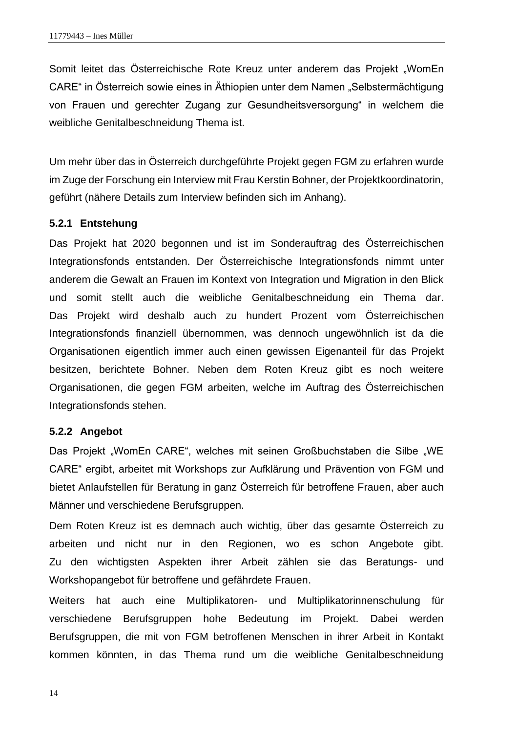Somit leitet das Österreichische Rote Kreuz unter anderem das Projekt „WomEn CARE" in Österreich sowie eines in Äthiopien unter dem Namen „Selbstermächtigung von Frauen und gerechter Zugang zur Gesundheitsversorgung" in welchem die weibliche Genitalbeschneidung Thema ist.

Um mehr über das in Österreich durchgeführte Projekt gegen FGM zu erfahren wurde im Zuge der Forschung ein Interview mit Frau Kerstin Bohner, der Projektkoordinatorin, geführt (nähere Details zum Interview befinden sich im Anhang).

#### 5.2.1 Entstehung

Das Projekt hat 2020 begonnen und ist im Sonderauftrag des Österreichischen Integrationsfonds entstanden. Der Österreichische Integrationsfonds nimmt unter anderem die Gewalt an Frauen im Kontext von Integration und Migration in den Blick und somit stellt auch die weibliche Genitalbeschneidung ein Thema dar. Das Projekt wird deshalb auch zu hundert Prozent vom Österreichischen Integrationsfonds finanziell übernommen, was dennoch ungewöhnlich ist da die Organisationen eigentlich immer auch einen gewissen Eigenanteil für das Projekt besitzen, berichtete Bohner. Neben dem Roten Kreuz gibt es noch weitere Organisationen, die gegen FGM arbeiten, welche im Auftrag des Österreichischen Integrationsfonds stehen.

#### 5.2.2 Angebot

Das Projekt „WomEn CARE", welches mit seinen Großbuchstaben die Silbe „WE CARE" ergibt, arbeitet mit Workshops zur Aufklärung und Prävention von FGM und bietet Anlaufstellen für Beratung in ganz Österreich für betroffene Frauen, aber auch Männer und verschiedene Berufsgruppen.

Dem Roten Kreuz ist es demnach auch wichtig, über das gesamte Österreich zu arbeiten und nicht nur in den Regionen, wo es schon Angebote gibt. Zu den wichtigsten Aspekten ihrer Arbeit zählen sie das Beratungs- und Workshopangebot für betroffene und gefährdete Frauen.

Weiters hat auch eine Multiplikatoren- und Multiplikatorinnenschulung für verschiedene Berufsgruppen hohe Bedeutung im Projekt. Dabei werden Berufsgruppen, die mit von FGM betroffenen Menschen in ihrer Arbeit in Kontakt kommen könnten, in das Thema rund um die weibliche Genitalbeschneidung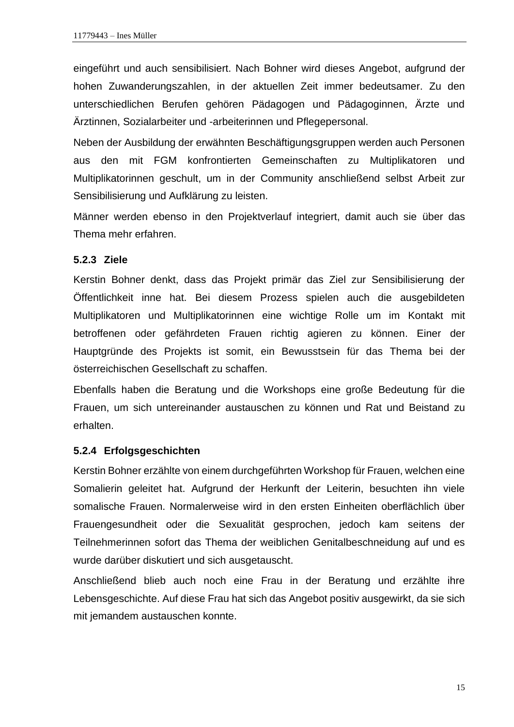eingeführt und auch sensibilisiert. Nach Bohner wird dieses Angebot, aufgrund der hohen Zuwanderungszahlen, in der aktuellen Zeit immer bedeutsamer. Zu den unterschiedlichen Berufen gehören Pädagogen und Pädagoginnen, Ärzte und Ärztinnen, Sozialarbeiter und -arbeiterinnen und Pflegepersonal.

Neben der Ausbildung der erwähnten Beschäftigungsgruppen werden auch Personen aus den mit FGM konfrontierten Gemeinschaften zu Multiplikatoren und Multiplikatorinnen geschult, um in der Community anschließend selbst Arbeit zur Sensibilisierung und Aufklärung zu leisten.

Männer werden ebenso in den Projektverlauf integriert, damit auch sie über das Thema mehr erfahren.

### 5.2.3 Ziele

Kerstin Bohner denkt, dass das Projekt primär das Ziel zur Sensibilisierung der Öffentlichkeit inne hat. Bei diesem Prozess spielen auch die ausgebildeten Multiplikatoren und Multiplikatorinnen eine wichtige Rolle um im Kontakt mit betroffenen oder gefährdeten Frauen richtig agieren zu können. Einer der Hauptgründe des Projekts ist somit, ein Bewusstsein für das Thema bei der österreichischen Gesellschaft zu schaffen.

Ebenfalls haben die Beratung und die Workshops eine große Bedeutung für die Frauen, um sich untereinander austauschen zu können und Rat und Beistand zu erhalten.

### 5.2.4 Erfolgsgeschichten

Kerstin Bohner erzählte von einem durchgeführten Workshop für Frauen, welchen eine Somalierin geleitet hat. Aufgrund der Herkunft der Leiterin, besuchten ihn viele somalische Frauen. Normalerweise wird in den ersten Einheiten oberflächlich über Frauengesundheit oder die Sexualität gesprochen, jedoch kam seitens der Teilnehmerinnen sofort das Thema der weiblichen Genitalbeschneidung auf und es wurde darüber diskutiert und sich ausgetauscht.

Anschließend blieb auch noch eine Frau in der Beratung und erzählte ihre Lebensgeschichte. Auf diese Frau hat sich das Angebot positiv ausgewirkt, da sie sich mit jemandem austauschen konnte.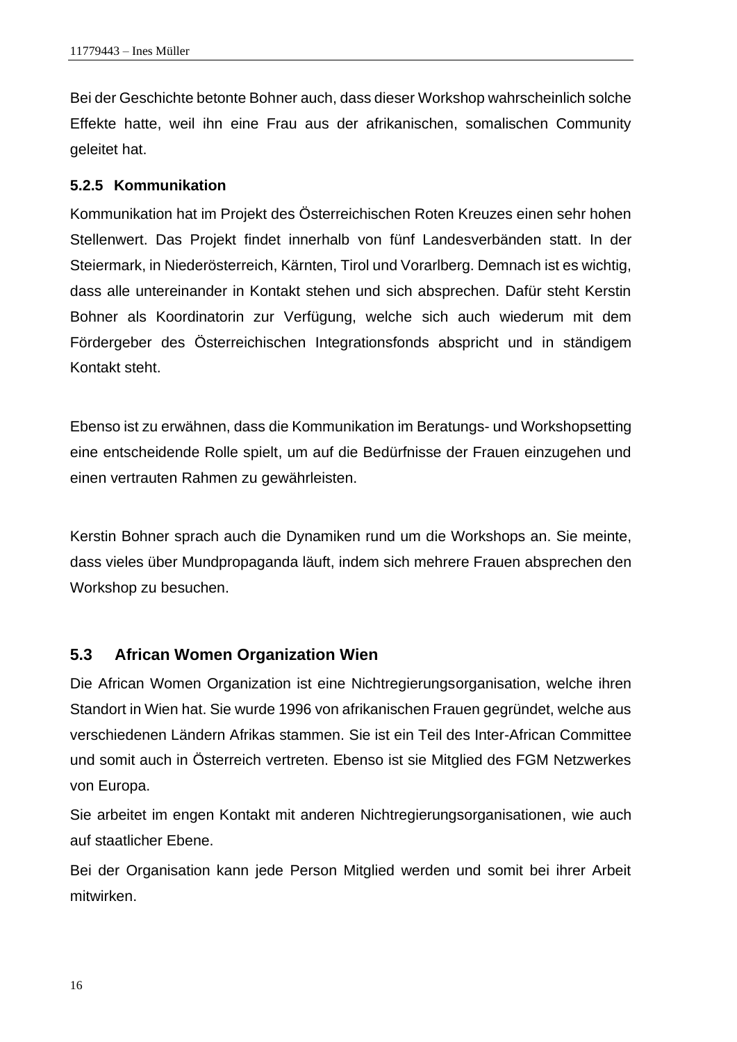Bei der Geschichte betonte Bohner auch, dass dieser Workshop wahrscheinlich solche Effekte hatte, weil ihn eine Frau aus der afrikanischen, somalischen Community geleitet hat.

### 5.2.5 Kommunikation

Kommunikation hat im Projekt des Österreichischen Roten Kreuzes einen sehr hohen Stellenwert. Das Projekt findet innerhalb von fünf Landesverbänden statt. In der Steiermark, in Niederösterreich, Kärnten, Tirol und Vorarlberg. Demnach ist es wichtig, dass alle untereinander in Kontakt stehen und sich absprechen. Dafür steht Kerstin Bohner als Koordinatorin zur Verfügung, welche sich auch wiederum mit dem Fördergeber des Österreichischen Integrationsfonds abspricht und in ständigem Kontakt steht.

Ebenso ist zu erwähnen, dass die Kommunikation im Beratungs- und Workshopsetting eine entscheidende Rolle spielt, um auf die Bedürfnisse der Frauen einzugehen und einen vertrauten Rahmen zu gewährleisten.

Kerstin Bohner sprach auch die Dynamiken rund um die Workshops an. Sie meinte, dass vieles über Mundpropaganda läuft, indem sich mehrere Frauen absprechen den Workshop zu besuchen.

## 5.3 African Women Organization Wien

Die African Women Organization ist eine Nichtregierungsorganisation, welche ihren Standort in Wien hat. Sie wurde 1996 von afrikanischen Frauen gegründet, welche aus verschiedenen Ländern Afrikas stammen. Sie ist ein Teil des Inter-African Committee und somit auch in Österreich vertreten. Ebenso ist sie Mitglied des FGM Netzwerkes von Europa.

Sie arbeitet im engen Kontakt mit anderen Nichtregierungsorganisationen, wie auch auf staatlicher Ebene.

Bei der Organisation kann jede Person Mitglied werden und somit bei ihrer Arbeit mitwirken.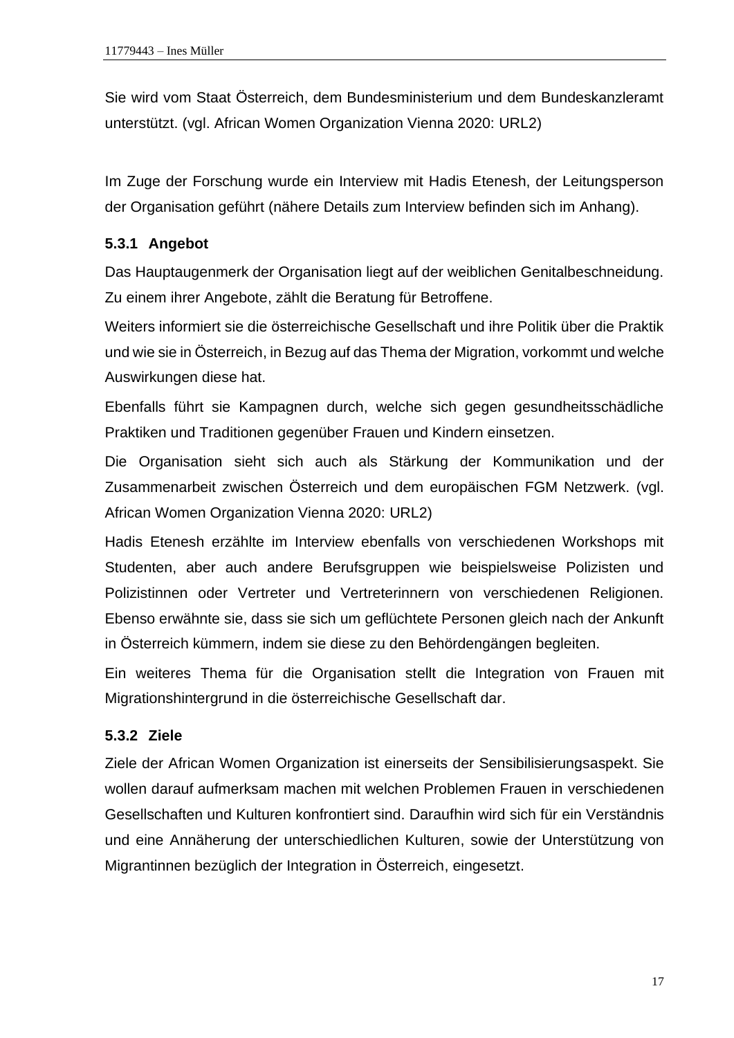Sie wird vom Staat Österreich, dem Bundesministerium und dem Bundeskanzleramt unterstützt. (vgl. African Women Organization Vienna 2020: URL2)

Im Zuge der Forschung wurde ein Interview mit Hadis Etenesh, der Leitungsperson der Organisation geführt (nähere Details zum Interview befinden sich im Anhang).

### 5.3.1 Angebot

Das Hauptaugenmerk der Organisation liegt auf der weiblichen Genitalbeschneidung. Zu einem ihrer Angebote, zählt die Beratung für Betroffene.

Weiters informiert sie die österreichische Gesellschaft und ihre Politik über die Praktik und wie sie in Österreich, in Bezug auf das Thema der Migration, vorkommt und welche Auswirkungen diese hat.

Ebenfalls führt sie Kampagnen durch, welche sich gegen gesundheitsschädliche Praktiken und Traditionen gegenüber Frauen und Kindern einsetzen.

Die Organisation sieht sich auch als Stärkung der Kommunikation und der Zusammenarbeit zwischen Österreich und dem europäischen FGM Netzwerk. (vgl. African Women Organization Vienna 2020: URL2)

Hadis Etenesh erzählte im Interview ebenfalls von verschiedenen Workshops mit Studenten, aber auch andere Berufsgruppen wie beispielsweise Polizisten und Polizistinnen oder Vertreter und Vertreterinnern von verschiedenen Religionen. Ebenso erwähnte sie, dass sie sich um geflüchtete Personen gleich nach der Ankunft in Österreich kümmern, indem sie diese zu den Behördengängen begleiten.

Ein weiteres Thema für die Organisation stellt die Integration von Frauen mit Migrationshintergrund in die österreichische Gesellschaft dar.

### 5.3.2 Ziele

Ziele der African Women Organization ist einerseits der Sensibilisierungsaspekt. Sie wollen darauf aufmerksam machen mit welchen Problemen Frauen in verschiedenen Gesellschaften und Kulturen konfrontiert sind. Daraufhin wird sich für ein Verständnis und eine Annäherung der unterschiedlichen Kulturen, sowie der Unterstützung von Migrantinnen bezüglich der Integration in Österreich, eingesetzt.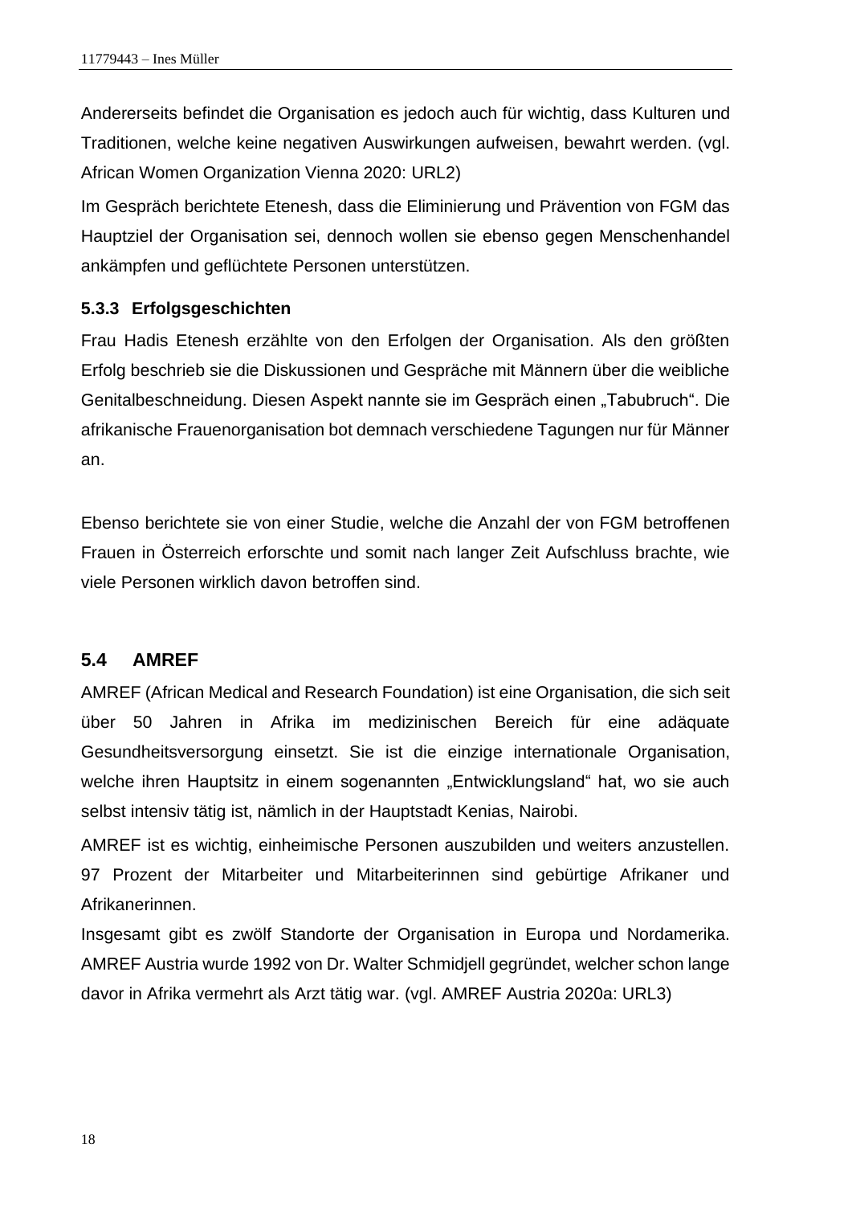Andererseits befindet die Organisation es jedoch auch für wichtig, dass Kulturen und Traditionen, welche keine negativen Auswirkungen aufweisen, bewahrt werden. (vgl. African Women Organization Vienna 2020: URL2)

Im Gespräch berichtete Etenesh, dass die Eliminierung und Prävention von FGM das Hauptziel der Organisation sei, dennoch wollen sie ebenso gegen Menschenhandel ankämpfen und geflüchtete Personen unterstützen.

### 5.3.3 Erfolgsgeschichten

Frau Hadis Etenesh erzählte von den Erfolgen der Organisation. Als den größten Erfolg beschrieb sie die Diskussionen und Gespräche mit Männern über die weibliche Genitalbeschneidung. Diesen Aspekt nannte sie im Gespräch einen „Tabubruch". Die afrikanische Frauenorganisation bot demnach verschiedene Tagungen nur für Männer an.

Ebenso berichtete sie von einer Studie, welche die Anzahl der von FGM betroffenen Frauen in Österreich erforschte und somit nach langer Zeit Aufschluss brachte, wie viele Personen wirklich davon betroffen sind.

## 5.4 AMREF

AMREF (African Medical and Research Foundation) ist eine Organisation, die sich seit über 50 Jahren in Afrika im medizinischen Bereich für eine adäquate Gesundheitsversorgung einsetzt. Sie ist die einzige internationale Organisation, welche ihren Hauptsitz in einem sogenannten „Entwicklungsland" hat, wo sie auch selbst intensiv tätig ist, nämlich in der Hauptstadt Kenias, Nairobi.

AMREF ist es wichtig, einheimische Personen auszubilden und weiters anzustellen. 97 Prozent der Mitarbeiter und Mitarbeiterinnen sind gebürtige Afrikaner und Afrikanerinnen.

Insgesamt gibt es zwölf Standorte der Organisation in Europa und Nordamerika. AMREF Austria wurde 1992 von Dr. Walter Schmidjell gegründet, welcher schon lange davor in Afrika vermehrt als Arzt tätig war. (vgl. AMREF Austria 2020a: URL3)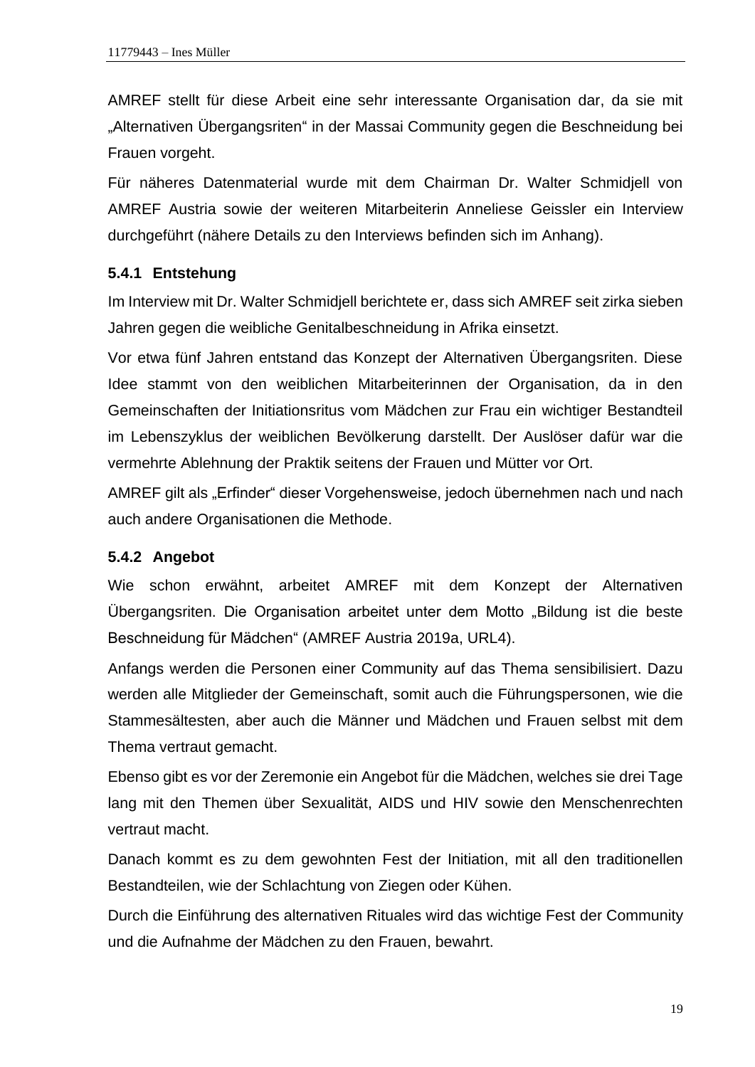AMREF stellt für diese Arbeit eine sehr interessante Organisation dar, da sie mit „Alternativen Übergangsriten“ in der Massai Community gegen die Beschneidung bei Frauen vorgeht.

Für näheres Datenmaterial wurde mit dem Chairman Dr. Walter Schmidjell von AMREF Austria sowie der weiteren Mitarbeiterin Anneliese Geissler ein Interview durchgeführt (nähere Details zu den Interviews befinden sich im Anhang).

### 5.4.1 Entstehung

Im Interview mit Dr. Walter Schmidjell berichtete er, dass sich AMREF seit zirka sieben Jahren gegen die weibliche Genitalbeschneidung in Afrika einsetzt.

Vor etwa fünf Jahren entstand das Konzept der Alternativen Übergangsriten. Diese Idee stammt von den weiblichen Mitarbeiterinnen der Organisation, da in den Gemeinschaften der Initiationsritus vom Mädchen zur Frau ein wichtiger Bestandteil im Lebenszyklus der weiblichen Bevölkerung darstellt. Der Auslöser dafür war die vermehrte Ablehnung der Praktik seitens der Frauen und Mütter vor Ort.

AMREF gilt als „Erfinder“ dieser Vorgehensweise, jedoch übernehmen nach und nach auch andere Organisationen die Methode.

### 5.4.2 Angebot

Wie schon erwähnt, arbeitet AMREF mit dem Konzept der Alternativen Übergangsriten. Die Organisation arbeitet unter dem Motto „Bildung ist die beste Beschneidung für Mädchen“ (AMREF Austria 2019a, URL4).

Anfangs werden die Personen einer Community auf das Thema sensibilisiert. Dazu werden alle Mitglieder der Gemeinschaft, somit auch die Führungspersonen, wie die Stammesältesten, aber auch die Männer und Mädchen und Frauen selbst mit dem Thema vertraut gemacht.

Ebenso gibt es vor der Zeremonie ein Angebot für die Mädchen, welches sie drei Tage lang mit den Themen über Sexualität, AIDS und HIV sowie den Menschenrechten vertraut macht.

Danach kommt es zu dem gewohnten Fest der Initiation, mit all den traditionellen Bestandteilen, wie der Schlachtung von Ziegen oder Kühen.

Durch die Einführung des alternativen Rituales wird das wichtige Fest der Community und die Aufnahme der Mädchen zu den Frauen, bewahrt.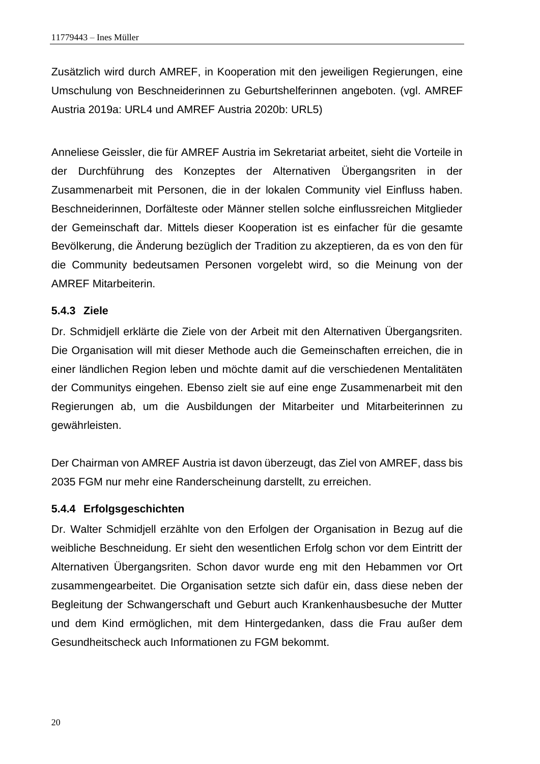Zusätzlich wird durch AMREF, in Kooperation mit den jeweiligen Regierungen, eine Umschulung von Beschneiderinnen zu Geburtshelferinnen angeboten. (vgl. AMREF Austria 2019a: URL4 und AMREF Austria 2020b: URL5)

Anneliese Geissler, die für AMREF Austria im Sekretariat arbeitet, sieht die Vorteile in der Durchführung des Konzeptes der Alternativen Übergangsriten in der Zusammenarbeit mit Personen, die in der lokalen Community viel Einfluss haben. Beschneiderinnen, Dorfälteste oder Männer stellen solche einflussreichen Mitglieder der Gemeinschaft dar. Mittels dieser Kooperation ist es einfacher für die gesamte Bevölkerung, die Änderung bezüglich der Tradition zu akzeptieren, da es von den für die Community bedeutsamen Personen vorgelebt wird, so die Meinung von der AMREF Mitarbeiterin.

### 5.4.3 Ziele

Dr. Schmidjell erklärte die Ziele von der Arbeit mit den Alternativen Übergangsriten. Die Organisation will mit dieser Methode auch die Gemeinschaften erreichen, die in einer ländlichen Region leben und möchte damit auf die verschiedenen Mentalitäten der Communitys eingehen. Ebenso zielt sie auf eine enge Zusammenarbeit mit den Regierungen ab, um die Ausbildungen der Mitarbeiter und Mitarbeiterinnen zu gewährleisten.

Der Chairman von AMREF Austria ist davon überzeugt, das Ziel von AMREF, dass bis 2035 FGM nur mehr eine Randerscheinung darstellt, zu erreichen.

### 5.4.4 Erfolgsgeschichten

Dr. Walter Schmidjell erzählte von den Erfolgen der Organisation in Bezug auf die weibliche Beschneidung. Er sieht den wesentlichen Erfolg schon vor dem Eintritt der Alternativen Übergangsriten. Schon davor wurde eng mit den Hebammen vor Ort zusammengearbeitet. Die Organisation setzte sich dafür ein, dass diese neben der Begleitung der Schwangerschaft und Geburt auch Krankenhausbesuche der Mutter und dem Kind ermöglichen, mit dem Hintergedanken, dass die Frau außer dem Gesundheitscheck auch Informationen zu FGM bekommt.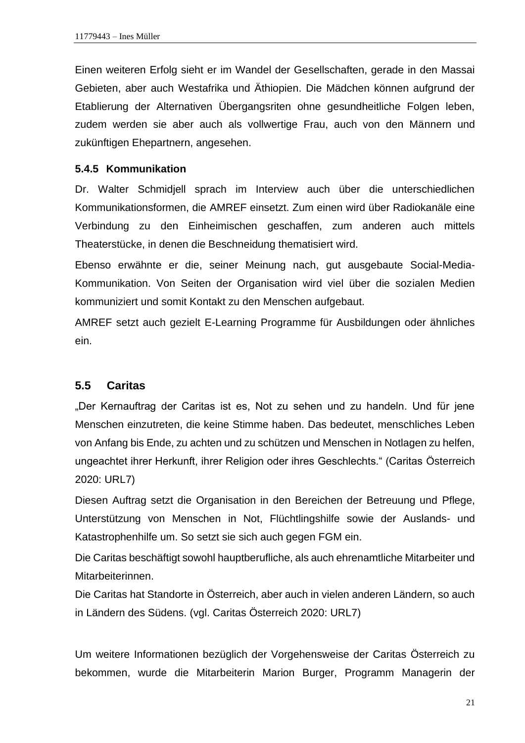Einen weiteren Erfolg sieht er im Wandel der Gesellschaften, gerade in den Massai Gebieten, aber auch Westafrika und Äthiopien. Die Mädchen können aufgrund der Etablierung der Alternativen Übergangsriten ohne gesundheitliche Folgen leben, zudem werden sie aber auch als vollwertige Frau, auch von den Männern und zukünftigen Ehepartnern, angesehen.

#### 5.4.5 Kommunikation

Dr. Walter Schmidjell sprach im Interview auch über die unterschiedlichen Kommunikationsformen, die AMREF einsetzt. Zum einen wird über Radiokanäle eine Verbindung zu den Einheimischen geschaffen, zum anderen auch mittels Theaterstücke, in denen die Beschneidung thematisiert wird.

Ebenso erwähnte er die, seiner Meinung nach, gut ausgebaute Social-Media-Kommunikation. Von Seiten der Organisation wird viel über die sozialen Medien kommuniziert und somit Kontakt zu den Menschen aufgebaut.

AMREF setzt auch gezielt E-Learning Programme für Ausbildungen oder ähnliches ein.

### 5.5 Caritas

„Der Kernauftrag der Caritas ist es, Not zu sehen und zu handeln. Und für jene Menschen einzutreten, die keine Stimme haben. Das bedeutet, menschliches Leben von Anfang bis Ende, zu achten und zu schützen und Menschen in Notlagen zu helfen, ungeachtet ihrer Herkunft, ihrer Religion oder ihres Geschlechts." (Caritas Österreich 2020: URL7)

Diesen Auftrag setzt die Organisation in den Bereichen der Betreuung und Pflege, Unterstützung von Menschen in Not, Flüchtlingshilfe sowie der Auslands- und Katastrophenhilfe um. So setzt sie sich auch gegen FGM ein.

Die Caritas beschäftigt sowohl hauptberufliche, als auch ehrenamtliche Mitarbeiter und Mitarbeiterinnen.

Die Caritas hat Standorte in Österreich, aber auch in vielen anderen Ländern, so auch in Ländern des Südens. (vgl. Caritas Österreich 2020: URL7)

Um weitere Informationen bezüglich der Vorgehensweise der Caritas Österreich zu bekommen, wurde die Mitarbeiterin Marion Burger, Programm Managerin der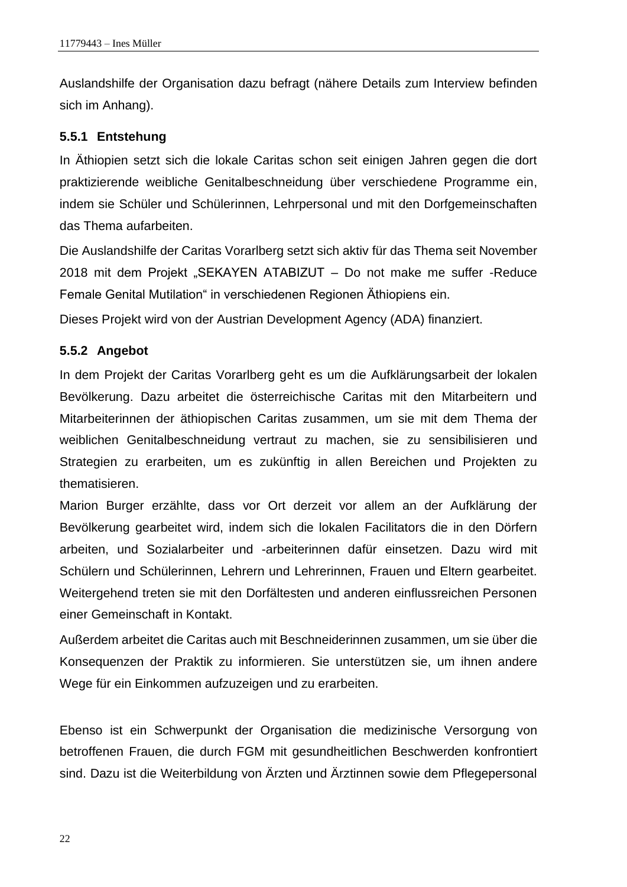Auslandshilfe der Organisation dazu befragt (nähere Details zum Interview befinden sich im Anhang).

### 5.5.1 Entstehung

In Äthiopien setzt sich die lokale Caritas schon seit einigen Jahren gegen die dort praktizierende weibliche Genitalbeschneidung über verschiedene Programme ein, indem sie Schüler und Schülerinnen, Lehrpersonal und mit den Dorfgemeinschaften das Thema aufarbeiten.

Die Auslandshilfe der Caritas Vorarlberg setzt sich aktiv für das Thema seit November 2018 mit dem Projekt „SEKAYEN ATABIZUT – Do not make me suffer -Reduce Female Genital Mutilation" in verschiedenen Regionen Äthiopiens ein.

Dieses Projekt wird von der Austrian Development Agency (ADA) finanziert.

### 5.5.2 Angebot

In dem Projekt der Caritas Vorarlberg geht es um die Aufklärungsarbeit der lokalen Bevölkerung. Dazu arbeitet die österreichische Caritas mit den Mitarbeitern und Mitarbeiterinnen der äthiopischen Caritas zusammen, um sie mit dem Thema der weiblichen Genitalbeschneidung vertraut zu machen, sie zu sensibilisieren und Strategien zu erarbeiten, um es zukünftig in allen Bereichen und Projekten zu thematisieren.

Marion Burger erzählte, dass vor Ort derzeit vor allem an der Aufklärung der Bevölkerung gearbeitet wird, indem sich die lokalen Facilitators die in den Dörfern arbeiten, und Sozialarbeiter und -arbeiterinnen dafür einsetzen. Dazu wird mit Schülern und Schülerinnen, Lehrern und Lehrerinnen, Frauen und Eltern gearbeitet. Weitergehend treten sie mit den Dorfältesten und anderen einflussreichen Personen einer Gemeinschaft in Kontakt.

Außerdem arbeitet die Caritas auch mit Beschneiderinnen zusammen, um sie über die Konsequenzen der Praktik zu informieren. Sie unterstützen sie, um ihnen andere Wege für ein Einkommen aufzuzeigen und zu erarbeiten.

Ebenso ist ein Schwerpunkt der Organisation die medizinische Versorgung von betroffenen Frauen, die durch FGM mit gesundheitlichen Beschwerden konfrontiert sind. Dazu ist die Weiterbildung von Ärzten und Ärztinnen sowie dem Pflegepersonal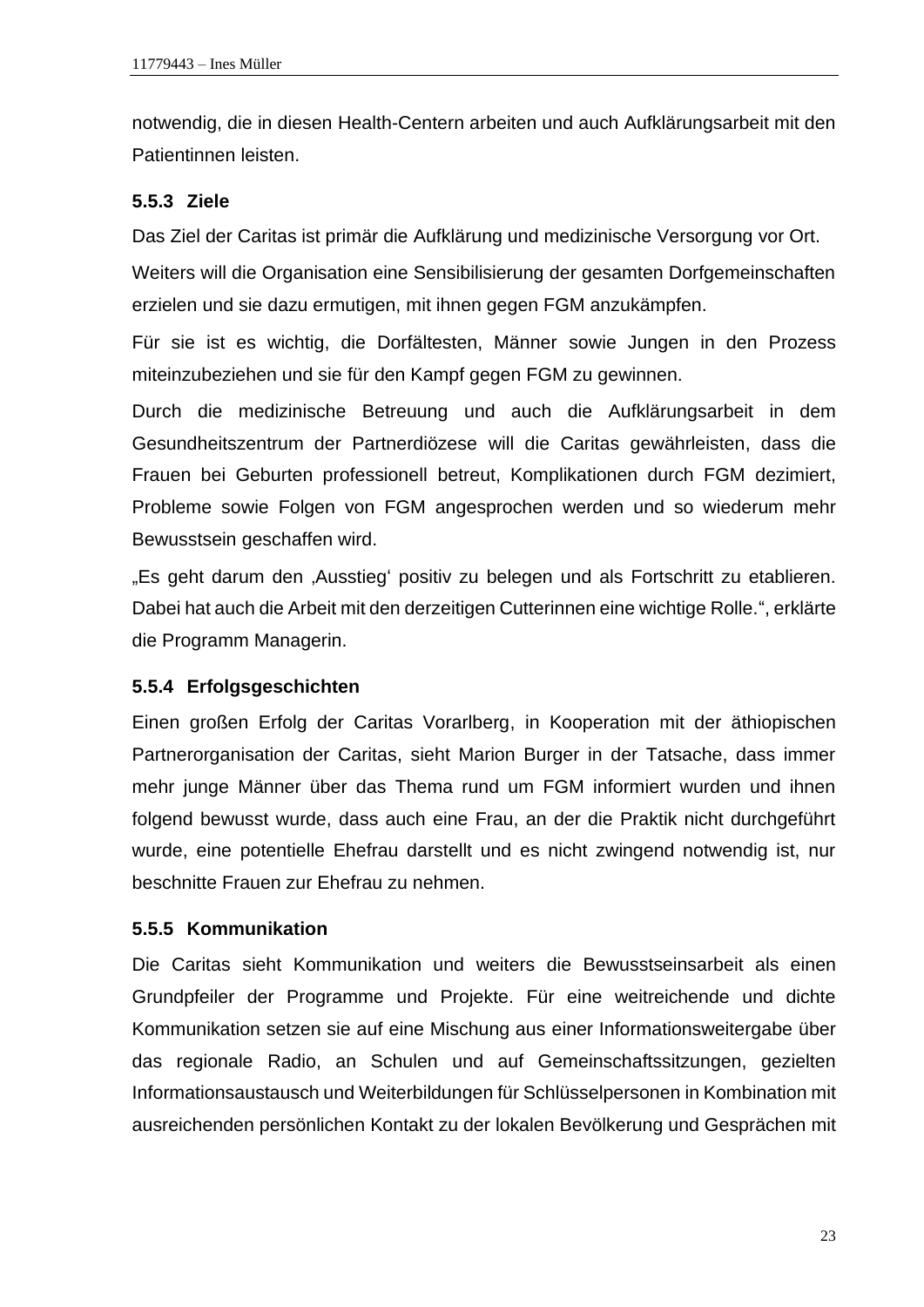notwendig, die in diesen Health-Centern arbeiten und auch Aufklärungsarbeit mit den Patientinnen leisten.

### 5.5.3 Ziele

Das Ziel der Caritas ist primär die Aufklärung und medizinische Versorgung vor Ort.

Weiters will die Organisation eine Sensibilisierung der gesamten Dorfgemeinschaften erzielen und sie dazu ermutigen, mit ihnen gegen FGM anzukämpfen.

Für sie ist es wichtig, die Dorfältesten, Männer sowie Jungen in den Prozess miteinzubeziehen und sie für den Kampf gegen FGM zu gewinnen.

Durch die medizinische Betreuung und auch die Aufklärungsarbeit in dem Gesundheitszentrum der Partnerdiözese will die Caritas gewährleisten, dass die Frauen bei Geburten professionell betreut, Komplikationen durch FGM dezimiert, Probleme sowie Folgen von FGM angesprochen werden und so wiederum mehr Bewusstsein geschaffen wird.

„Es geht darum den ‚Ausstieg' positiv zu belegen und als Fortschritt zu etablieren. Dabei hat auch die Arbeit mit den derzeitigen Cutterinnen eine wichtige Rolle.", erklärte die Programm Managerin.

### 5.5.4 Erfolgsgeschichten

Einen großen Erfolg der Caritas Vorarlberg, in Kooperation mit der äthiopischen Partnerorganisation der Caritas, sieht Marion Burger in der Tatsache, dass immer mehr junge Männer über das Thema rund um FGM informiert wurden und ihnen folgend bewusst wurde, dass auch eine Frau, an der die Praktik nicht durchgeführt wurde, eine potentielle Ehefrau darstellt und es nicht zwingend notwendig ist, nur beschnitte Frauen zur Ehefrau zu nehmen.

### 5.5.5 Kommunikation

Die Caritas sieht Kommunikation und weiters die Bewusstseinsarbeit als einen Grundpfeiler der Programme und Projekte. Für eine weitreichende und dichte Kommunikation setzen sie auf eine Mischung aus einer Informationsweitergabe über das regionale Radio, an Schulen und auf Gemeinschaftssitzungen, gezielten Informationsaustausch und Weiterbildungen für Schlüsselpersonen in Kombination mit ausreichenden persönlichen Kontakt zu der lokalen Bevölkerung und Gesprächen mit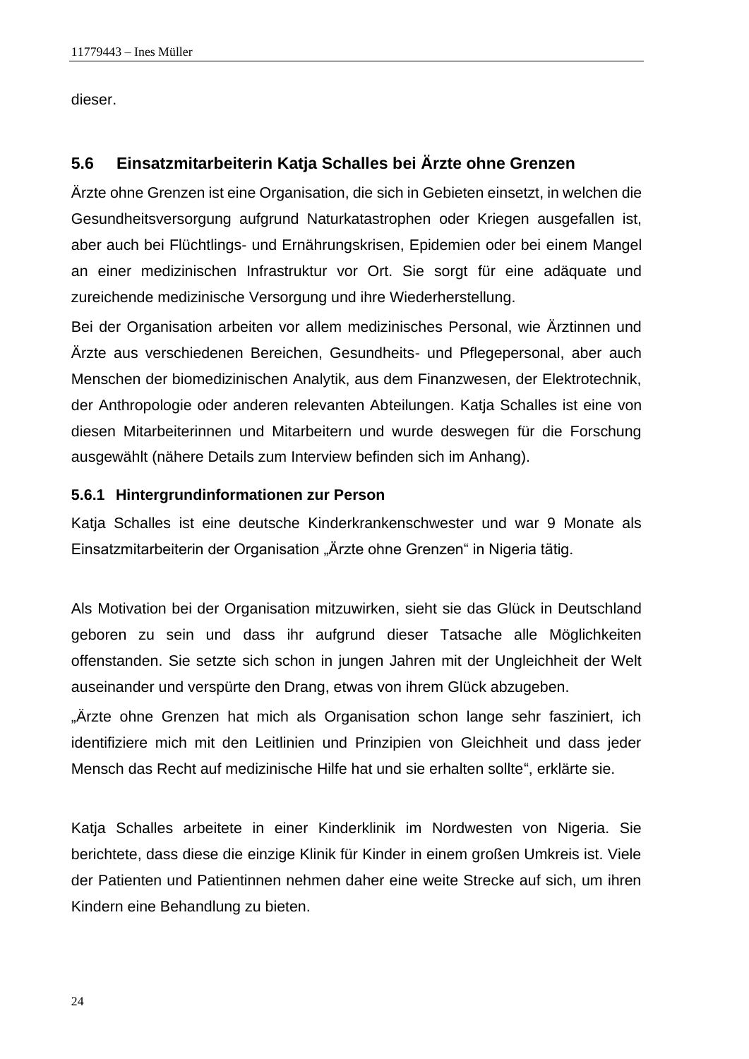dieser.

## 5.6 Einsatzmitarbeiterin Katja Schalles bei Ärzte ohne Grenzen

Ärzte ohne Grenzen ist eine Organisation, die sich in Gebieten einsetzt, in welchen die Gesundheitsversorgung aufgrund Naturkatastrophen oder Kriegen ausgefallen ist, aber auch bei Flüchtlings- und Ernährungskrisen, Epidemien oder bei einem Mangel an einer medizinischen Infrastruktur vor Ort. Sie sorgt für eine adäquate und zureichende medizinische Versorgung und ihre Wiederherstellung.

Bei der Organisation arbeiten vor allem medizinisches Personal, wie Ärztinnen und Ärzte aus verschiedenen Bereichen, Gesundheits- und Pflegepersonal, aber auch Menschen der biomedizinischen Analytik, aus dem Finanzwesen, der Elektrotechnik, der Anthropologie oder anderen relevanten Abteilungen. Katja Schalles ist eine von diesen Mitarbeiterinnen und Mitarbeitern und wurde deswegen für die Forschung ausgewählt (nähere Details zum Interview befinden sich im Anhang).

### 5.6.1 Hintergrundinformationen zur Person

Katja Schalles ist eine deutsche Kinderkrankenschwester und war 9 Monate als Einsatzmitarbeiterin der Organisation „Ärzte ohne Grenzen" in Nigeria tätig.

Als Motivation bei der Organisation mitzuwirken, sieht sie das Glück in Deutschland geboren zu sein und dass ihr aufgrund dieser Tatsache alle Möglichkeiten offenstanden. Sie setzte sich schon in jungen Jahren mit der Ungleichheit der Welt auseinander und verspürte den Drang, etwas von ihrem Glück abzugeben.

„Ärzte ohne Grenzen hat mich als Organisation schon lange sehr fasziniert, ich identifiziere mich mit den Leitlinien und Prinzipien von Gleichheit und dass jeder Mensch das Recht auf medizinische Hilfe hat und sie erhalten sollte", erklärte sie.

Katja Schalles arbeitete in einer Kinderklinik im Nordwesten von Nigeria. Sie berichtete, dass diese die einzige Klinik für Kinder in einem großen Umkreis ist. Viele der Patienten und Patientinnen nehmen daher eine weite Strecke auf sich, um ihren Kindern eine Behandlung zu bieten.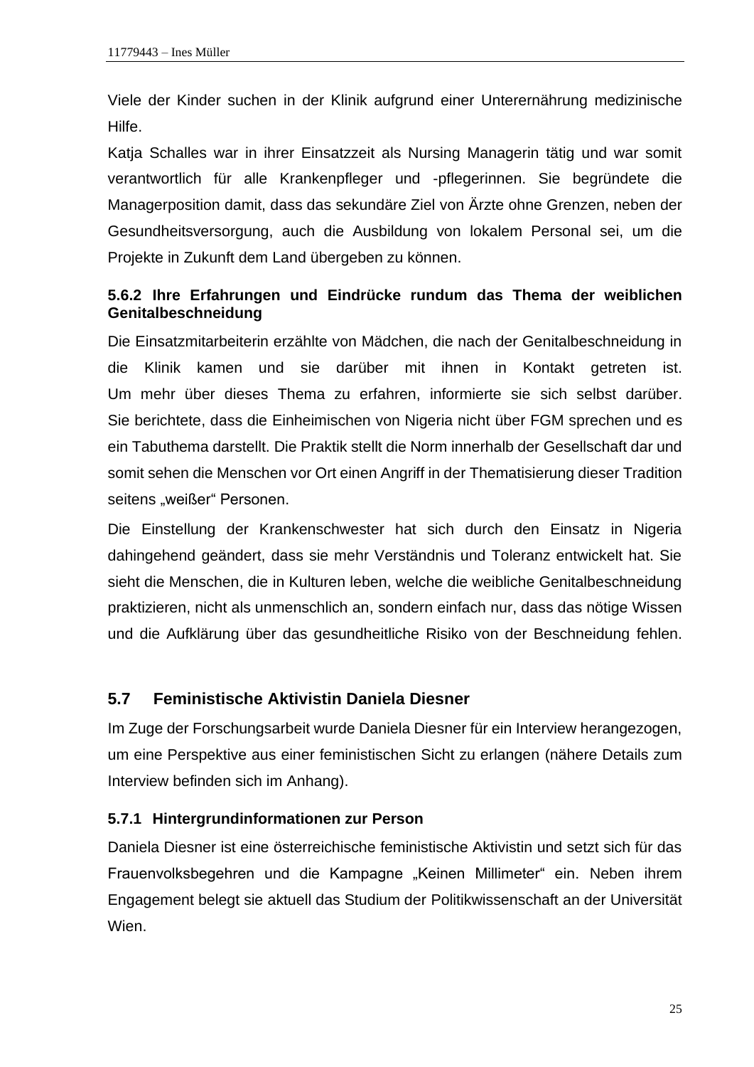Viele der Kinder suchen in der Klinik aufgrund einer Unterernährung medizinische Hilfe.

Katja Schalles war in ihrer Einsatzzeit als Nursing Managerin tätig und war somit verantwortlich für alle Krankenpfleger und -pflegerinnen. Sie begründete die Managerposition damit, dass das sekundäre Ziel von Ärzte ohne Grenzen, neben der Gesundheitsversorgung, auch die Ausbildung von lokalem Personal sei, um die Projekte in Zukunft dem Land übergeben zu können.

#### 5.6.2 Ihre Erfahrungen und Eindrücke rundum das Thema der weiblichen Genitalbeschneidung

Die Einsatzmitarbeiterin erzählte von Mädchen, die nach der Genitalbeschneidung in die Klinik kamen und sie darüber mit ihnen in Kontakt getreten ist. Um mehr über dieses Thema zu erfahren, informierte sie sich selbst darüber. Sie berichtete, dass die Einheimischen von Nigeria nicht über FGM sprechen und es ein Tabuthema darstellt. Die Praktik stellt die Norm innerhalb der Gesellschaft dar und somit sehen die Menschen vor Ort einen Angriff in der Thematisierung dieser Tradition seitens „weißer" Personen.

Die Einstellung der Krankenschwester hat sich durch den Einsatz in Nigeria dahingehend geändert, dass sie mehr Verständnis und Toleranz entwickelt hat. Sie sieht die Menschen, die in Kulturen leben, welche die weibliche Genitalbeschneidung praktizieren, nicht als unmenschlich an, sondern einfach nur, dass das nötige Wissen und die Aufklärung über das gesundheitliche Risiko von der Beschneidung fehlen.

### 5.7 Feministische Aktivistin Daniela Diesner

Im Zuge der Forschungsarbeit wurde Daniela Diesner für ein Interview herangezogen, um eine Perspektive aus einer feministischen Sicht zu erlangen (nähere Details zum Interview befinden sich im Anhang).

#### 5.7.1 Hintergrundinformationen zur Person

Daniela Diesner ist eine österreichische feministische Aktivistin und setzt sich für das Frauenvolksbegehren und die Kampagne „Keinen Millimeter" ein. Neben ihrem Engagement belegt sie aktuell das Studium der Politikwissenschaft an der Universität Wien.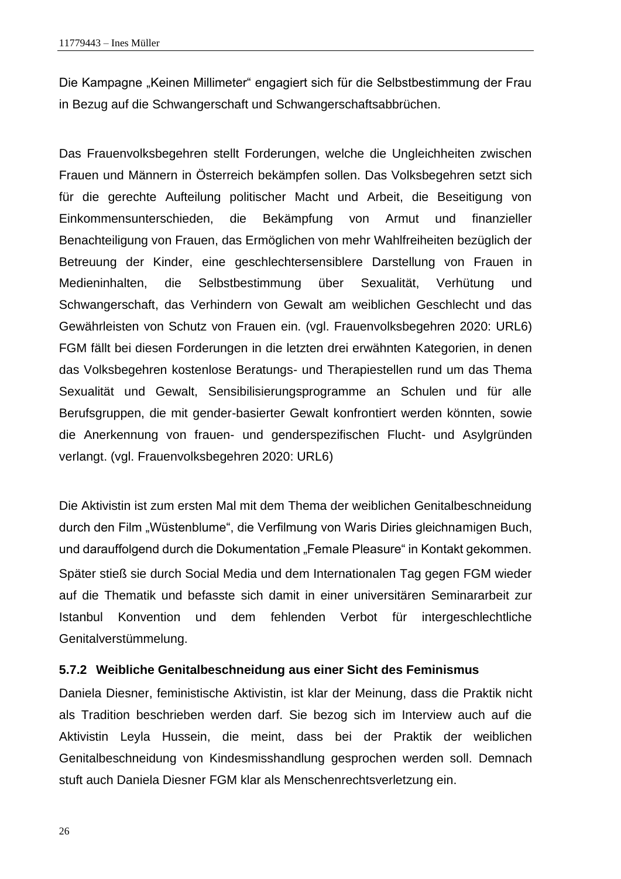Die Kampagne „Keinen Millimeter“ engagiert sich für die Selbstbestimmung der Frau in Bezug auf die Schwangerschaft und Schwangerschaftsabbrüchen.

Das Frauenvolksbegehren stellt Forderungen, welche die Ungleichheiten zwischen Frauen und Männern in Österreich bekämpfen sollen. Das Volksbegehren setzt sich für die gerechte Aufteilung politischer Macht und Arbeit, die Beseitigung von Einkommensunterschieden, die Bekämpfung von Armut und finanzieller Benachteiligung von Frauen, das Ermöglichen von mehr Wahlfreiheiten bezüglich der Betreuung der Kinder, eine geschlechtersensiblere Darstellung von Frauen in Medieninhalten, die Selbstbestimmung über Sexualität, Verhütung und Schwangerschaft, das Verhindern von Gewalt am weiblichen Geschlecht und das Gewährleisten von Schutz von Frauen ein. (vgl. Frauenvolksbegehren 2020: URL6) FGM fällt bei diesen Forderungen in die letzten drei erwähnten Kategorien, in denen das Volksbegehren kostenlose Beratungs- und Therapiestellen rund um das Thema Sexualität und Gewalt, Sensibilisierungsprogramme an Schulen und für alle Berufsgruppen, die mit gender-basierter Gewalt konfrontiert werden könnten, sowie die Anerkennung von frauen- und genderspezifischen Flucht- und Asylgründen verlangt. (vgl. Frauenvolksbegehren 2020: URL6)

Die Aktivistin ist zum ersten Mal mit dem Thema der weiblichen Genitalbeschneidung durch den Film „Wüstenblume“, die Verfilmung von Waris Diries gleichnamigen Buch, und darauffolgend durch die Dokumentation „Female Pleasure“ in Kontakt gekommen. Später stieß sie durch Social Media und dem Internationalen Tag gegen FGM wieder auf die Thematik und befasste sich damit in einer universitären Seminararbeit zur Istanbul Konvention und dem fehlenden Verbot für intergeschlechtliche Genitalverstümmelung.

### 5.7.2 Weibliche Genitalbeschneidung aus einer Sicht des Feminismus

Daniela Diesner, feministische Aktivistin, ist klar der Meinung, dass die Praktik nicht als Tradition beschrieben werden darf. Sie bezog sich im Interview auch auf die Aktivistin Leyla Hussein, die meint, dass bei der Praktik der weiblichen Genitalbeschneidung von Kindesmisshandlung gesprochen werden soll. Demnach stuft auch Daniela Diesner FGM klar als Menschenrechtsverletzung ein.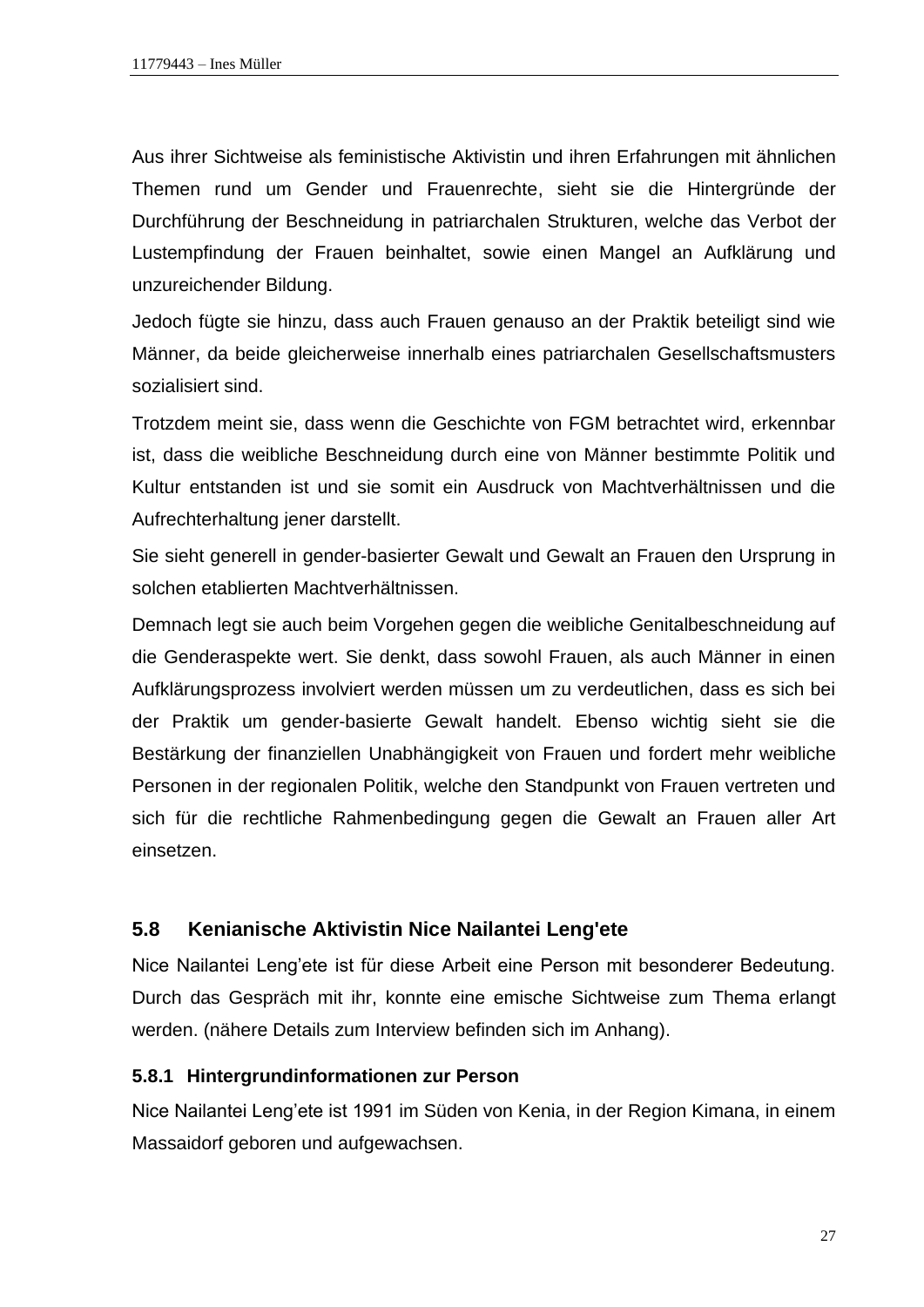Aus ihrer Sichtweise als feministische Aktivistin und ihren Erfahrungen mit ähnlichen Themen rund um Gender und Frauenrechte, sieht sie die Hintergründe der Durchführung der Beschneidung in patriarchalen Strukturen, welche das Verbot der Lustempfindung der Frauen beinhaltet, sowie einen Mangel an Aufklärung und unzureichender Bildung.

Jedoch fügte sie hinzu, dass auch Frauen genauso an der Praktik beteiligt sind wie Männer, da beide gleicherweise innerhalb eines patriarchalen Gesellschaftsmusters sozialisiert sind.

Trotzdem meint sie, dass wenn die Geschichte von FGM betrachtet wird, erkennbar ist, dass die weibliche Beschneidung durch eine von Männer bestimmte Politik und Kultur entstanden ist und sie somit ein Ausdruck von Machtverhältnissen und die Aufrechterhaltung jener darstellt.

Sie sieht generell in gender-basierter Gewalt und Gewalt an Frauen den Ursprung in solchen etablierten Machtverhältnissen.

Demnach legt sie auch beim Vorgehen gegen die weibliche Genitalbeschneidung auf die Genderaspekte wert. Sie denkt, dass sowohl Frauen, als auch Männer in einen Aufklärungsprozess involviert werden müssen um zu verdeutlichen, dass es sich bei der Praktik um gender-basierte Gewalt handelt. Ebenso wichtig sieht sie die Bestärkung der finanziellen Unabhängigkeit von Frauen und fordert mehr weibliche Personen in der regionalen Politik, welche den Standpunkt von Frauen vertreten und sich für die rechtliche Rahmenbedingung gegen die Gewalt an Frauen aller Art einsetzen.

## 5.8 Kenianische Aktivistin Nice Nailantei Leng'ete

Nice Nailantei Leng'ete ist für diese Arbeit eine Person mit besonderer Bedeutung. Durch das Gespräch mit ihr, konnte eine emische Sichtweise zum Thema erlangt werden. (nähere Details zum Interview befinden sich im Anhang).

### 5.8.1 Hintergrundinformationen zur Person

Nice Nailantei Leng'ete ist 1991 im Süden von Kenia, in der Region Kimana, in einem Massaidorf geboren und aufgewachsen.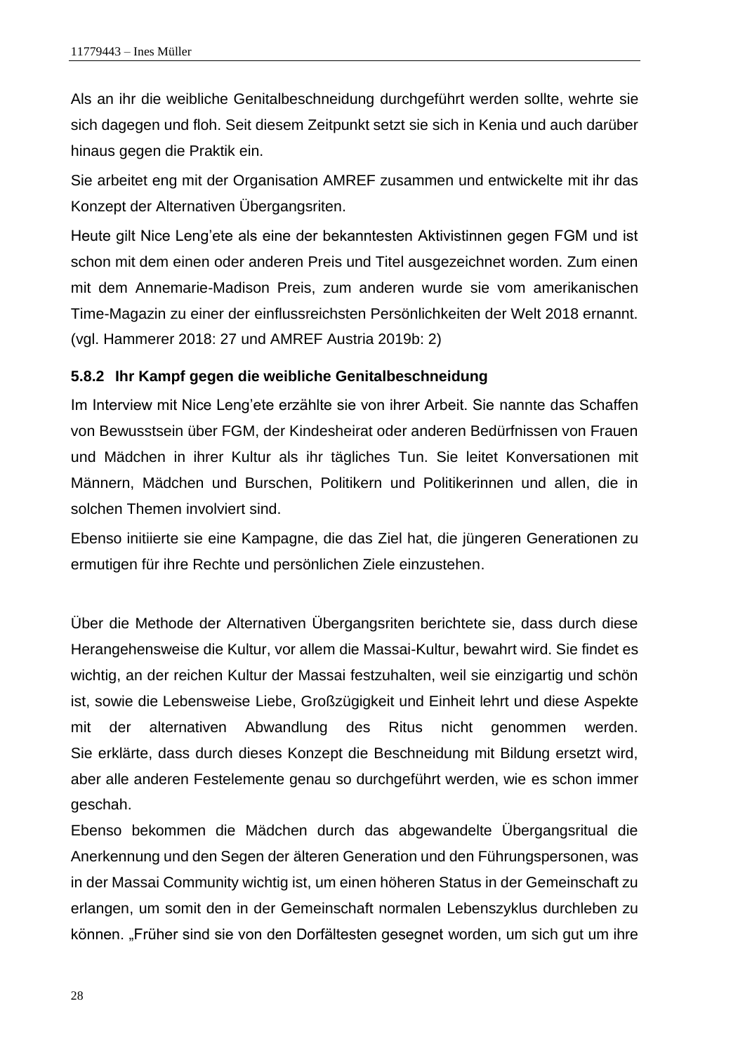Als an ihr die weibliche Genitalbeschneidung durchgeführt werden sollte, wehrte sie sich dagegen und floh. Seit diesem Zeitpunkt setzt sie sich in Kenia und auch darüber hinaus gegen die Praktik ein.

Sie arbeitet eng mit der Organisation AMREF zusammen und entwickelte mit ihr das Konzept der Alternativen Übergangsriten.

Heute gilt Nice Leng'ete als eine der bekanntesten Aktivistinnen gegen FGM und ist schon mit dem einen oder anderen Preis und Titel ausgezeichnet worden. Zum einen mit dem Annemarie-Madison Preis, zum anderen wurde sie vom amerikanischen Time-Magazin zu einer der einflussreichsten Persönlichkeiten der Welt 2018 ernannt. (vgl. Hammerer 2018: 27 und AMREF Austria 2019b: 2)

### 5.8.2 Ihr Kampf gegen die weibliche Genitalbeschneidung

Im Interview mit Nice Leng'ete erzählte sie von ihrer Arbeit. Sie nannte das Schaffen von Bewusstsein über FGM, der Kindesheirat oder anderen Bedürfnissen von Frauen und Mädchen in ihrer Kultur als ihr tägliches Tun. Sie leitet Konversationen mit Männern, Mädchen und Burschen, Politikern und Politikerinnen und allen, die in solchen Themen involviert sind.

Ebenso initiierte sie eine Kampagne, die das Ziel hat, die jüngeren Generationen zu ermutigen für ihre Rechte und persönlichen Ziele einzustehen.

Über die Methode der Alternativen Übergangsriten berichtete sie, dass durch diese Herangehensweise die Kultur, vor allem die Massai-Kultur, bewahrt wird. Sie findet es wichtig, an der reichen Kultur der Massai festzuhalten, weil sie einzigartig und schön ist, sowie die Lebensweise Liebe, Großzügigkeit und Einheit lehrt und diese Aspekte mit der alternativen Abwandlung des Ritus nicht genommen werden.
Sie erklärte, dass durch dieses Konzept die Beschneidung mit Bildung ersetzt wird, aber alle anderen Festelemente genau so durchgeführt werden, wie es schon immer geschah.

Ebenso bekommen die Mädchen durch das abgewandelte Übergangsritual die Anerkennung und den Segen der älteren Generation und den Führungspersonen, was in der Massai Community wichtig ist, um einen höheren Status in der Gemeinschaft zu erlangen, um somit den in der Gemeinschaft normalen Lebenszyklus durchleben zu können. „Früher sind sie von den Dorfältesten gesegnet worden, um sich gut um ihre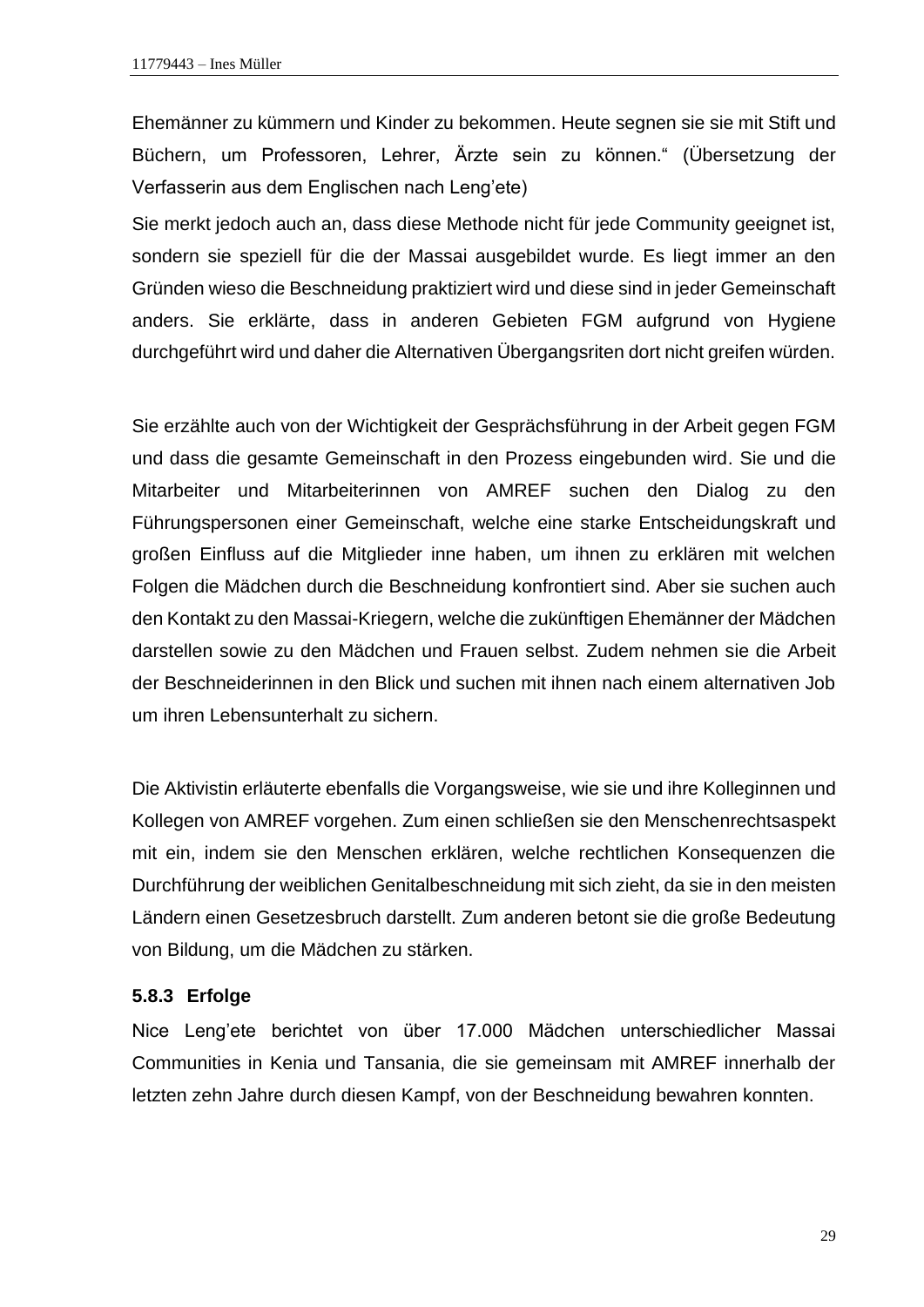Ehemänner zu kümmern und Kinder zu bekommen. Heute segnen sie sie mit Stift und Büchern, um Professoren, Lehrer, Ärzte sein zu können.“ (Übersetzung der Verfasserin aus dem Englischen nach Leng’ete)

Sie merkt jedoch auch an, dass diese Methode nicht für jede Community geeignet ist, sondern sie speziell für die der Massai ausgebildet wurde. Es liegt immer an den Gründen wieso die Beschneidung praktiziert wird und diese sind in jeder Gemeinschaft anders. Sie erklärte, dass in anderen Gebieten FGM aufgrund von Hygiene durchgeführt wird und daher die Alternativen Übergangsriten dort nicht greifen würden.

Sie erzählte auch von der Wichtigkeit der Gesprächsführung in der Arbeit gegen FGM und dass die gesamte Gemeinschaft in den Prozess eingebunden wird. Sie und die Mitarbeiter und Mitarbeiterinnen von AMREF suchen den Dialog zu den Führungspersonen einer Gemeinschaft, welche eine starke Entscheidungskraft und großen Einfluss auf die Mitglieder inne haben, um ihnen zu erklären mit welchen Folgen die Mädchen durch die Beschneidung konfrontiert sind. Aber sie suchen auch den Kontakt zu den Massai-Kriegern, welche die zukünftigen Ehemänner der Mädchen darstellen sowie zu den Mädchen und Frauen selbst. Zudem nehmen sie die Arbeit der Beschneiderinnen in den Blick und suchen mit ihnen nach einem alternativen Job um ihren Lebensunterhalt zu sichern.

Die Aktivistin erläuterte ebenfalls die Vorgangsweise, wie sie und ihre Kolleginnen und Kollegen von AMREF vorgehen. Zum einen schließen sie den Menschenrechtsaspekt mit ein, indem sie den Menschen erklären, welche rechtlichen Konsequenzen die Durchführung der weiblichen Genitalbeschneidung mit sich zieht, da sie in den meisten Ländern einen Gesetzesbruch darstellt. Zum anderen betont sie die große Bedeutung von Bildung, um die Mädchen zu stärken.

### 5.8.3 Erfolge

Nice Leng’ete berichtet von über 17.000 Mädchen unterschiedlicher Massai Communities in Kenia und Tansania, die sie gemeinsam mit AMREF innerhalb der letzten zehn Jahre durch diesen Kampf, von der Beschneidung bewahren konnten.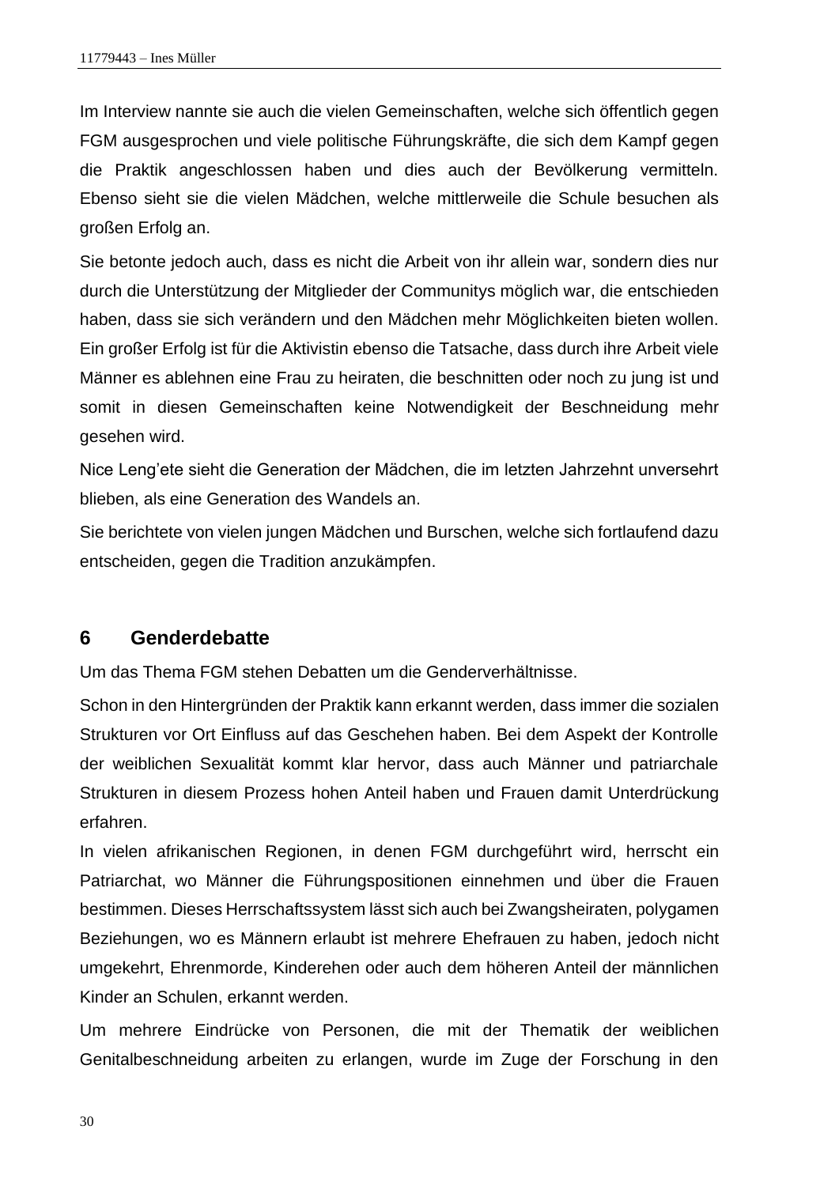Im Interview nannte sie auch die vielen Gemeinschaften, welche sich öffentlich gegen FGM ausgesprochen und viele politische Führungskräfte, die sich dem Kampf gegen die Praktik angeschlossen haben und dies auch der Bevölkerung vermitteln. Ebenso sieht sie die vielen Mädchen, welche mittlerweile die Schule besuchen als großen Erfolg an.

Sie betonte jedoch auch, dass es nicht die Arbeit von ihr allein war, sondern dies nur durch die Unterstützung der Mitglieder der Communitys möglich war, die entschieden haben, dass sie sich verändern und den Mädchen mehr Möglichkeiten bieten wollen. Ein großer Erfolg ist für die Aktivistin ebenso die Tatsache, dass durch ihre Arbeit viele Männer es ablehnen eine Frau zu heiraten, die beschnitten oder noch zu jung ist und somit in diesen Gemeinschaften keine Notwendigkeit der Beschneidung mehr gesehen wird.

Nice Leng'ete sieht die Generation der Mädchen, die im letzten Jahrzehnt unversehrt blieben, als eine Generation des Wandels an.

Sie berichtete von vielen jungen Mädchen und Burschen, welche sich fortlaufend dazu entscheiden, gegen die Tradition anzukämpfen.

# 6 Genderdebatte

Um das Thema FGM stehen Debatten um die Genderverhältnisse.

Schon in den Hintergründen der Praktik kann erkannt werden, dass immer die sozialen Strukturen vor Ort Einfluss auf das Geschehen haben. Bei dem Aspekt der Kontrolle der weiblichen Sexualität kommt klar hervor, dass auch Männer und patriarchale Strukturen in diesem Prozess hohen Anteil haben und Frauen damit Unterdrückung erfahren.

In vielen afrikanischen Regionen, in denen FGM durchgeführt wird, herrscht ein Patriarchat, wo Männer die Führungspositionen einnehmen und über die Frauen bestimmen. Dieses Herrschaftssystem lässt sich auch bei Zwangsheiraten, polygamen Beziehungen, wo es Männern erlaubt ist mehrere Ehefrauen zu haben, jedoch nicht umgekehrt, Ehrenmorde, Kinderehen oder auch dem höheren Anteil der männlichen Kinder an Schulen, erkannt werden.

Um mehrere Eindrücke von Personen, die mit der Thematik der weiblichen Genitalbeschneidung arbeiten zu erlangen, wurde im Zuge der Forschung in den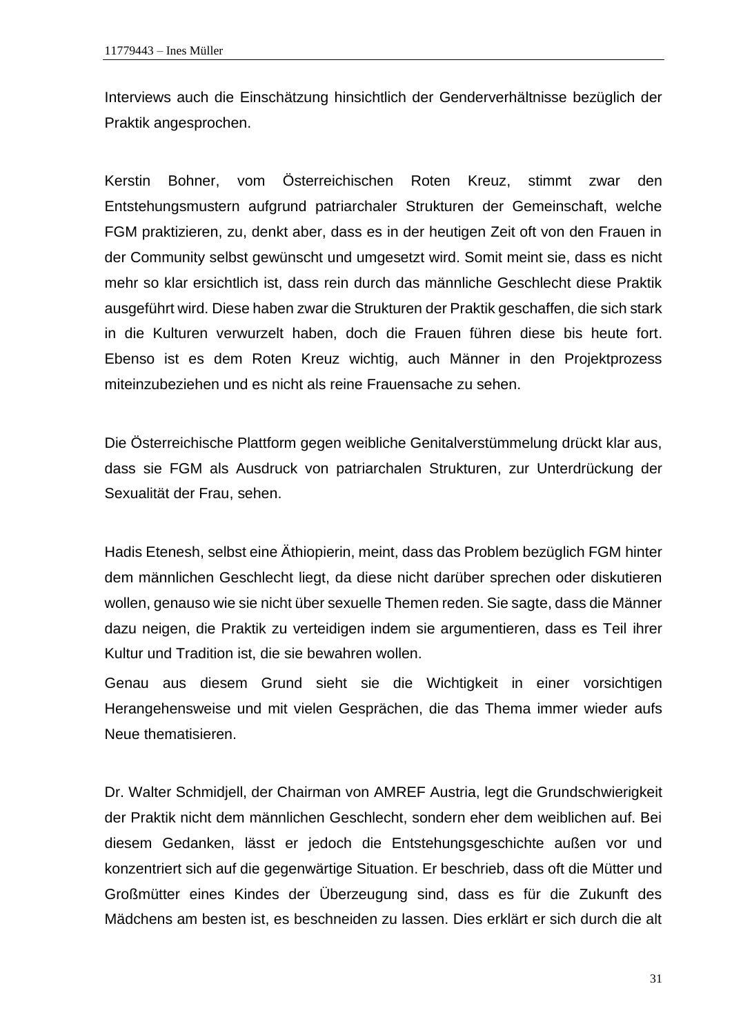Interviews auch die Einschätzung hinsichtlich der Genderverhältnisse bezüglich der Praktik angesprochen.

Kerstin Bohner, vom Österreichischen Roten Kreuz, stimmt zwar den Entstehungsmustern aufgrund patriarchaler Strukturen der Gemeinschaft, welche FGM praktizieren, zu, denkt aber, dass es in der heutigen Zeit oft von den Frauen in der Community selbst gewünscht und umgesetzt wird. Somit meint sie, dass es nicht mehr so klar ersichtlich ist, dass rein durch das männliche Geschlecht diese Praktik ausgeführt wird. Diese haben zwar die Strukturen der Praktik geschaffen, die sich stark in die Kulturen verwurzelt haben, doch die Frauen führen diese bis heute fort. Ebenso ist es dem Roten Kreuz wichtig, auch Männer in den Projektprozess miteinzubeziehen und es nicht als reine Frauensache zu sehen.

Die Österreichische Plattform gegen weibliche Genitalverstümmelung drückt klar aus, dass sie FGM als Ausdruck von patriarchalen Strukturen, zur Unterdrückung der Sexualität der Frau, sehen.

Hadis Etenesh, selbst eine Äthiopierin, meint, dass das Problem bezüglich FGM hinter dem männlichen Geschlecht liegt, da diese nicht darüber sprechen oder diskutieren wollen, genauso wie sie nicht über sexuelle Themen reden. Sie sagte, dass die Männer dazu neigen, die Praktik zu verteidigen indem sie argumentieren, dass es Teil ihrer Kultur und Tradition ist, die sie bewahren wollen.

Genau aus diesem Grund sieht sie die Wichtigkeit in einer vorsichtigen Herangehensweise und mit vielen Gesprächen, die das Thema immer wieder aufs Neue thematisieren.

Dr. Walter Schmidjell, der Chairman von AMREF Austria, legt die Grundschwierigkeit der Praktik nicht dem männlichen Geschlecht, sondern eher dem weiblichen auf. Bei diesem Gedanken, lässt er jedoch die Entstehungsgeschichte außen vor und konzentriert sich auf die gegenwärtige Situation. Er beschrieb, dass oft die Mütter und Großmütter eines Kindes der Überzeugung sind, dass es für die Zukunft des Mädchens am besten ist, es beschneiden zu lassen. Dies erklärt er sich durch die alt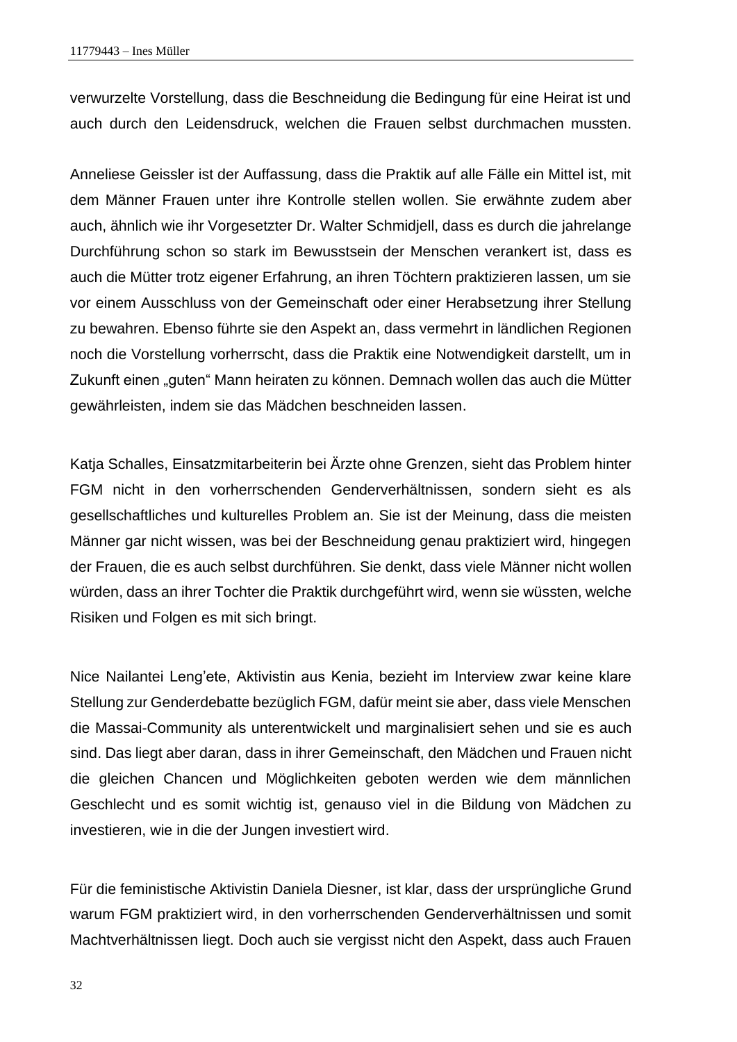verwurzelte Vorstellung, dass die Beschneidung die Bedingung für eine Heirat ist und auch durch den Leidensdruck, welchen die Frauen selbst durchmachen mussten.

Anneliese Geissler ist der Auffassung, dass die Praktik auf alle Fälle ein Mittel ist, mit dem Männer Frauen unter ihre Kontrolle stellen wollen. Sie erwähnte zudem aber auch, ähnlich wie ihr Vorgesetzter Dr. Walter Schmidjell, dass es durch die jahrelange Durchführung schon so stark im Bewusstsein der Menschen verankert ist, dass es auch die Mütter trotz eigener Erfahrung, an ihren Töchtern praktizieren lassen, um sie vor einem Ausschluss von der Gemeinschaft oder einer Herabsetzung ihrer Stellung zu bewahren. Ebenso führte sie den Aspekt an, dass vermehrt in ländlichen Regionen noch die Vorstellung vorherrscht, dass die Praktik eine Notwendigkeit darstellt, um in Zukunft einen „guten" Mann heiraten zu können. Demnach wollen das auch die Mütter gewährleisten, indem sie das Mädchen beschneiden lassen.

Katja Schalles, Einsatzmitarbeiterin bei Ärzte ohne Grenzen, sieht das Problem hinter FGM nicht in den vorherrschenden Genderverhältnissen, sondern sieht es als gesellschaftliches und kulturelles Problem an. Sie ist der Meinung, dass die meisten Männer gar nicht wissen, was bei der Beschneidung genau praktiziert wird, hingegen der Frauen, die es auch selbst durchführen. Sie denkt, dass viele Männer nicht wollen würden, dass an ihrer Tochter die Praktik durchgeführt wird, wenn sie wüssten, welche Risiken und Folgen es mit sich bringt.

Nice Nailantei Leng'ete, Aktivistin aus Kenia, bezieht im Interview zwar keine klare Stellung zur Genderdebatte bezüglich FGM, dafür meint sie aber, dass viele Menschen die Massai-Community als unterentwickelt und marginalisiert sehen und sie es auch sind. Das liegt aber daran, dass in ihrer Gemeinschaft, den Mädchen und Frauen nicht die gleichen Chancen und Möglichkeiten geboten werden wie dem männlichen Geschlecht und es somit wichtig ist, genauso viel in die Bildung von Mädchen zu investieren, wie in die der Jungen investiert wird.

Für die feministische Aktivistin Daniela Diesner, ist klar, dass der ursprüngliche Grund warum FGM praktiziert wird, in den vorherrschenden Genderverhältnissen und somit Machtverhältnissen liegt. Doch auch sie vergisst nicht den Aspekt, dass auch Frauen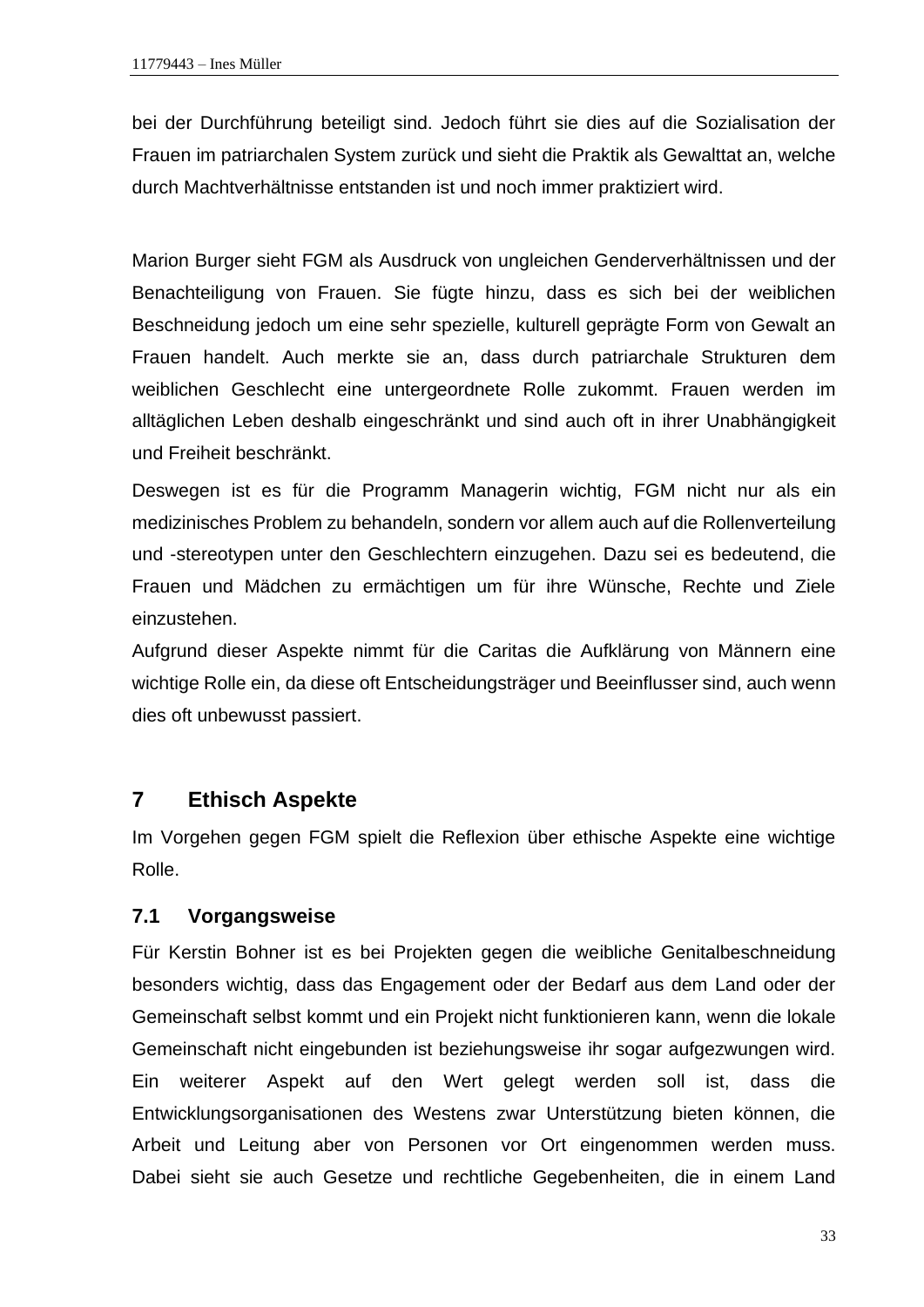bei der Durchführung beteiligt sind. Jedoch führt sie dies auf die Sozialisation der Frauen im patriarchalen System zurück und sieht die Praktik als Gewalttat an, welche durch Machtverhältnisse entstanden ist und noch immer praktiziert wird.

Marion Burger sieht FGM als Ausdruck von ungleichen Genderverhältnissen und der Benachteiligung von Frauen. Sie fügte hinzu, dass es sich bei der weiblichen Beschneidung jedoch um eine sehr spezielle, kulturell geprägte Form von Gewalt an Frauen handelt. Auch merkte sie an, dass durch patriarchale Strukturen dem weiblichen Geschlecht eine untergeordnete Rolle zukommt. Frauen werden im alltäglichen Leben deshalb eingeschränkt und sind auch oft in ihrer Unabhängigkeit und Freiheit beschränkt.

Deswegen ist es für die Programm Managerin wichtig, FGM nicht nur als ein medizinisches Problem zu behandeln, sondern vor allem auch auf die Rollenverteilung und -stereotypen unter den Geschlechtern einzugehen. Dazu sei es bedeutend, die Frauen und Mädchen zu ermächtigen um für ihre Wünsche, Rechte und Ziele einzustehen.
Aufgrund dieser Aspekte nimmt für die Caritas die Aufklärung von Männern eine wichtige Rolle ein, da diese oft Entscheidungsträger und Beeinflusser sind, auch wenn dies oft unbewusst passiert.

# 7 Ethisch Aspekte

Im Vorgehen gegen FGM spielt die Reflexion über ethische Aspekte eine wichtige Rolle.

## 7.1 Vorgangsweise

Für Kerstin Bohner ist es bei Projekten gegen die weibliche Genitalbeschneidung besonders wichtig, dass das Engagement oder der Bedarf aus dem Land oder der Gemeinschaft selbst kommt und ein Projekt nicht funktionieren kann, wenn die lokale Gemeinschaft nicht eingebunden ist beziehungsweise ihr sogar aufgezwungen wird. Ein weiterer Aspekt auf den Wert gelegt werden soll ist, dass die Entwicklungsorganisationen des Westens zwar Unterstützung bieten können, die Arbeit und Leitung aber von Personen vor Ort eingenommen werden muss. Dabei sieht sie auch Gesetze und rechtliche Gegebenheiten, die in einem Land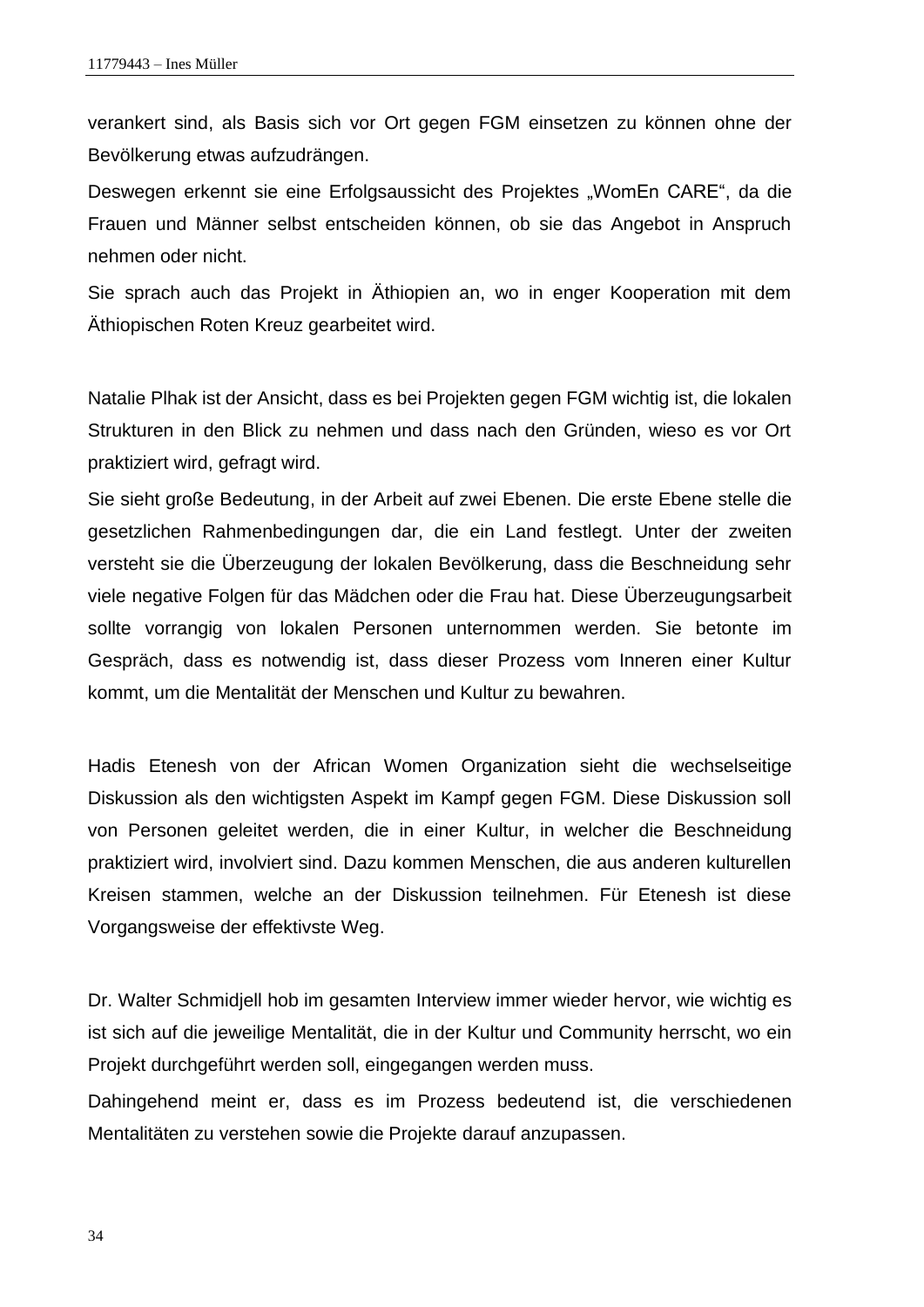verankert sind, als Basis sich vor Ort gegen FGM einsetzen zu können ohne der Bevölkerung etwas aufzudrängen.

Deswegen erkennt sie eine Erfolgsaussicht des Projektes „WomEn CARE“, da die Frauen und Männer selbst entscheiden können, ob sie das Angebot in Anspruch nehmen oder nicht.

Sie sprach auch das Projekt in Äthiopien an, wo in enger Kooperation mit dem Äthiopischen Roten Kreuz gearbeitet wird.

Natalie Plhak ist der Ansicht, dass es bei Projekten gegen FGM wichtig ist, die lokalen Strukturen in den Blick zu nehmen und dass nach den Gründen, wieso es vor Ort praktiziert wird, gefragt wird.

Sie sieht große Bedeutung, in der Arbeit auf zwei Ebenen. Die erste Ebene stelle die gesetzlichen Rahmenbedingungen dar, die ein Land festlegt. Unter der zweiten versteht sie die Überzeugung der lokalen Bevölkerung, dass die Beschneidung sehr viele negative Folgen für das Mädchen oder die Frau hat. Diese Überzeugungsarbeit sollte vorrangig von lokalen Personen unternommen werden. Sie betonte im Gespräch, dass es notwendig ist, dass dieser Prozess vom Inneren einer Kultur kommt, um die Mentalität der Menschen und Kultur zu bewahren.

Hadis Etenesh von der African Women Organization sieht die wechselseitige Diskussion als den wichtigsten Aspekt im Kampf gegen FGM. Diese Diskussion soll von Personen geleitet werden, die in einer Kultur, in welcher die Beschneidung praktiziert wird, involviert sind. Dazu kommen Menschen, die aus anderen kulturellen Kreisen stammen, welche an der Diskussion teilnehmen. Für Etenesh ist diese Vorgangsweise der effektivste Weg.

Dr. Walter Schmidjell hob im gesamten Interview immer wieder hervor, wie wichtig es ist sich auf die jeweilige Mentalität, die in der Kultur und Community herrscht, wo ein Projekt durchgeführt werden soll, eingegangen werden muss.

Dahingehend meint er, dass es im Prozess bedeutend ist, die verschiedenen Mentalitäten zu verstehen sowie die Projekte darauf anzupassen.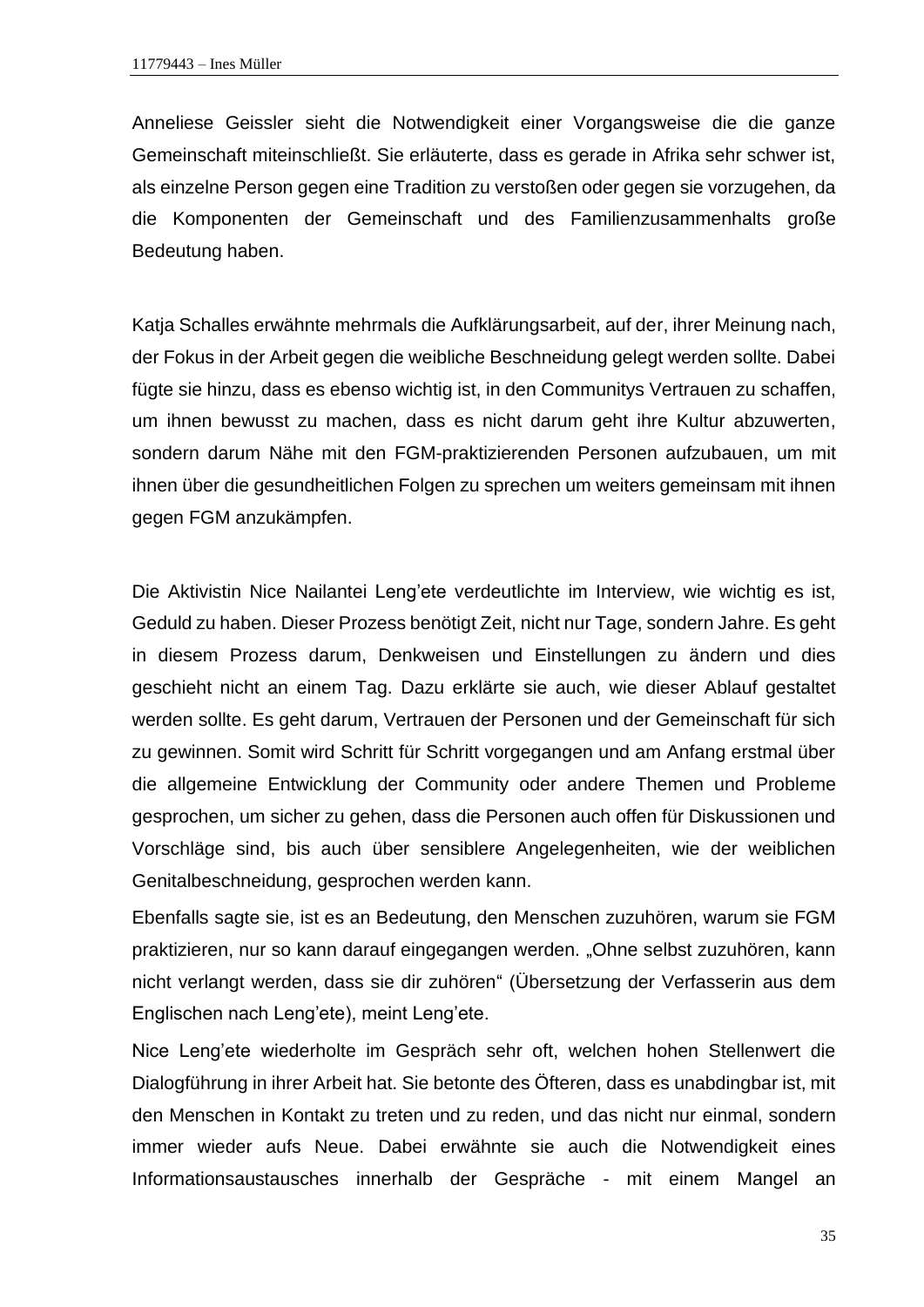Anneliese Geissler sieht die Notwendigkeit einer Vorgangsweise die die ganze Gemeinschaft miteinschließt. Sie erläuterte, dass es gerade in Afrika sehr schwer ist, als einzelne Person gegen eine Tradition zu verstoßen oder gegen sie vorzugehen, da die Komponenten der Gemeinschaft und des Familienzusammenhalts große Bedeutung haben.

Katja Schalles erwähnte mehrmals die Aufklärungsarbeit, auf der, ihrer Meinung nach, der Fokus in der Arbeit gegen die weibliche Beschneidung gelegt werden sollte. Dabei fügte sie hinzu, dass es ebenso wichtig ist, in den Communitys Vertrauen zu schaffen, um ihnen bewusst zu machen, dass es nicht darum geht ihre Kultur abzuwerten, sondern darum Nähe mit den FGM-praktizierenden Personen aufzubauen, um mit ihnen über die gesundheitlichen Folgen zu sprechen um weiters gemeinsam mit ihnen gegen FGM anzukämpfen.

Die Aktivistin Nice Nailantei Leng'ete verdeutlichte im Interview, wie wichtig es ist, Geduld zu haben. Dieser Prozess benötigt Zeit, nicht nur Tage, sondern Jahre. Es geht in diesem Prozess darum, Denkweisen und Einstellungen zu ändern und dies geschieht nicht an einem Tag. Dazu erklärte sie auch, wie dieser Ablauf gestaltet werden sollte. Es geht darum, Vertrauen der Personen und der Gemeinschaft für sich zu gewinnen. Somit wird Schritt für Schritt vorgegangen und am Anfang erstmal über die allgemeine Entwicklung der Community oder andere Themen und Probleme gesprochen, um sicher zu gehen, dass die Personen auch offen für Diskussionen und Vorschläge sind, bis auch über sensiblere Angelegenheiten, wie der weiblichen Genitalbeschneidung, gesprochen werden kann.

Ebenfalls sagte sie, ist es an Bedeutung, den Menschen zuzuhören, warum sie FGM praktizieren, nur so kann darauf eingegangen werden. „Ohne selbst zuzuhören, kann nicht verlangt werden, dass sie dir zuhören" (Übersetzung der Verfasserin aus dem Englischen nach Leng'ete), meint Leng'ete.

Nice Leng'ete wiederholte im Gespräch sehr oft, welchen hohen Stellenwert die Dialogführung in ihrer Arbeit hat. Sie betonte des Öfteren, dass es unabdingbar ist, mit den Menschen in Kontakt zu treten und zu reden, und das nicht nur einmal, sondern immer wieder aufs Neue. Dabei erwähnte sie auch die Notwendigkeit eines Informationsaustausches innerhalb der Gespräche - mit einem Mangel an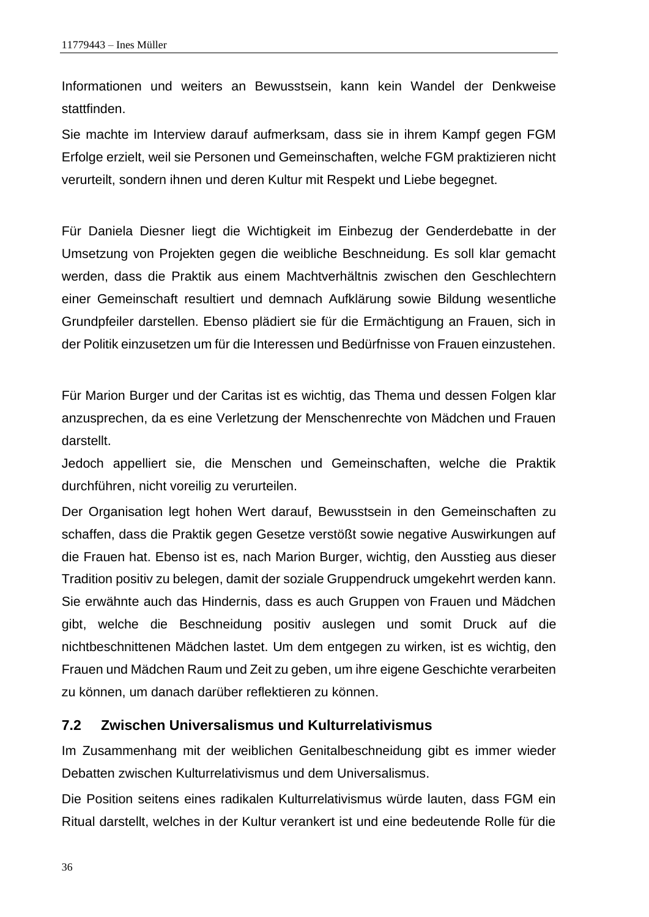Informationen und weiters an Bewusstsein, kann kein Wandel der Denkweise stattfinden.

Sie machte im Interview darauf aufmerksam, dass sie in ihrem Kampf gegen FGM Erfolge erzielt, weil sie Personen und Gemeinschaften, welche FGM praktizieren nicht verurteilt, sondern ihnen und deren Kultur mit Respekt und Liebe begegnet.

Für Daniela Diesner liegt die Wichtigkeit im Einbezug der Genderdebatte in der Umsetzung von Projekten gegen die weibliche Beschneidung. Es soll klar gemacht werden, dass die Praktik aus einem Machtverhältnis zwischen den Geschlechtern einer Gemeinschaft resultiert und demnach Aufklärung sowie Bildung wesentliche Grundpfeiler darstellen. Ebenso plädiert sie für die Ermächtigung an Frauen, sich in der Politik einzusetzen um für die Interessen und Bedürfnisse von Frauen einzustehen.

Für Marion Burger und der Caritas ist es wichtig, das Thema und dessen Folgen klar anzusprechen, da es eine Verletzung der Menschenrechte von Mädchen und Frauen darstellt.

Jedoch appelliert sie, die Menschen und Gemeinschaften, welche die Praktik durchführen, nicht voreilig zu verurteilen.

Der Organisation legt hohen Wert darauf, Bewusstsein in den Gemeinschaften zu schaffen, dass die Praktik gegen Gesetze verstößt sowie negative Auswirkungen auf die Frauen hat. Ebenso ist es, nach Marion Burger, wichtig, den Ausstieg aus dieser Tradition positiv zu belegen, damit der soziale Gruppendruck umgekehrt werden kann. Sie erwähnte auch das Hindernis, dass es auch Gruppen von Frauen und Mädchen gibt, welche die Beschneidung positiv auslegen und somit Druck auf die nichtbeschnittenen Mädchen lastet. Um dem entgegen zu wirken, ist es wichtig, den Frauen und Mädchen Raum und Zeit zu geben, um ihre eigene Geschichte verarbeiten zu können, um danach darüber reflektieren zu können.

## 7.2 Zwischen Universalismus und Kulturrelativismus

Im Zusammenhang mit der weiblichen Genitalbeschneidung gibt es immer wieder Debatten zwischen Kulturrelativismus und dem Universalismus.

Die Position seitens eines radikalen Kulturrelativismus würde lauten, dass FGM ein Ritual darstellt, welches in der Kultur verankert ist und eine bedeutende Rolle für die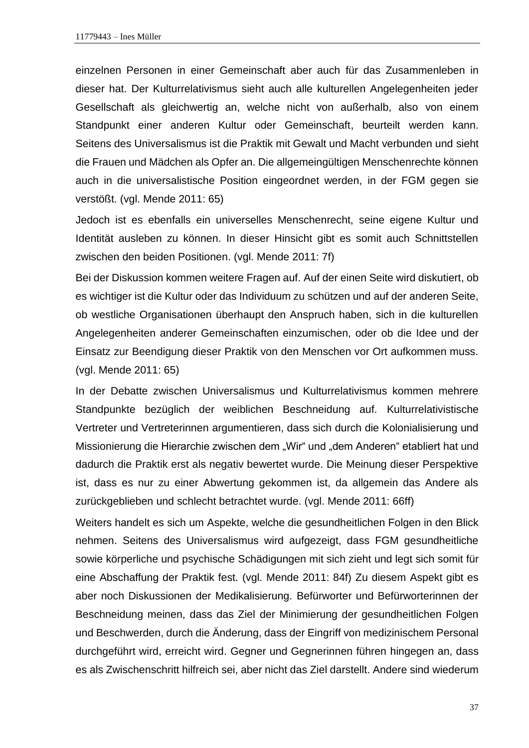einzelnen Personen in einer Gemeinschaft aber auch für das Zusammenleben in dieser hat. Der Kulturrelativismus sieht auch alle kulturellen Angelegenheiten jeder Gesellschaft als gleichwertig an, welche nicht von außerhalb, also von einem Standpunkt einer anderen Kultur oder Gemeinschaft, beurteilt werden kann. Seitens des Universalismus ist die Praktik mit Gewalt und Macht verbunden und sieht die Frauen und Mädchen als Opfer an. Die allgemeingültigen Menschenrechte können auch in die universalistische Position eingeordnet werden, in der FGM gegen sie verstößt. (vgl. Mende 2011: 65)

Jedoch ist es ebenfalls ein universelles Menschenrecht, seine eigene Kultur und Identität ausleben zu können. In dieser Hinsicht gibt es somit auch Schnittstellen zwischen den beiden Positionen. (vgl. Mende 2011: 7f)

Bei der Diskussion kommen weitere Fragen auf. Auf der einen Seite wird diskutiert, ob es wichtiger ist die Kultur oder das Individuum zu schützen und auf der anderen Seite, ob westliche Organisationen überhaupt den Anspruch haben, sich in die kulturellen Angelegenheiten anderer Gemeinschaften einzumischen, oder ob die Idee und der Einsatz zur Beendigung dieser Praktik von den Menschen vor Ort aufkommen muss. (vgl. Mende 2011: 65)

In der Debatte zwischen Universalismus und Kulturrelativismus kommen mehrere Standpunkte bezüglich der weiblichen Beschneidung auf. Kulturrelativistische Vertreter und Vertreterinnen argumentieren, dass sich durch die Kolonialisierung und Missionierung die Hierarchie zwischen dem „Wir" und „dem Anderen" etabliert hat und dadurch die Praktik erst als negativ bewertet wurde. Die Meinung dieser Perspektive ist, dass es nur zu einer Abwertung gekommen ist, da allgemein das Andere als zurückgeblieben und schlecht betrachtet wurde. (vgl. Mende 2011: 66ff)

Weiters handelt es sich um Aspekte, welche die gesundheitlichen Folgen in den Blick nehmen. Seitens des Universalismus wird aufgezeigt, dass FGM gesundheitliche sowie körperliche und psychische Schädigungen mit sich zieht und legt sich somit für eine Abschaffung der Praktik fest. (vgl. Mende 2011: 84f) Zu diesem Aspekt gibt es aber noch Diskussionen der Medikalisierung. Befürworter und Befürworterinnen der Beschneidung meinen, dass das Ziel der Minimierung der gesundheitlichen Folgen und Beschwerden, durch die Änderung, dass der Eingriff von medizinischem Personal durchgeführt wird, erreicht wird. Gegner und Gegnerinnen führen hingegen an, dass es als Zwischenschritt hilfreich sei, aber nicht das Ziel darstellt. Andere sind wiederum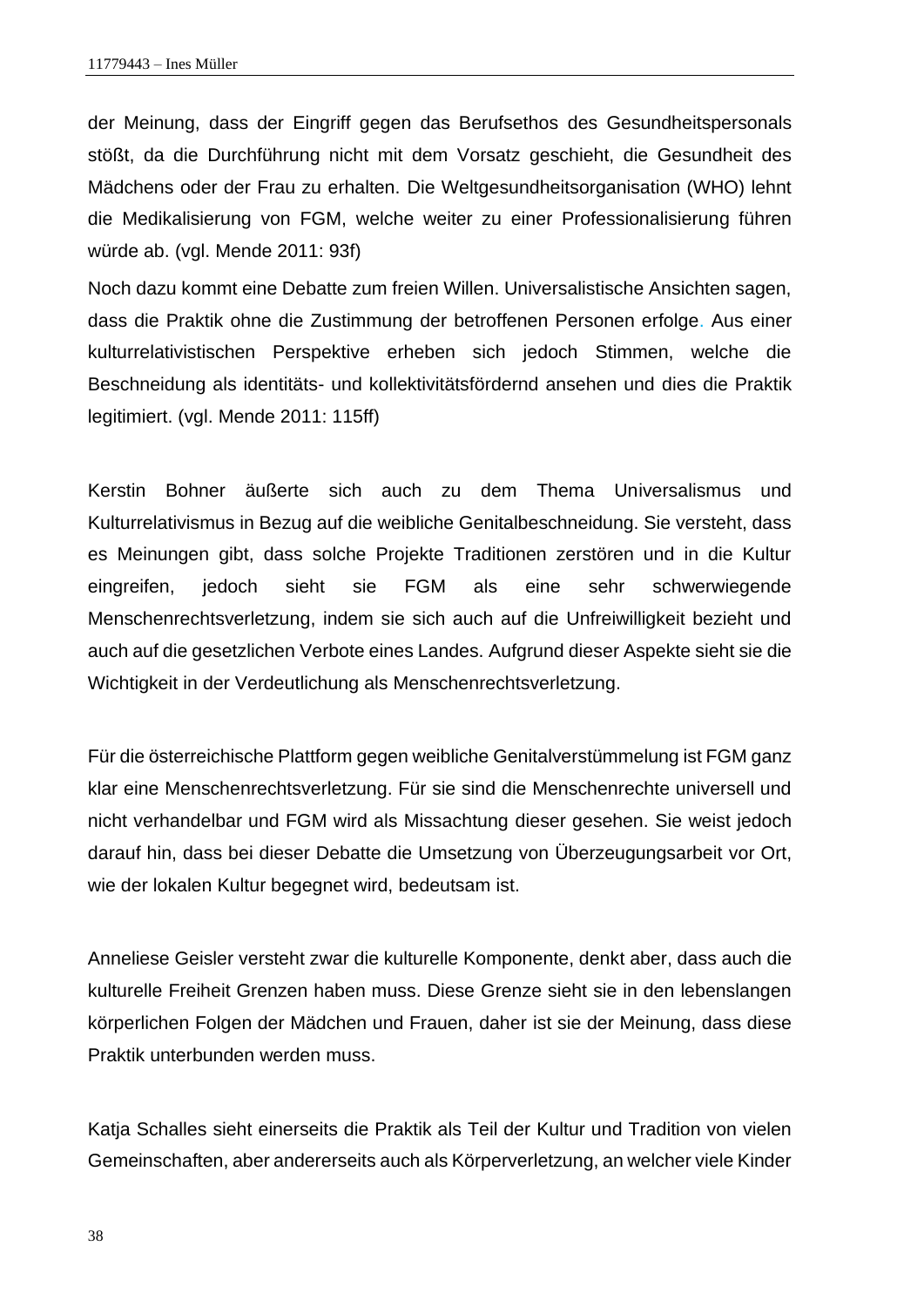der Meinung, dass der Eingriff gegen das Berufsethos des Gesundheitspersonals stößt, da die Durchführung nicht mit dem Vorsatz geschieht, die Gesundheit des Mädchens oder der Frau zu erhalten. Die Weltgesundheitsorganisation (WHO) lehnt die Medikalisierung von FGM, welche weiter zu einer Professionalisierung führen würde ab. (vgl. Mende 2011: 93f)

Noch dazu kommt eine Debatte zum freien Willen. Universalistische Ansichten sagen, dass die Praktik ohne die Zustimmung der betroffenen Personen erfolge. Aus einer kulturrelativistischen Perspektive erheben sich jedoch Stimmen, welche die Beschneidung als identitäts- und kollektivitätsfördernd ansehen und dies die Praktik legitimiert. (vgl. Mende 2011: 115ff)

Kerstin Bohner äußerte sich auch zu dem Thema Universalismus und Kulturrelativismus in Bezug auf die weibliche Genitalbeschneidung. Sie versteht, dass es Meinungen gibt, dass solche Projekte Traditionen zerstören und in die Kultur eingreifen, jedoch sieht sie FGM als eine sehr schwerwiegende Menschenrechtsverletzung, indem sie sich auch auf die Unfreiwilligkeit bezieht und auch auf die gesetzlichen Verbote eines Landes. Aufgrund dieser Aspekte sieht sie die Wichtigkeit in der Verdeutlichung als Menschenrechtsverletzung.

Für die österreichische Plattform gegen weibliche Genitalverstümmelung ist FGM ganz klar eine Menschenrechtsverletzung. Für sie sind die Menschenrechte universell und nicht verhandelbar und FGM wird als Missachtung dieser gesehen. Sie weist jedoch darauf hin, dass bei dieser Debatte die Umsetzung von Überzeugungsarbeit vor Ort, wie der lokalen Kultur begegnet wird, bedeutsam ist.

Anneliese Geisler versteht zwar die kulturelle Komponente, denkt aber, dass auch die kulturelle Freiheit Grenzen haben muss. Diese Grenze sieht sie in den lebenslangen körperlichen Folgen der Mädchen und Frauen, daher ist sie der Meinung, dass diese Praktik unterbunden werden muss.

Katja Schalles sieht einerseits die Praktik als Teil der Kultur und Tradition von vielen Gemeinschaften, aber andererseits auch als Körperverletzung, an welcher viele Kinder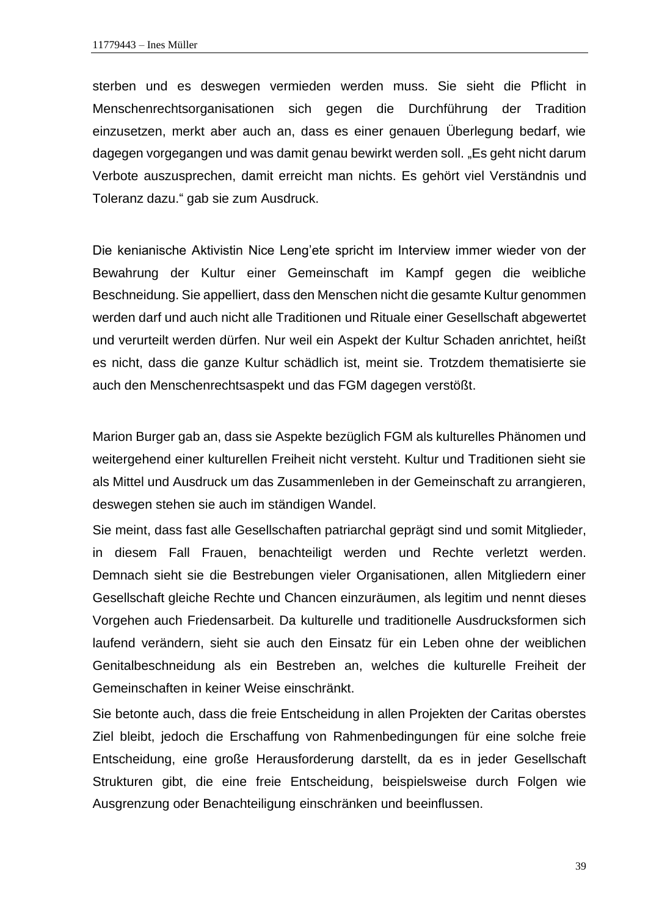sterben und es deswegen vermieden werden muss. Sie sieht die Pflicht in Menschenrechtsorganisationen sich gegen die Durchführung der Tradition einzusetzen, merkt aber auch an, dass es einer genauen Überlegung bedarf, wie dagegen vorgegangen und was damit genau bewirkt werden soll. „Es geht nicht darum Verbote auszusprechen, damit erreicht man nichts. Es gehört viel Verständnis und Toleranz dazu." gab sie zum Ausdruck.

Die kenianische Aktivistin Nice Leng'ete spricht im Interview immer wieder von der Bewahrung der Kultur einer Gemeinschaft im Kampf gegen die weibliche Beschneidung. Sie appelliert, dass den Menschen nicht die gesamte Kultur genommen werden darf und auch nicht alle Traditionen und Rituale einer Gesellschaft abgewertet und verurteilt werden dürfen. Nur weil ein Aspekt der Kultur Schaden anrichtet, heißt es nicht, dass die ganze Kultur schädlich ist, meint sie. Trotzdem thematisierte sie auch den Menschenrechtsaspekt und das FGM dagegen verstößt.

Marion Burger gab an, dass sie Aspekte bezüglich FGM als kulturelles Phänomen und weitergehend einer kulturellen Freiheit nicht versteht. Kultur und Traditionen sieht sie als Mittel und Ausdruck um das Zusammenleben in der Gemeinschaft zu arrangieren, deswegen stehen sie auch im ständigen Wandel.

Sie meint, dass fast alle Gesellschaften patriarchal geprägt sind und somit Mitglieder, in diesem Fall Frauen, benachteiligt werden und Rechte verletzt werden. Demnach sieht sie die Bestrebungen vieler Organisationen, allen Mitgliedern einer Gesellschaft gleiche Rechte und Chancen einzuräumen, als legitim und nennt dieses Vorgehen auch Friedensarbeit. Da kulturelle und traditionelle Ausdrucksformen sich laufend verändern, sieht sie auch den Einsatz für ein Leben ohne der weiblichen Genitalbeschneidung als ein Bestreben an, welches die kulturelle Freiheit der Gemeinschaften in keiner Weise einschränkt.

Sie betonte auch, dass die freie Entscheidung in allen Projekten der Caritas oberstes Ziel bleibt, jedoch die Erschaffung von Rahmenbedingungen für eine solche freie Entscheidung, eine große Herausforderung darstellt, da es in jeder Gesellschaft Strukturen gibt, die eine freie Entscheidung, beispielsweise durch Folgen wie Ausgrenzung oder Benachteiligung einschränken und beeinflussen.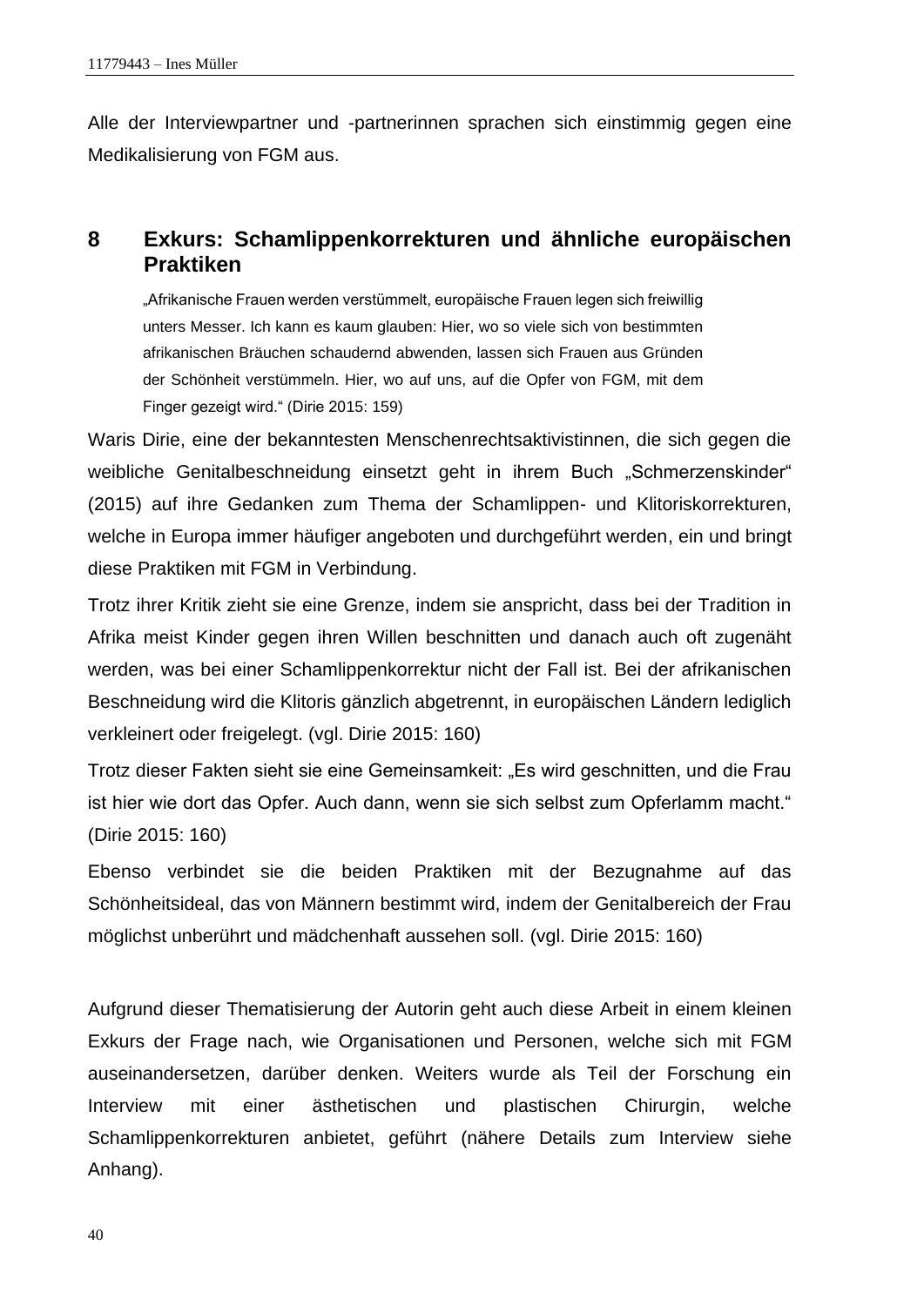Alle der Interviewpartner und -partnerinnen sprachen sich einstimmig gegen eine Medikalisierung von FGM aus.

# 8 Exkurs: Schamlippenkorrekturen und ähnliche europäischen Praktiken

> „Afrikanische Frauen werden verstümmelt, europäische Frauen legen sich freiwillig unters Messer. Ich kann es kaum glauben: Hier, wo so viele sich von bestimmten afrikanischen Bräuchen schaudernd abwenden, lassen sich Frauen aus Gründen der Schönheit verstümmeln. Hier, wo auf uns, auf die Opfer von FGM, mit dem Finger gezeigt wird.“ (Dirie 2015: 159)

Waris Dirie, eine der bekanntesten Menschenrechtsaktivistinnen, die sich gegen die weibliche Genitalbeschneidung einsetzt geht in ihrem Buch „Schmerzenskinder“ (2015) auf ihre Gedanken zum Thema der Schamlippen- und Klitoriskorrekturen, welche in Europa immer häufiger angeboten und durchgeführt werden, ein und bringt diese Praktiken mit FGM in Verbindung.

Trotz ihrer Kritik zieht sie eine Grenze, indem sie anspricht, dass bei der Tradition in Afrika meist Kinder gegen ihren Willen beschnitten und danach auch oft zugenäht werden, was bei einer Schamlippenkorrektur nicht der Fall ist. Bei der afrikanischen Beschneidung wird die Klitoris gänzlich abgetrennt, in europäischen Ländern lediglich verkleinert oder freigelegt. (vgl. Dirie 2015: 160)

Trotz dieser Fakten sieht sie eine Gemeinsamkeit: „Es wird geschnitten, und die Frau ist hier wie dort das Opfer. Auch dann, wenn sie sich selbst zum Opferlamm macht.“ (Dirie 2015: 160)

Ebenso verbindet sie die beiden Praktiken mit der Bezugnahme auf das Schönheitsideal, das von Männern bestimmt wird, indem der Genitalbereich der Frau möglichst unberührt und mädchenhaft aussehen soll. (vgl. Dirie 2015: 160)

Aufgrund dieser Thematisierung der Autorin geht auch diese Arbeit in einem kleinen Exkurs der Frage nach, wie Organisationen und Personen, welche sich mit FGM auseinandersetzen, darüber denken. Weiters wurde als Teil der Forschung ein Interview mit einer ästhetischen und plastischen Chirurgin, welche Schamlippenkorrekturen anbietet, geführt (nähere Details zum Interview siehe Anhang).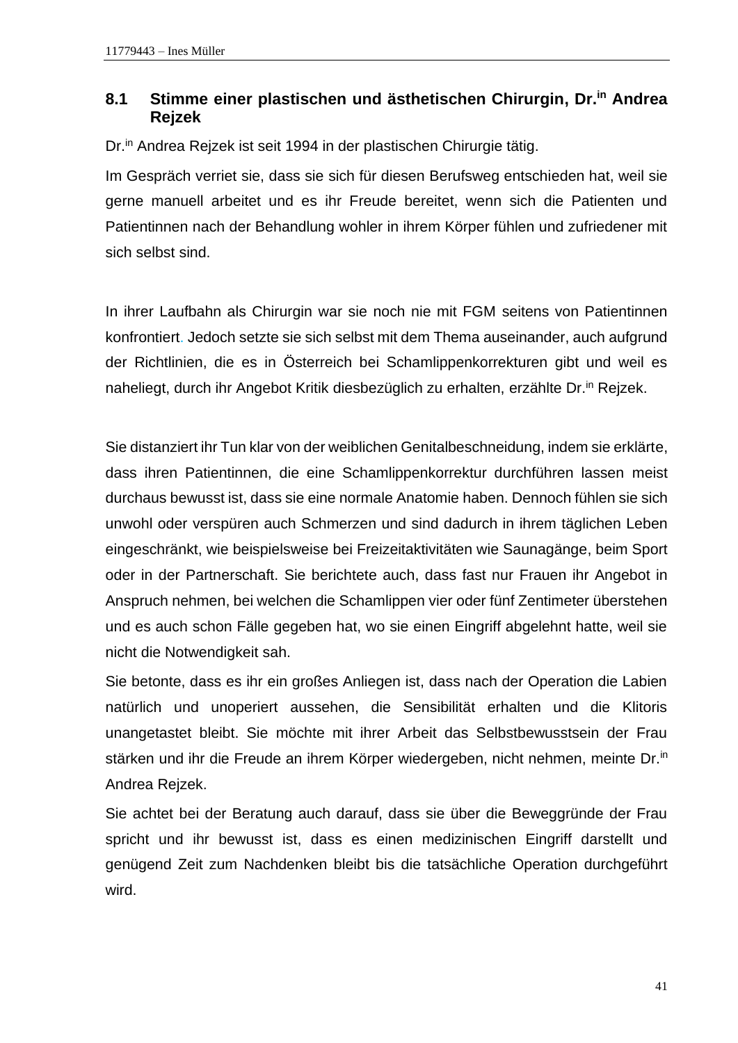### 8.1 Stimme einer plastischen und ästhetischen Chirurgin, Dr.in Andrea Rejzek

Dr.in Andrea Rejzek ist seit 1994 in der plastischen Chirurgie tätig.

Im Gespräch verriet sie, dass sie sich für diesen Berufsweg entschieden hat, weil sie gerne manuell arbeitet und es ihr Freude bereitet, wenn sich die Patienten und Patientinnen nach der Behandlung wohler in ihrem Körper fühlen und zufriedener mit sich selbst sind.

In ihrer Laufbahn als Chirurgin war sie noch nie mit FGM seitens von Patientinnen konfrontiert. Jedoch setzte sie sich selbst mit dem Thema auseinander, auch aufgrund der Richtlinien, die es in Österreich bei Schamlippenkorrekturen gibt und weil es naheliegt, durch ihr Angebot Kritik diesbezüglich zu erhalten, erzählte Dr.in Rejzek.

Sie distanziert ihr Tun klar von der weiblichen Genitalbeschneidung, indem sie erklärte, dass ihren Patientinnen, die eine Schamlippenkorrektur durchführen lassen meist durchaus bewusst ist, dass sie eine normale Anatomie haben. Dennoch fühlen sie sich unwohl oder verspüren auch Schmerzen und sind dadurch in ihrem täglichen Leben eingeschränkt, wie beispielsweise bei Freizeitaktivitäten wie Saunagänge, beim Sport oder in der Partnerschaft. Sie berichtete auch, dass fast nur Frauen ihr Angebot in Anspruch nehmen, bei welchen die Schamlippen vier oder fünf Zentimeter überstehen und es auch schon Fälle gegeben hat, wo sie einen Eingriff abgelehnt hatte, weil sie nicht die Notwendigkeit sah.

Sie betonte, dass es ihr ein großes Anliegen ist, dass nach der Operation die Labien natürlich und unoperiert aussehen, die Sensibilität erhalten und die Klitoris unangetastet bleibt. Sie möchte mit ihrer Arbeit das Selbstbewusstsein der Frau stärken und ihr die Freude an ihrem Körper wiedergeben, nicht nehmen, meinte Dr.in Andrea Rejzek.

Sie achtet bei der Beratung auch darauf, dass sie über die Beweggründe der Frau spricht und ihr bewusst ist, dass es einen medizinischen Eingriff darstellt und genügend Zeit zum Nachdenken bleibt bis die tatsächliche Operation durchgeführt wird.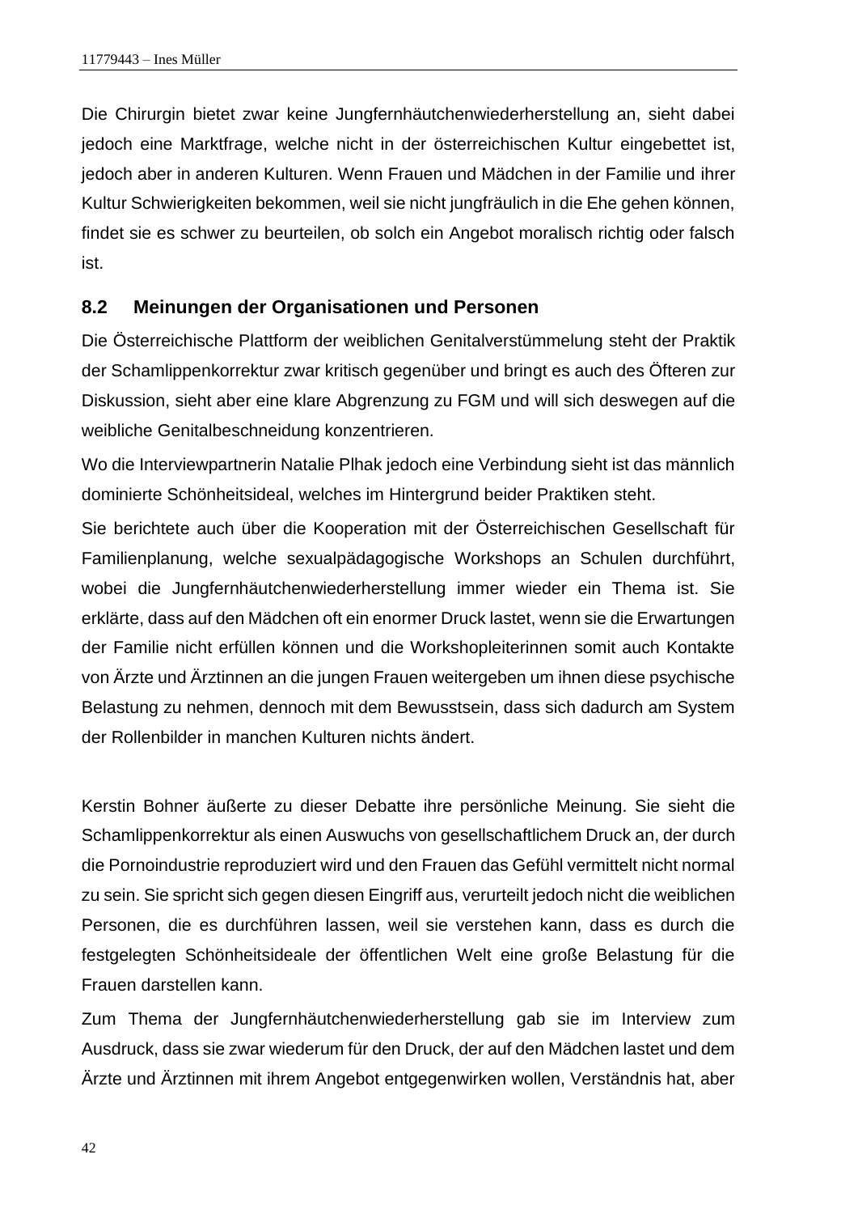Die Chirurgin bietet zwar keine Jungfernhäutchenwiederherstellung an, sieht dabei jedoch eine Marktfrage, welche nicht in der österreichischen Kultur eingebettet ist, jedoch aber in anderen Kulturen. Wenn Frauen und Mädchen in der Familie und ihrer Kultur Schwierigkeiten bekommen, weil sie nicht jungfräulich in die Ehe gehen können, findet sie es schwer zu beurteilen, ob solch ein Angebot moralisch richtig oder falsch ist.

## 8.2 Meinungen der Organisationen und Personen

Die Österreichische Plattform der weiblichen Genitalverstümmelung steht der Praktik der Schamlippenkorrektur zwar kritisch gegenüber und bringt es auch des Öfteren zur Diskussion, sieht aber eine klare Abgrenzung zu FGM und will sich deswegen auf die weibliche Genitalbeschneidung konzentrieren.

Wo die Interviewpartnerin Natalie Plhak jedoch eine Verbindung sieht ist das männlich dominierte Schönheitsideal, welches im Hintergrund beider Praktiken steht.

Sie berichtete auch über die Kooperation mit der Österreichischen Gesellschaft für Familienplanung, welche sexualpädagogische Workshops an Schulen durchführt, wobei die Jungfernhäutchenwiederherstellung immer wieder ein Thema ist. Sie erklärte, dass auf den Mädchen oft ein enormer Druck lastet, wenn sie die Erwartungen der Familie nicht erfüllen können und die Workshopleiterinnen somit auch Kontakte von Ärzte und Ärztinnen an die jungen Frauen weitergeben um ihnen diese psychische Belastung zu nehmen, dennoch mit dem Bewusstsein, dass sich dadurch am System der Rollenbilder in manchen Kulturen nichts ändert.

Kerstin Bohner äußerte zu dieser Debatte ihre persönliche Meinung. Sie sieht die Schamlippenkorrektur als einen Auswuchs von gesellschaftlichem Druck an, der durch die Pornoindustrie reproduziert wird und den Frauen das Gefühl vermittelt nicht normal zu sein. Sie spricht sich gegen diesen Eingriff aus, verurteilt jedoch nicht die weiblichen Personen, die es durchführen lassen, weil sie verstehen kann, dass es durch die festgelegten Schönheitsideale der öffentlichen Welt eine große Belastung für die Frauen darstellen kann.

Zum Thema der Jungfernhäutchenwiederherstellung gab sie im Interview zum Ausdruck, dass sie zwar wiederum für den Druck, der auf den Mädchen lastet und dem Ärzte und Ärztinnen mit ihrem Angebot entgegenwirken wollen, Verständnis hat, aber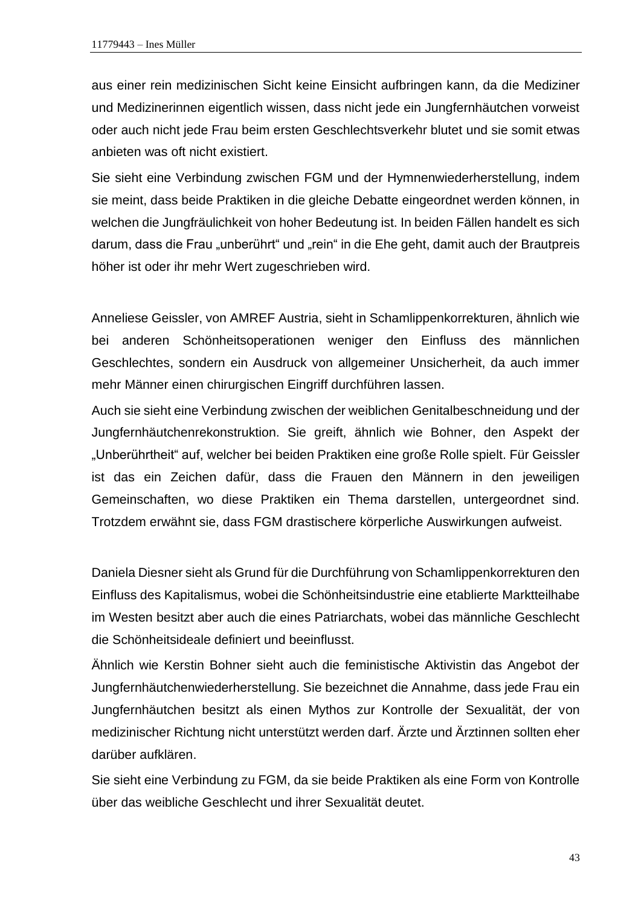aus einer rein medizinischen Sicht keine Einsicht aufbringen kann, da die Mediziner und Medizinerinnen eigentlich wissen, dass nicht jede ein Jungfernhäutchen vorweist oder auch nicht jede Frau beim ersten Geschlechtsverkehr blutet und sie somit etwas anbieten was oft nicht existiert.

Sie sieht eine Verbindung zwischen FGM und der Hymnenwiederherstellung, indem sie meint, dass beide Praktiken in die gleiche Debatte eingeordnet werden können, in welchen die Jungfräulichkeit von hoher Bedeutung ist. In beiden Fällen handelt es sich darum, dass die Frau „unberührt" und „rein" in die Ehe geht, damit auch der Brautpreis höher ist oder ihr mehr Wert zugeschrieben wird.

Anneliese Geissler, von AMREF Austria, sieht in Schamlippenkorrekturen, ähnlich wie bei anderen Schönheitsoperationen weniger den Einfluss des männlichen Geschlechtes, sondern ein Ausdruck von allgemeiner Unsicherheit, da auch immer mehr Männer einen chirurgischen Eingriff durchführen lassen.

Auch sie sieht eine Verbindung zwischen der weiblichen Genitalbeschneidung und der Jungfernhäutchenrekonstruktion. Sie greift, ähnlich wie Bohner, den Aspekt der „Unberührtheit" auf, welcher bei beiden Praktiken eine große Rolle spielt. Für Geissler ist das ein Zeichen dafür, dass die Frauen den Männern in den jeweiligen Gemeinschaften, wo diese Praktiken ein Thema darstellen, untergeordnet sind. Trotzdem erwähnt sie, dass FGM drastischere körperliche Auswirkungen aufweist.

Daniela Diesner sieht als Grund für die Durchführung von Schamlippenkorrekturen den Einfluss des Kapitalismus, wobei die Schönheitsindustrie eine etablierte Marktteilhabe im Westen besitzt aber auch die eines Patriarchats, wobei das männliche Geschlecht die Schönheitsideale definiert und beeinflusst.

Ähnlich wie Kerstin Bohner sieht auch die feministische Aktivistin das Angebot der Jungfernhäutchenwiederherstellung. Sie bezeichnet die Annahme, dass jede Frau ein Jungfernhäutchen besitzt als einen Mythos zur Kontrolle der Sexualität, der von medizinischer Richtung nicht unterstützt werden darf. Ärzte und Ärztinnen sollten eher darüber aufklären.

Sie sieht eine Verbindung zu FGM, da sie beide Praktiken als eine Form von Kontrolle über das weibliche Geschlecht und ihrer Sexualität deutet.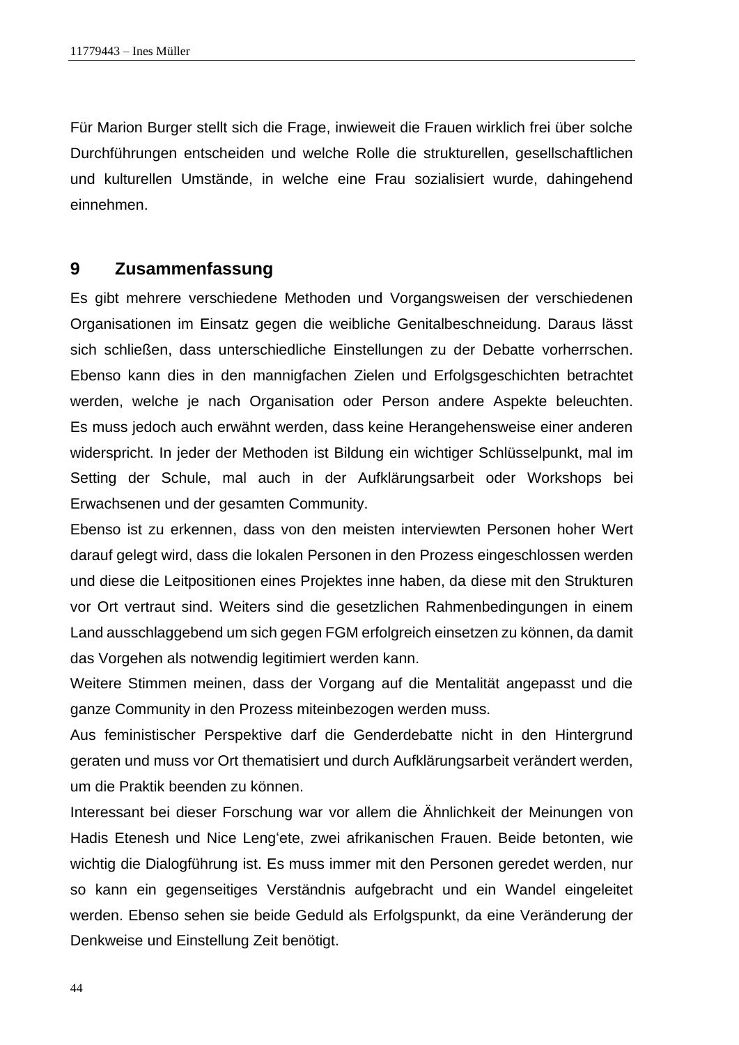Für Marion Burger stellt sich die Frage, inwieweit die Frauen wirklich frei über solche Durchführungen entscheiden und welche Rolle die strukturellen, gesellschaftlichen und kulturellen Umstände, in welche eine Frau sozialisiert wurde, dahingehend einnehmen.

# 9 Zusammenfassung

Es gibt mehrere verschiedene Methoden und Vorgangsweisen der verschiedenen Organisationen im Einsatz gegen die weibliche Genitalbeschneidung. Daraus lässt sich schließen, dass unterschiedliche Einstellungen zu der Debatte vorherrschen. Ebenso kann dies in den mannigfachen Zielen und Erfolgsgeschichten betrachtet werden, welche je nach Organisation oder Person andere Aspekte beleuchten. Es muss jedoch auch erwähnt werden, dass keine Herangehensweise einer anderen widerspricht. In jeder der Methoden ist Bildung ein wichtiger Schlüsselpunkt, mal im Setting der Schule, mal auch in der Aufklärungsarbeit oder Workshops bei Erwachsenen und der gesamten Community.

Ebenso ist zu erkennen, dass von den meisten interviewten Personen hoher Wert darauf gelegt wird, dass die lokalen Personen in den Prozess eingeschlossen werden und diese die Leitpositionen eines Projektes inne haben, da diese mit den Strukturen vor Ort vertraut sind. Weiters sind die gesetzlichen Rahmenbedingungen in einem Land ausschlaggebend um sich gegen FGM erfolgreich einsetzen zu können, da damit das Vorgehen als notwendig legitimiert werden kann.

Weitere Stimmen meinen, dass der Vorgang auf die Mentalität angepasst und die ganze Community in den Prozess miteinbezogen werden muss.

Aus feministischer Perspektive darf die Genderdebatte nicht in den Hintergrund geraten und muss vor Ort thematisiert und durch Aufklärungsarbeit verändert werden, um die Praktik beenden zu können.

Interessant bei dieser Forschung war vor allem die Ähnlichkeit der Meinungen von Hadis Etenesh und Nice Leng‘ete, zwei afrikanischen Frauen. Beide betonten, wie wichtig die Dialogführung ist. Es muss immer mit den Personen geredet werden, nur so kann ein gegenseitiges Verständnis aufgebracht und ein Wandel eingeleitet werden. Ebenso sehen sie beide Geduld als Erfolgspunkt, da eine Veränderung der Denkweise und Einstellung Zeit benötigt.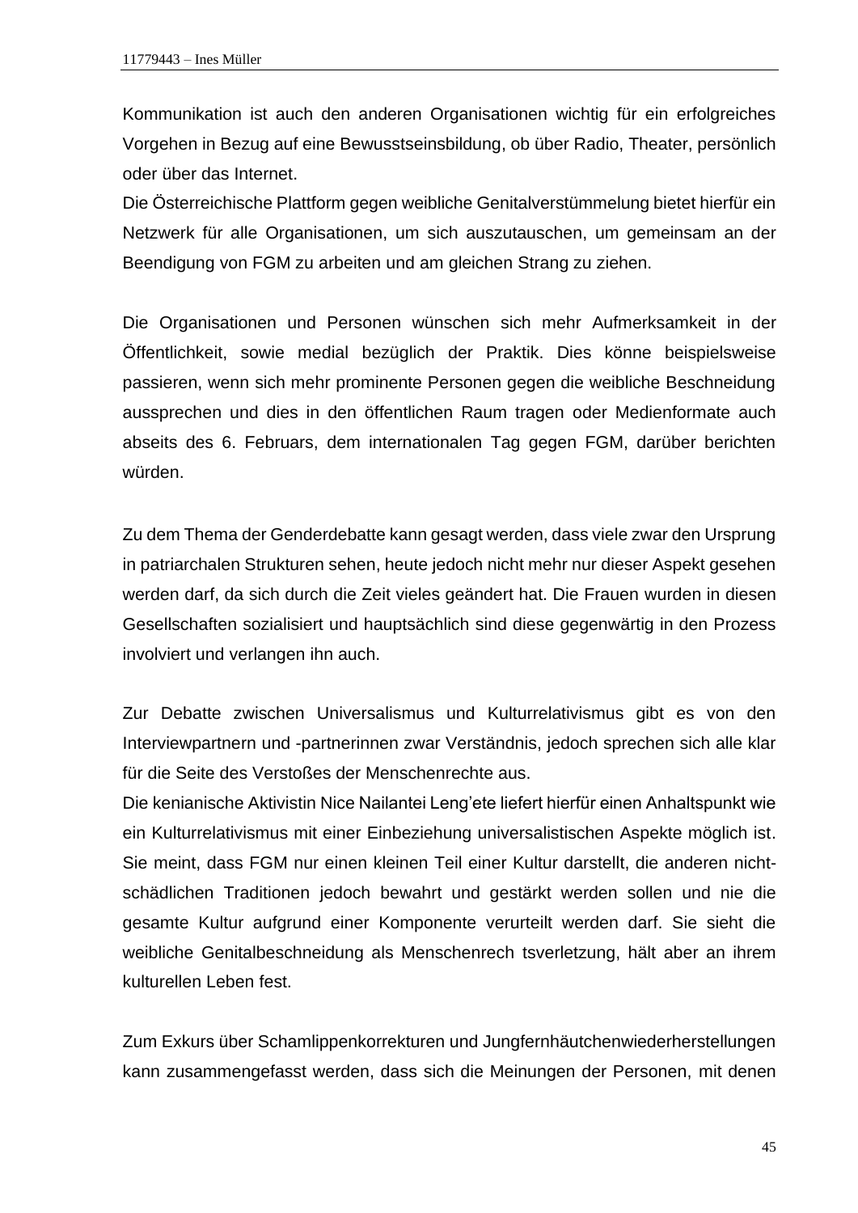Kommunikation ist auch den anderen Organisationen wichtig für ein erfolgreiches Vorgehen in Bezug auf eine Bewusstseinsbildung, ob über Radio, Theater, persönlich oder über das Internet.
Die Österreichische Plattform gegen weibliche Genitalverstümmelung bietet hierfür ein Netzwerk für alle Organisationen, um sich auszutauschen, um gemeinsam an der Beendigung von FGM zu arbeiten und am gleichen Strang zu ziehen.

Die Organisationen und Personen wünschen sich mehr Aufmerksamkeit in der Öffentlichkeit, sowie medial bezüglich der Praktik. Dies könne beispielsweise passieren, wenn sich mehr prominente Personen gegen die weibliche Beschneidung aussprechen und dies in den öffentlichen Raum tragen oder Medienformate auch abseits des 6. Februars, dem internationalen Tag gegen FGM, darüber berichten würden.

Zu dem Thema der Genderdebatte kann gesagt werden, dass viele zwar den Ursprung in patriarchalen Strukturen sehen, heute jedoch nicht mehr nur dieser Aspekt gesehen werden darf, da sich durch die Zeit vieles geändert hat. Die Frauen wurden in diesen Gesellschaften sozialisiert und hauptsächlich sind diese gegenwärtig in den Prozess involviert und verlangen ihn auch.

Zur Debatte zwischen Universalismus und Kulturrelativismus gibt es von den Interviewpartnern und -partnerinnen zwar Verständnis, jedoch sprechen sich alle klar für die Seite des Verstoßes der Menschenrechte aus.
Die kenianische Aktivistin Nice Nailantei Leng'ete liefert hierfür einen Anhaltspunkt wie ein Kulturrelativismus mit einer Einbeziehung universalistischen Aspekte möglich ist. Sie meint, dass FGM nur einen kleinen Teil einer Kultur darstellt, die anderen nicht-schädlichen Traditionen jedoch bewahrt und gestärkt werden sollen und nie die gesamte Kultur aufgrund einer Komponente verurteilt werden darf. Sie sieht die weibliche Genitalbeschneidung als Menschenrech tsverletzung, hält aber an ihrem kulturellen Leben fest.

Zum Exkurs über Schamlippenkorrekturen und Jungfernhäutchenwiederherstellungen kann zusammengefasst werden, dass sich die Meinungen der Personen, mit denen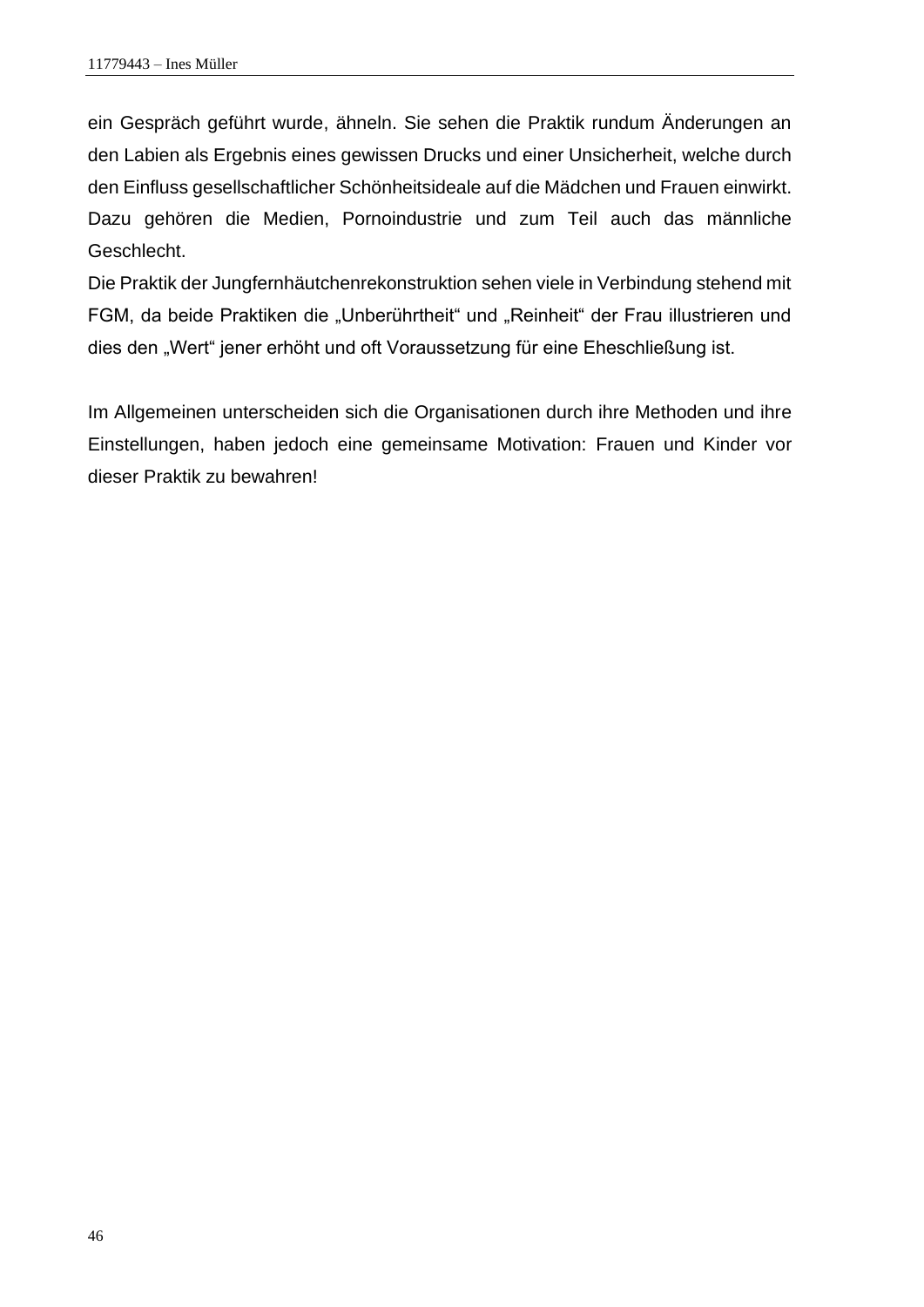ein Gespräch geführt wurde, ähneln. Sie sehen die Praktik rundum Änderungen an den Labien als Ergebnis eines gewissen Drucks und einer Unsicherheit, welche durch den Einfluss gesellschaftlicher Schönheitsideale auf die Mädchen und Frauen einwirkt. Dazu gehören die Medien, Pornoindustrie und zum Teil auch das männliche Geschlecht.
Die Praktik der Jungfernhäutchenrekonstruktion sehen viele in Verbindung stehend mit FGM, da beide Praktiken die „Unberührtheit" und „Reinheit" der Frau illustrieren und dies den „Wert" jener erhöht und oft Voraussetzung für eine Eheschließung ist.

Im Allgemeinen unterscheiden sich die Organisationen durch ihre Methoden und ihre Einstellungen, haben jedoch eine gemeinsame Motivation: Frauen und Kinder vor dieser Praktik zu bewahren!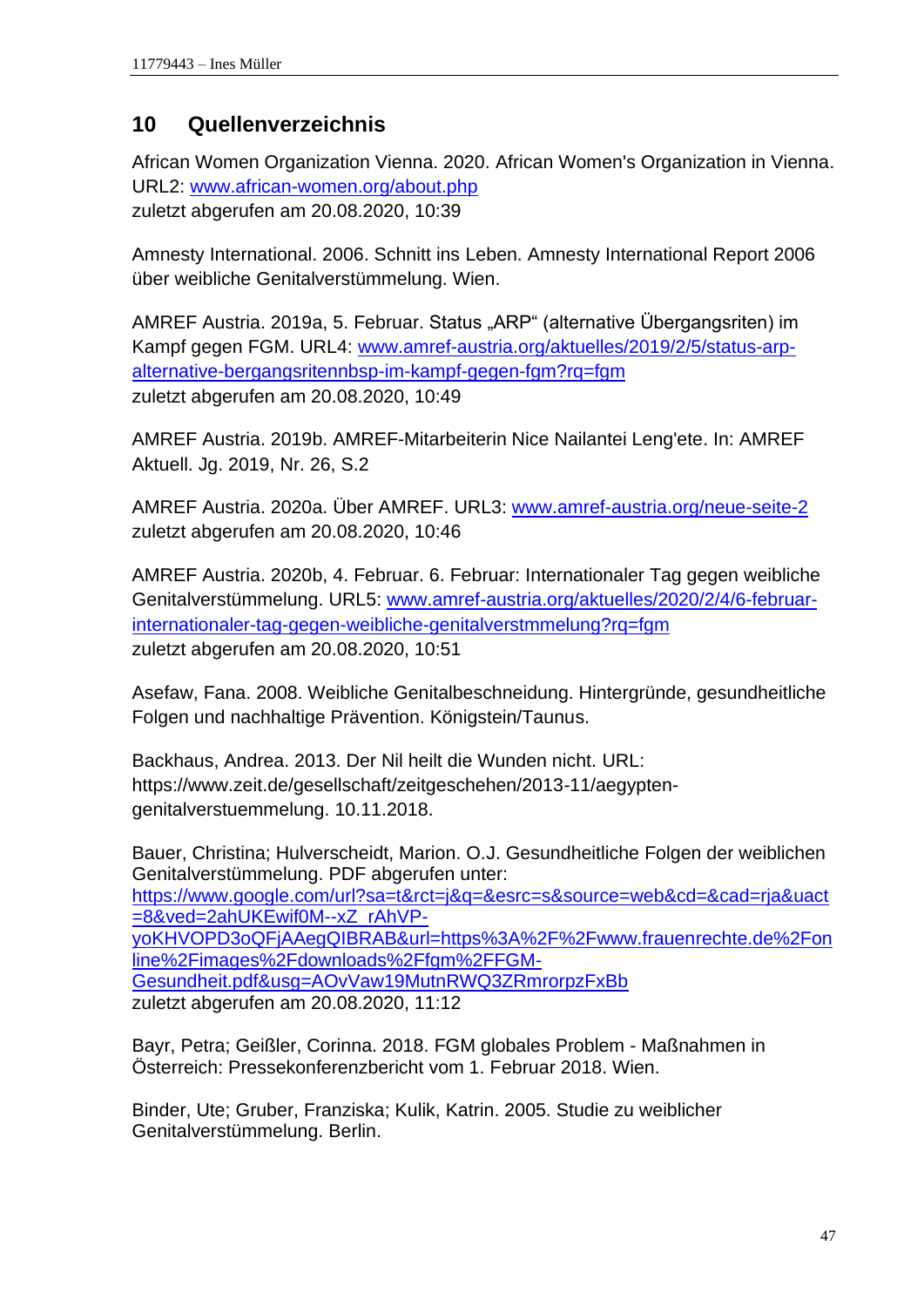# 10 Quellenverzeichnis

African Women Organization Vienna. 2020. African Women's Organization in Vienna. URL2: www.african-women.org/about.php
zuletzt abgerufen am 20.08.2020, 10:39

Amnesty International. 2006. Schnitt ins Leben. Amnesty International Report 2006 über weibliche Genitalverstümmelung. Wien.

AMREF Austria. 2019a, 5. Februar. Status „ARP" (alternative Übergangsriten) im Kampf gegen FGM. URL4: www.amref-austria.org/aktuelles/2019/2/5/status-arp-alternative-bergangsritennbsp-im-kampf-gegen-fgm?rq=fgm
zuletzt abgerufen am 20.08.2020, 10:49

AMREF Austria. 2019b. AMREF-Mitarbeiterin Nice Nailantei Leng'ete. In: AMREF Aktuell. Jg. 2019, Nr. 26, S.2

AMREF Austria. 2020a. Über AMREF. URL3: www.amref-austria.org/neue-seite-2
zuletzt abgerufen am 20.08.2020, 10:46

AMREF Austria. 2020b, 4. Februar. 6. Februar: Internationaler Tag gegen weibliche Genitalverstümmelung. URL5: www.amref-austria.org/aktuelles/2020/2/4/6-februar-internationaler-tag-gegen-weibliche-genitalverstmmelung?rq=fgm
zuletzt abgerufen am 20.08.2020, 10:51

Asefaw, Fana. 2008. Weibliche Genitalbeschneidung. Hintergründe, gesundheitliche Folgen und nachhaltige Prävention. Königstein/Taunus.

Backhaus, Andrea. 2013. Der Nil heilt die Wunden nicht. URL: https://www.zeit.de/gesellschaft/zeitgeschehen/2013-11/aegypten-genitalverstuemmelung. 10.11.2018.

Bauer, Christina; Hulverscheidt, Marion. O.J. Gesundheitliche Folgen der weiblichen Genitalverstümmelung. PDF abgerufen unter: https://www.google.com/url?sa=t&rct=j&q=&esrc=s&source=web&cd=&cad=rja&uact=8&ved=2ahUKEwif0M--xZ_rAhVP-yoKHVOPD3oQFjAAegQIBRAB&url=https%3A%2F%2Fwww.frauenrechte.de%2Fonline%2Fimages%2Fdownloads%2Ffgm%2FFGM-Gesundheit.pdf&usg=AOvVaw19MutnRWQ3ZRmrorpzFxBb
zuletzt abgerufen am 20.08.2020, 11:12

Bayr, Petra; Geißler, Corinna. 2018. FGM globales Problem - Maßnahmen in Österreich: Pressekonferenzbericht vom 1. Februar 2018. Wien.

Binder, Ute; Gruber, Franziska; Kulik, Katrin. 2005. Studie zu weiblicher Genitalverstümmelung. Berlin.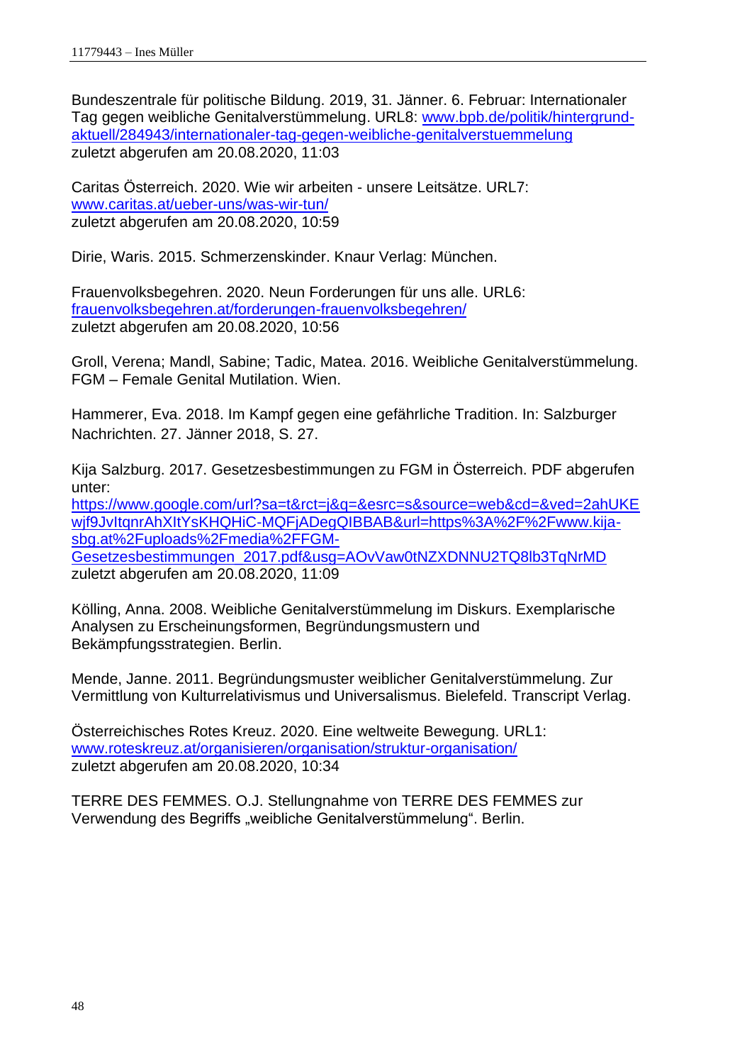Bundeszentrale für politische Bildung. 2019, 31. Jänner. 6. Februar: Internationaler Tag gegen weibliche Genitalverstümmelung. URL8: www.bpb.de/politik/hintergrund-aktuell/284943/internationaler-tag-gegen-weibliche-genitalverstuemmelung
zuletzt abgerufen am 20.08.2020, 11:03

Caritas Österreich. 2020. Wie wir arbeiten - unsere Leitsätze. URL7: www.caritas.at/ueber-uns/was-wir-tun/
zuletzt abgerufen am 20.08.2020, 10:59

Dirie, Waris. 2015. Schmerzenskinder. Knaur Verlag: München.

Frauenvolksbegehren. 2020. Neun Forderungen für uns alle. URL6: frauenvolksbegehren.at/forderungen-frauenvolksbegehren/
zuletzt abgerufen am 20.08.2020, 10:56

Groll, Verena; Mandl, Sabine; Tadic, Matea. 2016. Weibliche Genitalverstümmelung. FGM – Female Genital Mutilation. Wien.

Hammerer, Eva. 2018. Im Kampf gegen eine gefährliche Tradition. In: Salzburger Nachrichten. 27. Jänner 2018, S. 27.

Kija Salzburg. 2017. Gesetzesbestimmungen zu FGM in Österreich. PDF abgerufen unter:
https://www.google.com/url?sa=t&rct=j&q=&esrc=s&source=web&cd=&ved=2ahUKEwjf9JvItqnrAhXItYsKHQHiC-MQFjADegQIBBAB&url=https%3A%2F%2Fwww.kija-sbg.at%2Fuploads%2Fmedia%2FFGM-Gesetzesbestimmungen_2017.pdf&usg=AOvVaw0tNZXDNNU2TQ8lb3TqNrMD
zuletzt abgerufen am 20.08.2020, 11:09

Kölling, Anna. 2008. Weibliche Genitalverstümmelung im Diskurs. Exemplarische Analysen zu Erscheinungsformen, Begründungsmustern und Bekämpfungsstrategien. Berlin.

Mende, Janne. 2011. Begründungsmuster weiblicher Genitalverstümmelung. Zur Vermittlung von Kulturrelativismus und Universalismus. Bielefeld. Transcript Verlag.

Österreichisches Rotes Kreuz. 2020. Eine weltweite Bewegung. URL1: www.roteskreuz.at/organisieren/organisation/struktur-organisation/
zuletzt abgerufen am 20.08.2020, 10:34

TERRE DES FEMMES. O.J. Stellungnahme von TERRE DES FEMMES zur Verwendung des Begriffs „weibliche Genitalverstümmelung“. Berlin.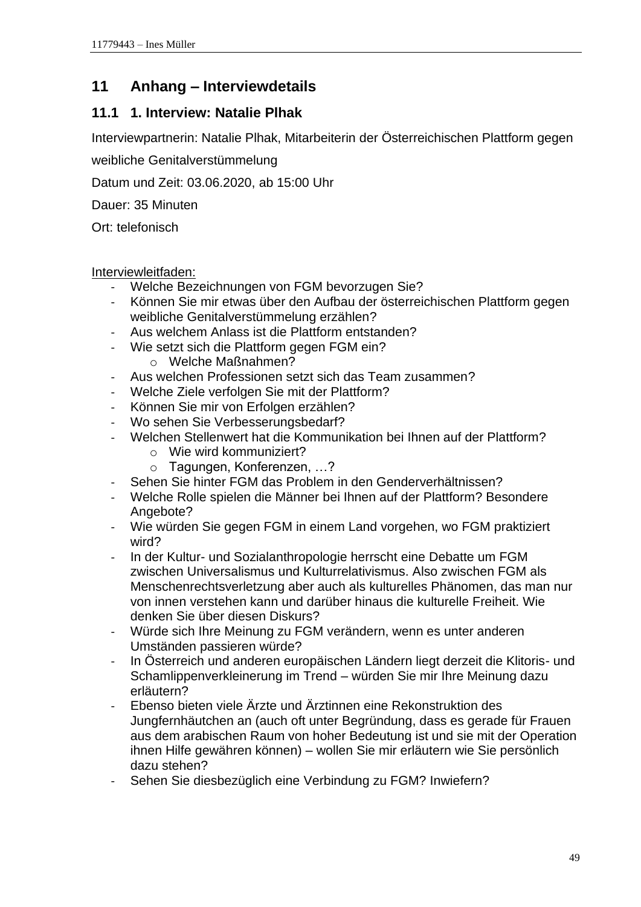# 11 Anhang – Interviewdetails

## 11.1 1. Interview: Natalie Plhak

Interviewpartnerin: Natalie Plhak, Mitarbeiterin der Österreichischen Plattform gegen weibliche Genitalverstümmelung

Datum und Zeit: 03.06.2020, ab 15:00 Uhr

Dauer: 35 Minuten

Ort: telefonisch

Interviewleitfaden:

- Welche Bezeichnungen von FGM bevorzugen Sie?
- Können Sie mir etwas über den Aufbau der österreichischen Plattform gegen weibliche Genitalverstümmelung erzählen?
- Aus welchem Anlass ist die Plattform entstanden?
- Wie setzt sich die Plattform gegen FGM ein?
    - Welche Maßnahmen?
- Aus welchen Professionen setzt sich das Team zusammen?
- Welche Ziele verfolgen Sie mit der Plattform?
- Können Sie mir von Erfolgen erzählen?
- Wo sehen Sie Verbesserungsbedarf?
- Welchen Stellenwert hat die Kommunikation bei Ihnen auf der Plattform?
    - Wie wird kommuniziert?
    - Tagungen, Konferenzen, …?
- Sehen Sie hinter FGM das Problem in den Genderverhältnissen?
- Welche Rolle spielen die Männer bei Ihnen auf der Plattform? Besondere Angebote?
- Wie würden Sie gegen FGM in einem Land vorgehen, wo FGM praktiziert wird?
- In der Kultur- und Sozialanthropologie herrscht eine Debatte um FGM zwischen Universalismus und Kulturrelativismus. Also zwischen FGM als Menschenrechtsverletzung aber auch als kulturelles Phänomen, das man nur von innen verstehen kann und darüber hinaus die kulturelle Freiheit. Wie denken Sie über diesen Diskurs?
- Würde sich Ihre Meinung zu FGM verändern, wenn es unter anderen Umständen passieren würde?
- In Österreich und anderen europäischen Ländern liegt derzeit die Klitoris- und Schamlippenverkleinerung im Trend – würden Sie mir Ihre Meinung dazu erläutern?
- Ebenso bieten viele Ärzte und Ärztinnen eine Rekonstruktion des Jungfernhäutchen an (auch oft unter Begründung, dass es gerade für Frauen aus dem arabischen Raum von hoher Bedeutung ist und sie mit der Operation ihnen Hilfe gewähren können) – wollen Sie mir erläutern wie Sie persönlich dazu stehen?
- Sehen Sie diesbezüglich eine Verbindung zu FGM? Inwiefern?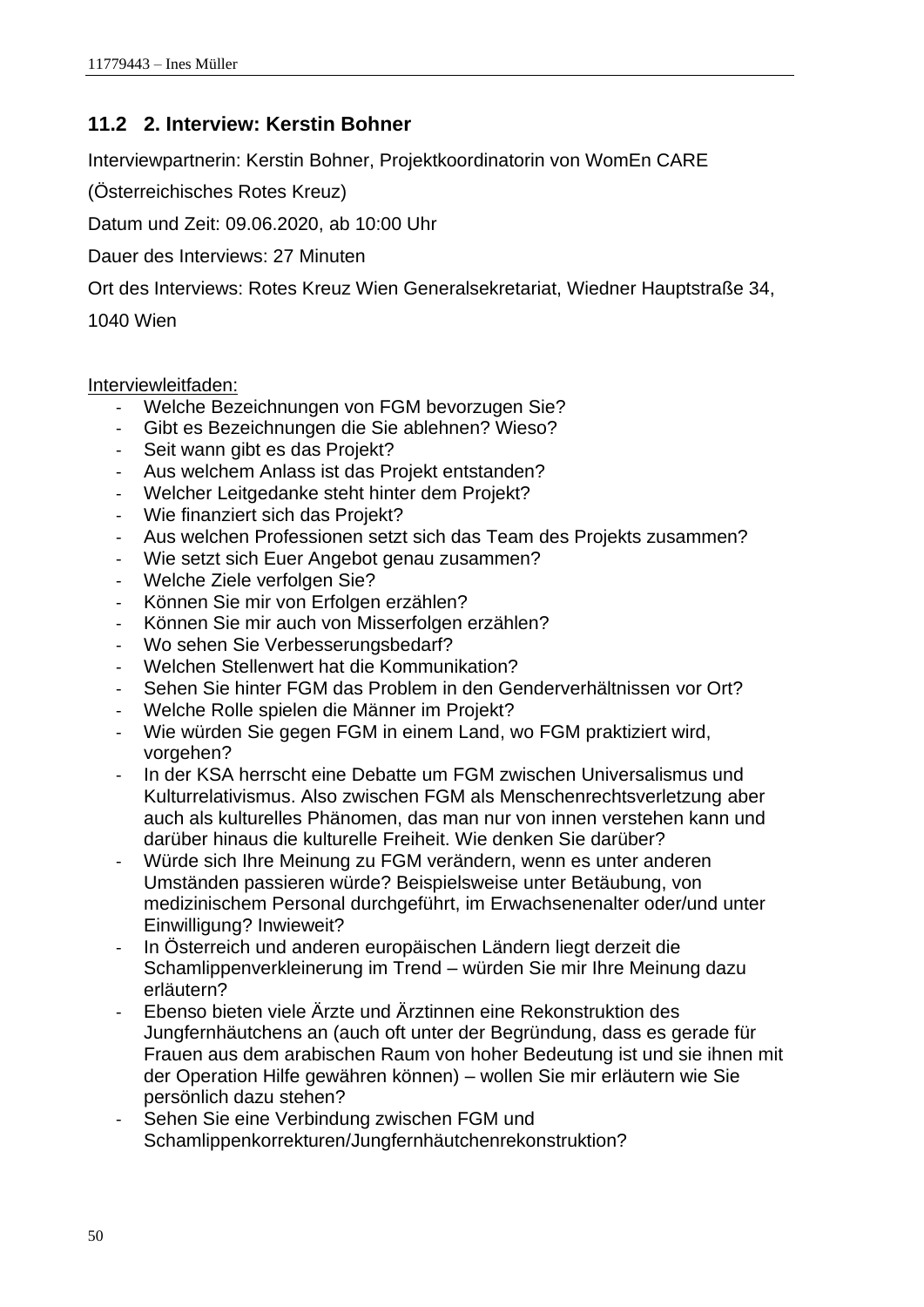## 11.2 2. Interview: Kerstin Bohner

Interviewpartnerin: Kerstin Bohner, Projektkoordinatorin von WomEn CARE

(Österreichisches Rotes Kreuz)

Datum und Zeit: 09.06.2020, ab 10:00 Uhr

Dauer des Interviews: 27 Minuten

Ort des Interviews: Rotes Kreuz Wien Generalsekretariat, Wiedner Hauptstraße 34, 1040 Wien

<u>Interviewleitfaden:</u>

- Welche Bezeichnungen von FGM bevorzugen Sie?
- Gibt es Bezeichnungen die Sie ablehnen? Wieso?
- Seit wann gibt es das Projekt?
- Aus welchem Anlass ist das Projekt entstanden?
- Welcher Leitgedanke steht hinter dem Projekt?
- Wie finanziert sich das Projekt?
- Aus welchen Professionen setzt sich das Team des Projekts zusammen?
- Wie setzt sich Euer Angebot genau zusammen?
- Welche Ziele verfolgen Sie?
- Können Sie mir von Erfolgen erzählen?
- Können Sie mir auch von Misserfolgen erzählen?
- Wo sehen Sie Verbesserungsbedarf?
- Welchen Stellenwert hat die Kommunikation?
- Sehen Sie hinter FGM das Problem in den Genderverhältnissen vor Ort?
- Welche Rolle spielen die Männer im Projekt?
- Wie würden Sie gegen FGM in einem Land, wo FGM praktiziert wird, vorgehen?
- In der KSA herrscht eine Debatte um FGM zwischen Universalismus und Kulturrelativismus. Also zwischen FGM als Menschenrechtsverletzung aber auch als kulturelles Phänomen, das man nur von innen verstehen kann und darüber hinaus die kulturelle Freiheit. Wie denken Sie darüber?
- Würde sich Ihre Meinung zu FGM verändern, wenn es unter anderen Umständen passieren würde? Beispielsweise unter Betäubung, von medizinischem Personal durchgeführt, im Erwachsenenalter oder/und unter Einwilligung? Inwieweit?
- In Österreich und anderen europäischen Ländern liegt derzeit die Schamlippenverkleinerung im Trend – würden Sie mir Ihre Meinung dazu erläutern?
- Ebenso bieten viele Ärzte und Ärztinnen eine Rekonstruktion des Jungfernhäutchens an (auch oft unter der Begründung, dass es gerade für Frauen aus dem arabischen Raum von hoher Bedeutung ist und sie ihnen mit der Operation Hilfe gewähren können) – wollen Sie mir erläutern wie Sie persönlich dazu stehen?
- Sehen Sie eine Verbindung zwischen FGM und Schamlippenkorrekturen/Jungfernhäutchenrekonstruktion?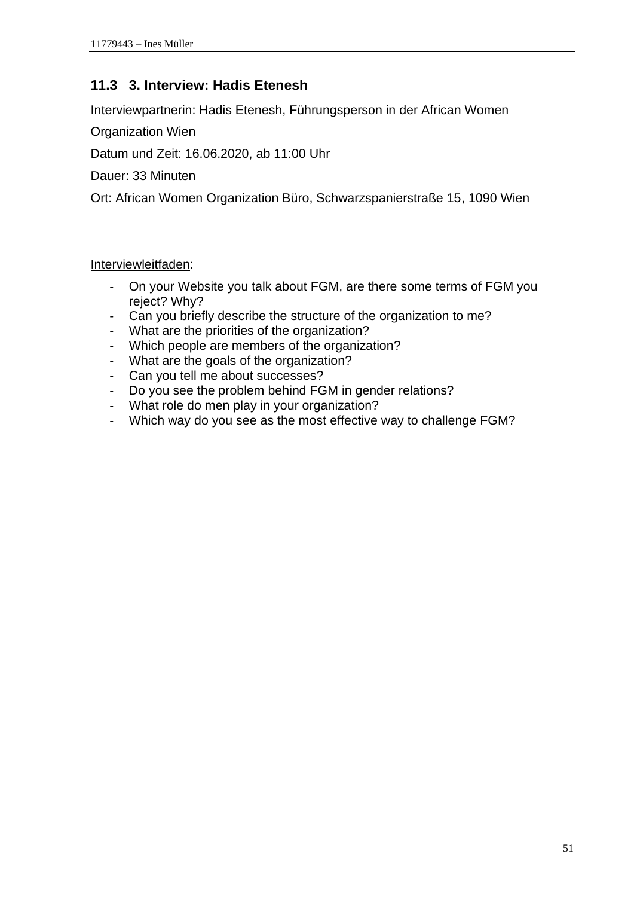## 11.3 3. Interview: Hadis Etenesh

Interviewpartnerin: Hadis Etenesh, Führungsperson in der African Women Organization Wien

Datum und Zeit: 16.06.2020, ab 11:00 Uhr

Dauer: 33 Minuten

Ort: African Women Organization Büro, Schwarzspanierstraße 15, 1090 Wien

Interviewleitfaden:

- On your Website you talk about FGM, are there some terms of FGM you reject? Why?
- Can you briefly describe the structure of the organization to me?
- What are the priorities of the organization?
- Which people are members of the organization?
- What are the goals of the organization?
- Can you tell me about successes?
- Do you see the problem behind FGM in gender relations?
- What role do men play in your organization?
- Which way do you see as the most effective way to challenge FGM?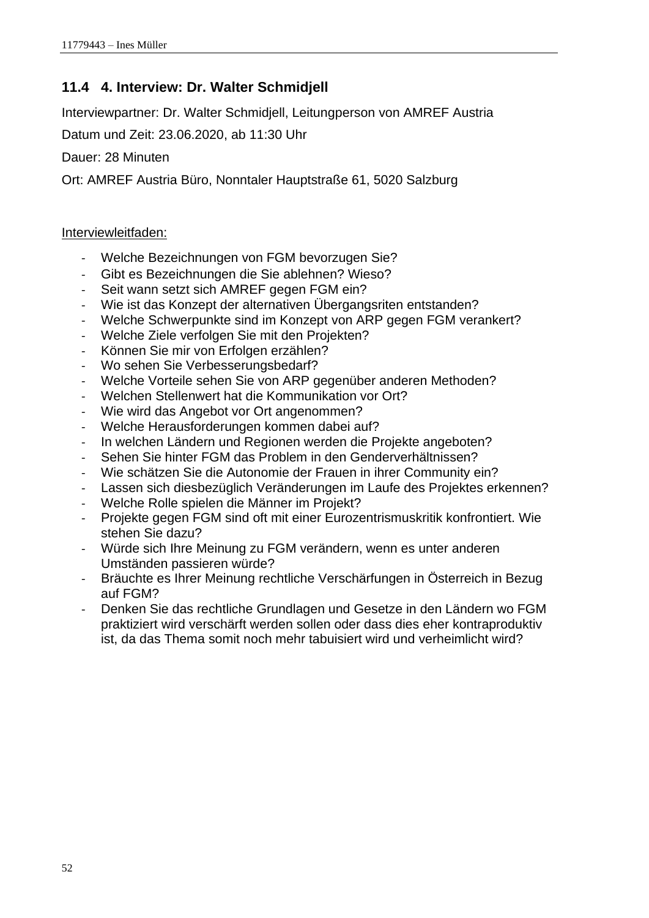## 11.4 4. Interview: Dr. Walter Schmidjell

Interviewpartner: Dr. Walter Schmidjell, Leitungperson von AMREF Austria

Datum und Zeit: 23.06.2020, ab 11:30 Uhr

Dauer: 28 Minuten

Ort: AMREF Austria Büro, Nonntaler Hauptstraße 61, 5020 Salzburg

Interviewleitfaden:

- Welche Bezeichnungen von FGM bevorzugen Sie?
- Gibt es Bezeichnungen die Sie ablehnen? Wieso?
- Seit wann setzt sich AMREF gegen FGM ein?
- Wie ist das Konzept der alternativen Übergangsriten entstanden?
- Welche Schwerpunkte sind im Konzept von ARP gegen FGM verankert?
- Welche Ziele verfolgen Sie mit den Projekten?
- Können Sie mir von Erfolgen erzählen?
- Wo sehen Sie Verbesserungsbedarf?
- Welche Vorteile sehen Sie von ARP gegenüber anderen Methoden?
- Welchen Stellenwert hat die Kommunikation vor Ort?
- Wie wird das Angebot vor Ort angenommen?
- Welche Herausforderungen kommen dabei auf?
- In welchen Ländern und Regionen werden die Projekte angeboten?
- Sehen Sie hinter FGM das Problem in den Genderverhältnissen?
- Wie schätzen Sie die Autonomie der Frauen in ihrer Community ein?
- Lassen sich diesbezüglich Veränderungen im Laufe des Projektes erkennen?
- Welche Rolle spielen die Männer im Projekt?
- Projekte gegen FGM sind oft mit einer Eurozentrismuskritik konfrontiert. Wie stehen Sie dazu?
- Würde sich Ihre Meinung zu FGM verändern, wenn es unter anderen Umständen passieren würde?
- Bräuchte es Ihrer Meinung rechtliche Verschärfungen in Österreich in Bezug auf FGM?
- Denken Sie das rechtliche Grundlagen und Gesetze in den Ländern wo FGM praktiziert wird verschärft werden sollen oder dass dies eher kontraproduktiv ist, da das Thema somit noch mehr tabuisiert wird und verheimlicht wird?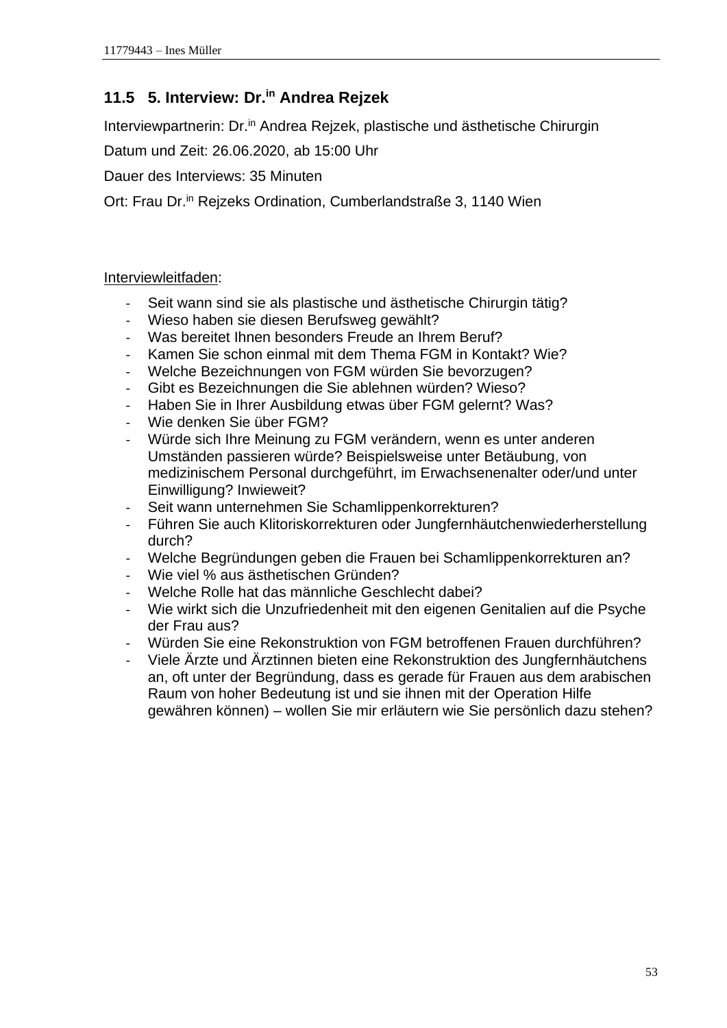## 11.5 5. Interview: Dr.[in] Andrea Rejzek

Interviewpartnerin: Dr.[in] Andrea Rejzek, plastische und ästhetische Chirurgin

Datum und Zeit: 26.06.2020, ab 15:00 Uhr

Dauer des Interviews: 35 Minuten

Ort: Frau Dr.[in] Rejzeks Ordination, Cumberlandstraße 3, 1140 Wien

Interviewleitfaden:

- Seit wann sind sie als plastische und ästhetische Chirurgin tätig?
- Wieso haben sie diesen Berufsweg gewählt?
- Was bereitet Ihnen besonders Freude an Ihrem Beruf?
- Kamen Sie schon einmal mit dem Thema FGM in Kontakt? Wie?
- Welche Bezeichnungen von FGM würden Sie bevorzugen?
- Gibt es Bezeichnungen die Sie ablehnen würden? Wieso?
- Haben Sie in Ihrer Ausbildung etwas über FGM gelernt? Was?
- Wie denken Sie über FGM?
- Würde sich Ihre Meinung zu FGM verändern, wenn es unter anderen Umständen passieren würde? Beispielsweise unter Betäubung, von medizinischem Personal durchgeführt, im Erwachsenenalter oder/und unter Einwilligung? Inwieweit?
- Seit wann unternehmen Sie Schamlippenkorrekturen?
- Führen Sie auch Klitoriskorrekturen oder Jungfernhäutchenwiederherstellung durch?
- Welche Begründungen geben die Frauen bei Schamlippenkorrekturen an?
- Wie viel % aus ästhetischen Gründen?
- Welche Rolle hat das männliche Geschlecht dabei?
- Wie wirkt sich die Unzufriedenheit mit den eigenen Genitalien auf die Psyche der Frau aus?
- Würden Sie eine Rekonstruktion von FGM betroffenen Frauen durchführen?
- Viele Ärzte und Ärztinnen bieten eine Rekonstruktion des Jungfernhäutchens an, oft unter der Begründung, dass es gerade für Frauen aus dem arabischen Raum von hoher Bedeutung ist und sie ihnen mit der Operation Hilfe gewähren können) – wollen Sie mir erläutern wie Sie persönlich dazu stehen?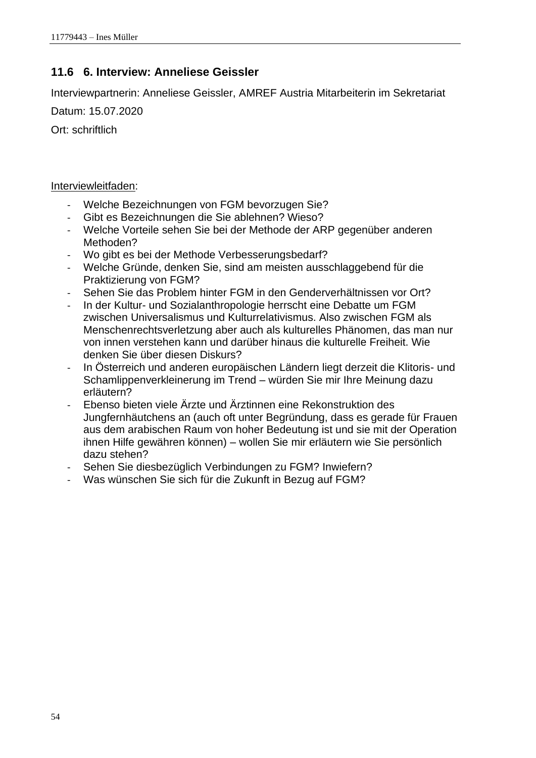## 11.6 6. Interview: Anneliese Geissler

Interviewpartnerin: Anneliese Geissler, AMREF Austria Mitarbeiterin im Sekretariat

Datum: 15.07.2020

Ort: schriftlich

Interviewleitfaden:

- Welche Bezeichnungen von FGM bevorzugen Sie?
- Gibt es Bezeichnungen die Sie ablehnen? Wieso?
- Welche Vorteile sehen Sie bei der Methode der ARP gegenüber anderen Methoden?
- Wo gibt es bei der Methode Verbesserungsbedarf?
- Welche Gründe, denken Sie, sind am meisten ausschlaggebend für die Praktizierung von FGM?
- Sehen Sie das Problem hinter FGM in den Genderverhältnissen vor Ort?
- In der Kultur- und Sozialanthropologie herrscht eine Debatte um FGM zwischen Universalismus und Kulturrelativismus. Also zwischen FGM als Menschenrechtsverletzung aber auch als kulturelles Phänomen, das man nur von innen verstehen kann und darüber hinaus die kulturelle Freiheit. Wie denken Sie über diesen Diskurs?
- In Österreich und anderen europäischen Ländern liegt derzeit die Klitoris- und Schamlippenverkleinerung im Trend – würden Sie mir Ihre Meinung dazu erläutern?
- Ebenso bieten viele Ärzte und Ärztinnen eine Rekonstruktion des Jungfernhäutchens an (auch oft unter Begründung, dass es gerade für Frauen aus dem arabischen Raum von hoher Bedeutung ist und sie mit der Operation ihnen Hilfe gewähren können) – wollen Sie mir erläutern wie Sie persönlich dazu stehen?
- Sehen Sie diesbezüglich Verbindungen zu FGM? Inwiefern?
- Was wünschen Sie sich für die Zukunft in Bezug auf FGM?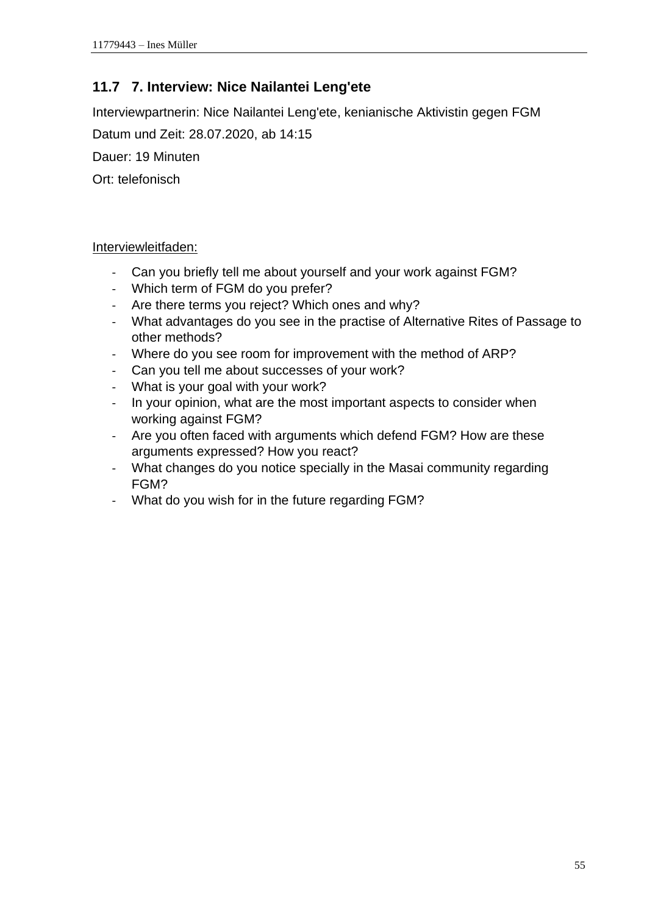## 11.7 7. Interview: Nice Nailantei Leng'ete

Interviewpartnerin: Nice Nailantei Leng'ete, kenianische Aktivistin gegen FGM

Datum und Zeit: 28.07.2020, ab 14:15

Dauer: 19 Minuten

Ort: telefonisch

Interviewleitfaden:

- Can you briefly tell me about yourself and your work against FGM?
- Which term of FGM do you prefer?
- Are there terms you reject? Which ones and why?
- What advantages do you see in the practise of Alternative Rites of Passage to other methods?
- Where do you see room for improvement with the method of ARP?
- Can you tell me about successes of your work?
- What is your goal with your work?
- In your opinion, what are the most important aspects to consider when working against FGM?
- Are you often faced with arguments which defend FGM? How are these arguments expressed? How you react?
- What changes do you notice specially in the Masai community regarding FGM?
- What do you wish for in the future regarding FGM?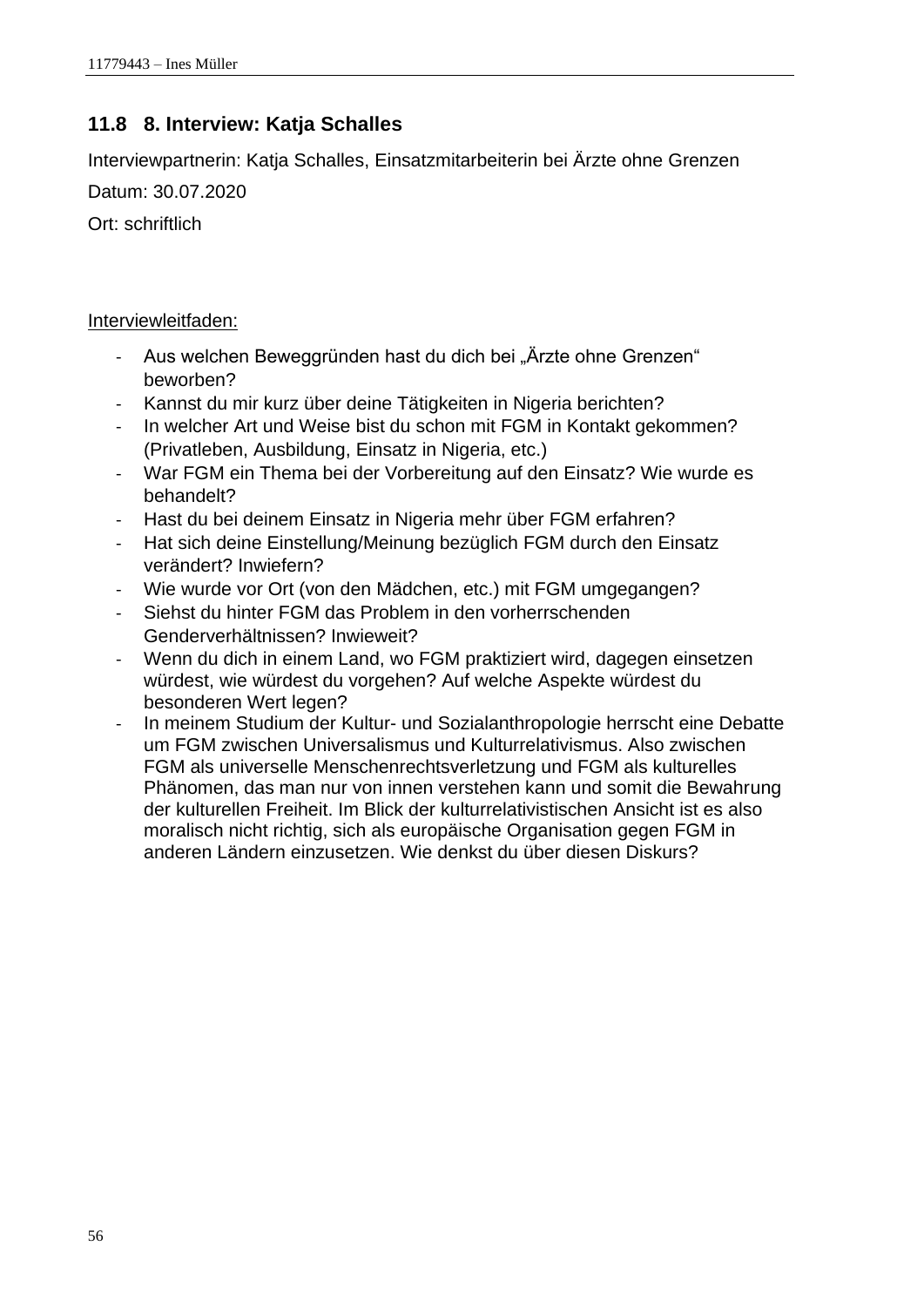## 11.8 8. Interview: Katja Schalles

Interviewpartnerin: Katja Schalles, Einsatzmitarbeiterin bei Ärzte ohne Grenzen

Datum: 30.07.2020

Ort: schriftlich

Interviewleitfaden:

- Aus welchen Beweggründen hast du dich bei „Ärzte ohne Grenzen" beworben?
- Kannst du mir kurz über deine Tätigkeiten in Nigeria berichten?
- In welcher Art und Weise bist du schon mit FGM in Kontakt gekommen? (Privatleben, Ausbildung, Einsatz in Nigeria, etc.)
- War FGM ein Thema bei der Vorbereitung auf den Einsatz? Wie wurde es behandelt?
- Hast du bei deinem Einsatz in Nigeria mehr über FGM erfahren?
- Hat sich deine Einstellung/Meinung bezüglich FGM durch den Einsatz verändert? Inwiefern?
- Wie wurde vor Ort (von den Mädchen, etc.) mit FGM umgegangen?
- Siehst du hinter FGM das Problem in den vorherrschenden Genderverhältnissen? Inwieweit?
- Wenn du dich in einem Land, wo FGM praktiziert wird, dagegen einsetzen würdest, wie würdest du vorgehen? Auf welche Aspekte würdest du besonderen Wert legen?
- In meinem Studium der Kultur- und Sozialanthropologie herrscht eine Debatte um FGM zwischen Universalismus und Kulturrelativismus. Also zwischen FGM als universelle Menschenrechtsverletzung und FGM als kulturelles Phänomen, das man nur von innen verstehen kann und somit die Bewahrung der kulturellen Freiheit. Im Blick der kulturrelativistischen Ansicht ist es also moralisch nicht richtig, sich als europäische Organisation gegen FGM in anderen Ländern einzusetzen. Wie denkst du über diesen Diskurs?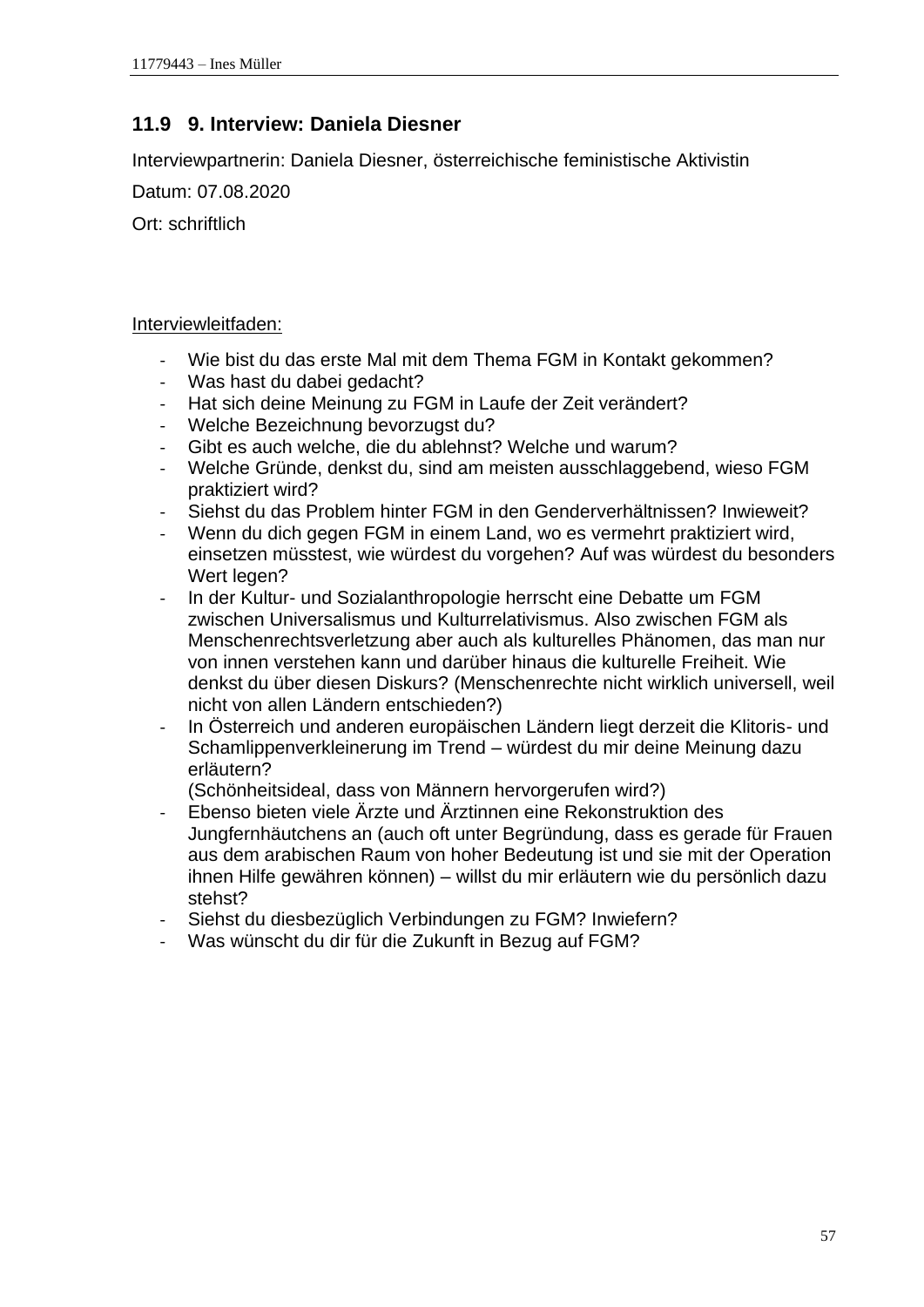## 11.9 9. Interview: Daniela Diesner

Interviewpartnerin: Daniela Diesner, österreichische feministische Aktivistin

Datum: 07.08.2020

Ort: schriftlich

Interviewleitfaden:

- Wie bist du das erste Mal mit dem Thema FGM in Kontakt gekommen?
- Was hast du dabei gedacht?
- Hat sich deine Meinung zu FGM in Laufe der Zeit verändert?
- Welche Bezeichnung bevorzugst du?
- Gibt es auch welche, die du ablehnst? Welche und warum?
- Welche Gründe, denkst du, sind am meisten ausschlaggebend, wieso FGM praktiziert wird?
- Siehst du das Problem hinter FGM in den Genderverhältnissen? Inwieweit?
- Wenn du dich gegen FGM in einem Land, wo es vermehrt praktiziert wird, einsetzen müsstest, wie würdest du vorgehen? Auf was würdest du besonders Wert legen?
- In der Kultur- und Sozialanthropologie herrscht eine Debatte um FGM zwischen Universalismus und Kulturrelativismus. Also zwischen FGM als Menschenrechtsverletzung aber auch als kulturelles Phänomen, das man nur von innen verstehen kann und darüber hinaus die kulturelle Freiheit. Wie denkst du über diesen Diskurs? (Menschenrechte nicht wirklich universell, weil nicht von allen Ländern entschieden?)
- In Österreich und anderen europäischen Ländern liegt derzeit die Klitoris- und Schamlippenverkleinerung im Trend – würdest du mir deine Meinung dazu erläutern?
  (Schönheitsideal, dass von Männern hervorgerufen wird?)
- Ebenso bieten viele Ärzte und Ärztinnen eine Rekonstruktion des Jungfernhäutchens an (auch oft unter Begründung, dass es gerade für Frauen aus dem arabischen Raum von hoher Bedeutung ist und sie mit der Operation ihnen Hilfe gewähren können) – willst du mir erläutern wie du persönlich dazu stehst?
- Siehst du diesbezüglich Verbindungen zu FGM? Inwiefern?
- Was wünscht du dir für die Zukunft in Bezug auf FGM?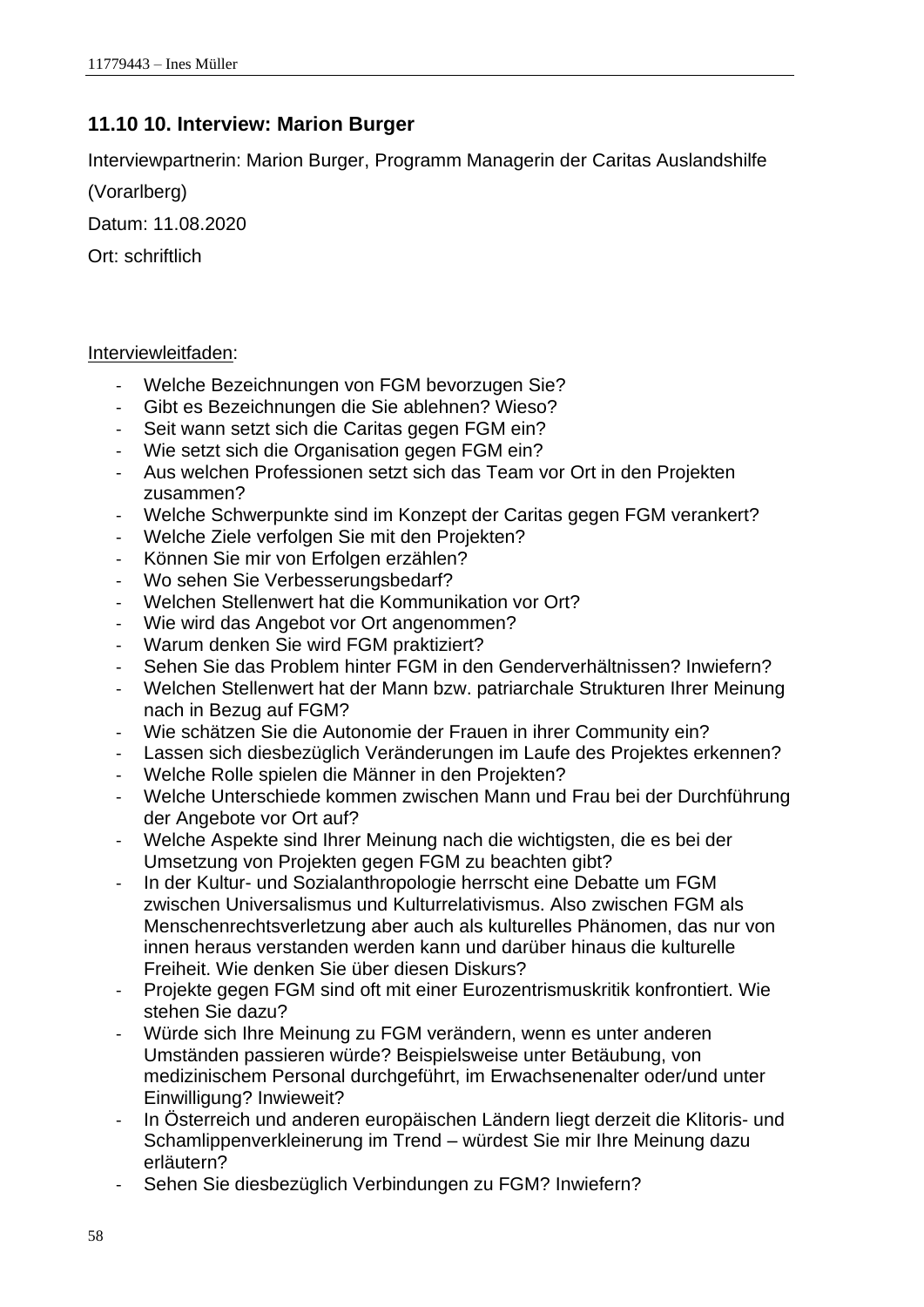### 11.10 10. Interview: Marion Burger

Interviewpartnerin: Marion Burger, Programm Managerin der Caritas Auslandshilfe (Vorarlberg)

Datum: 11.08.2020

Ort: schriftlich

Interviewleitfaden:

- Welche Bezeichnungen von FGM bevorzugen Sie?
- Gibt es Bezeichnungen die Sie ablehnen? Wieso?
- Seit wann setzt sich die Caritas gegen FGM ein?
- Wie setzt sich die Organisation gegen FGM ein?
- Aus welchen Professionen setzt sich das Team vor Ort in den Projekten zusammen?
- Welche Schwerpunkte sind im Konzept der Caritas gegen FGM verankert?
- Welche Ziele verfolgen Sie mit den Projekten?
- Können Sie mir von Erfolgen erzählen?
- Wo sehen Sie Verbesserungsbedarf?
- Welchen Stellenwert hat die Kommunikation vor Ort?
- Wie wird das Angebot vor Ort angenommen?
- Warum denken Sie wird FGM praktiziert?
- Sehen Sie das Problem hinter FGM in den Genderverhältnissen? Inwiefern?
- Welchen Stellenwert hat der Mann bzw. patriarchale Strukturen Ihrer Meinung nach in Bezug auf FGM?
- Wie schätzen Sie die Autonomie der Frauen in ihrer Community ein?
- Lassen sich diesbezüglich Veränderungen im Laufe des Projektes erkennen?
- Welche Rolle spielen die Männer in den Projekten?
- Welche Unterschiede kommen zwischen Mann und Frau bei der Durchführung der Angebote vor Ort auf?
- Welche Aspekte sind Ihrer Meinung nach die wichtigsten, die es bei der Umsetzung von Projekten gegen FGM zu beachten gibt?
- In der Kultur- und Sozialanthropologie herrscht eine Debatte um FGM zwischen Universalismus und Kulturrelativismus. Also zwischen FGM als Menschenrechtsverletzung aber auch als kulturelles Phänomen, das nur von innen heraus verstanden werden kann und darüber hinaus die kulturelle Freiheit. Wie denken Sie über diesen Diskurs?
- Projekte gegen FGM sind oft mit einer Eurozentrismuskritik konfrontiert. Wie stehen Sie dazu?
- Würde sich Ihre Meinung zu FGM verändern, wenn es unter anderen Umständen passieren würde? Beispielsweise unter Betäubung, von medizinischem Personal durchgeführt, im Erwachsenenalter oder/und unter Einwilligung? Inwieweit?
- In Österreich und anderen europäischen Ländern liegt derzeit die Klitoris- und Schamlippenverkleinerung im Trend – würdest Sie mir Ihre Meinung dazu erläutern?
- Sehen Sie diesbezüglich Verbindungen zu FGM? Inwiefern?